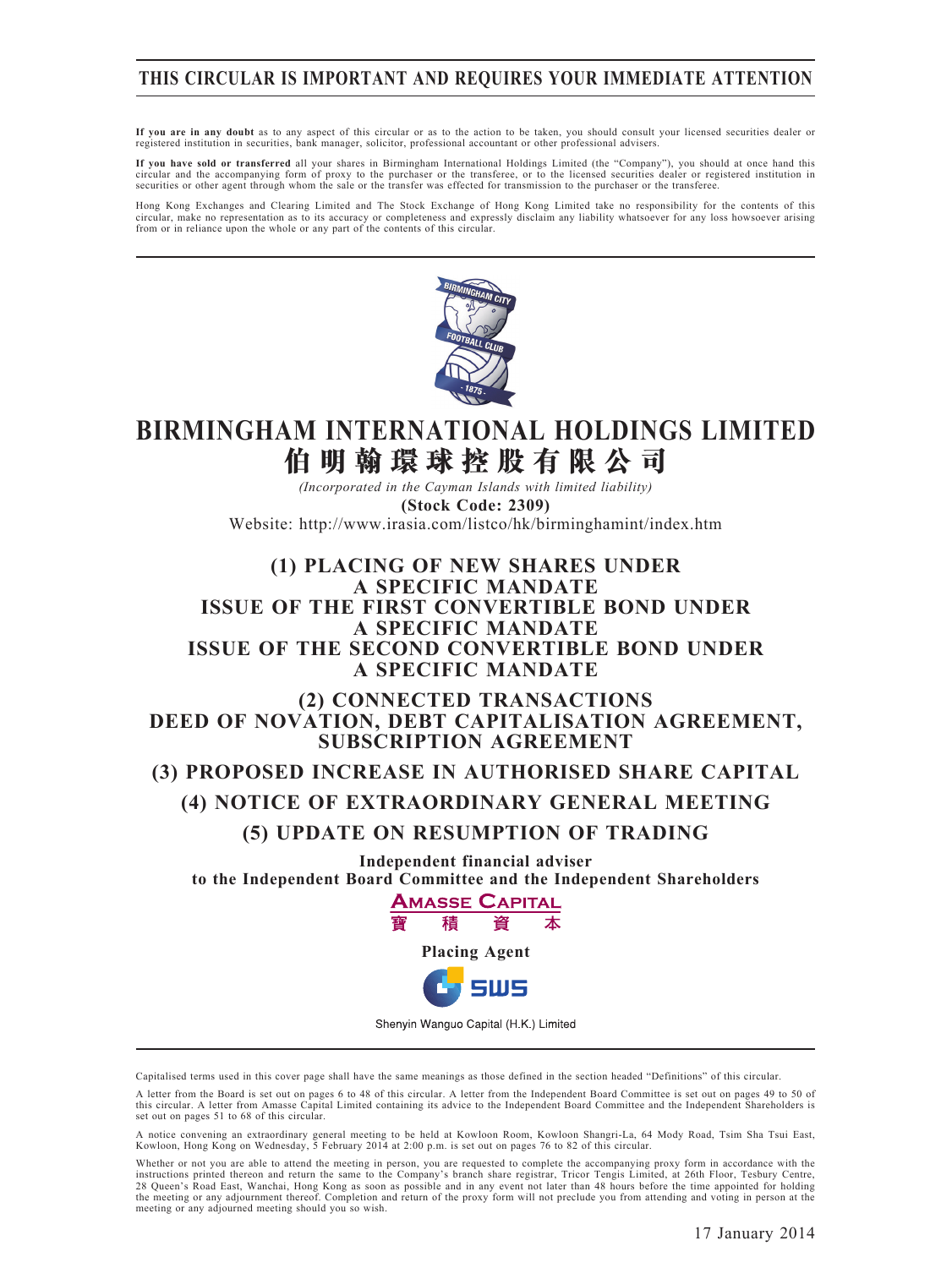**THIS CIRCULAR IS IMPORTANT AND REQUIRES YOUR IMMEDIATE ATTENTION**

**If you are in any doubt** as to any aspect of this circular or as to the action to be taken, you should consult your licensed securities dealer or registered institution in securities, bank manager, solicitor, professional accountant or other professional advisers.

**If you have sold or transferred** all your shares in Birmingham International Holdings Limited (the "Company"), you should at once hand this circular and the accompanying form of proxy to the purchaser or the transferee, or to the licensed securities dealer or registered institution in securities or other agent through whom the sale or the transfer was effected for transmission to the purchaser or the transferee.

Hong Kong Exchanges and Clearing Limited and The Stock Exchange of Hong Kong Limited take no responsibility for the contents of this circular, make no representation as to its accuracy or completeness and expressly disclaim any liability whatsoever for any loss howsoever arising from or in reliance upon the whole or any part of the contents of this circular.

# BIRMINGHAM INTERNATIONAL HOLDINGS LIMITED
# 伯明翰環球控股有限公司

*(Incorporated in the Cayman Islands with limited liability)*

**(Stock Code: 2309)**

Website: http://www.irasia.com/listco/hk/birminghamint/index.htm

## (1) PLACING OF NEW SHARES UNDER A SPECIFIC MANDATE ISSUE OF THE FIRST CONVERTIBLE BOND UNDER A SPECIFIC MANDATE ISSUE OF THE SECOND CONVERTIBLE BOND UNDER A SPECIFIC MANDATE

## (2) CONNECTED TRANSACTIONS DEED OF NOVATION, DEBT CAPITALISATION AGREEMENT, SUBSCRIPTION AGREEMENT

## (3) PROPOSED INCREASE IN AUTHORISED SHARE CAPITAL

## (4) NOTICE OF EXTRAORDINARY GENERAL MEETING

## (5) UPDATE ON RESUMPTION OF TRADING

**Independent financial adviser to the Independent Board Committee and the Independent Shareholders**

AMASSE CAPITAL 寶積資本

**Placing Agent**

SWS

Shenyin Wanguo Capital (H.K.) Limited

Capitalised terms used in this cover page shall have the same meanings as those defined in the section headed "Definitions" of this circular.

A letter from the Board is set out on pages 6 to 48 of this circular. A letter from the Independent Board Committee is set out on pages 49 to 50 of this circular. A letter from Amasse Capital Limited containing its advice to the Independent Board Committee and the Independent Shareholders is set out on pages 51 to 68 of this circular.

A notice convening an extraordinary general meeting to be held at Kowloon Room, Kowloon Shangri-La, 64 Mody Road, Tsim Sha Tsui East, Kowloon, Hong Kong on Wednesday, 5 February 2014 at 2:00 p.m. is set out on pages 76 to 82 of this circular.

Whether or not you are able to attend the meeting in person, you are requested to complete the accompanying proxy form in accordance with the instructions printed thereon and return the same to the Company's branch share registrar, Tricor Tengis Limited, at 26th Floor, Tesbury Centre, 28 Queen's Road East, Wanchai, Hong Kong as soon as possible and in any event not later than 48 hours before the time appointed for holding the meeting or any adjournment thereof. Completion and return of the proxy form will not preclude you from attending and voting in person at the meeting or any adjourned meeting should you so wish.

17 January 2014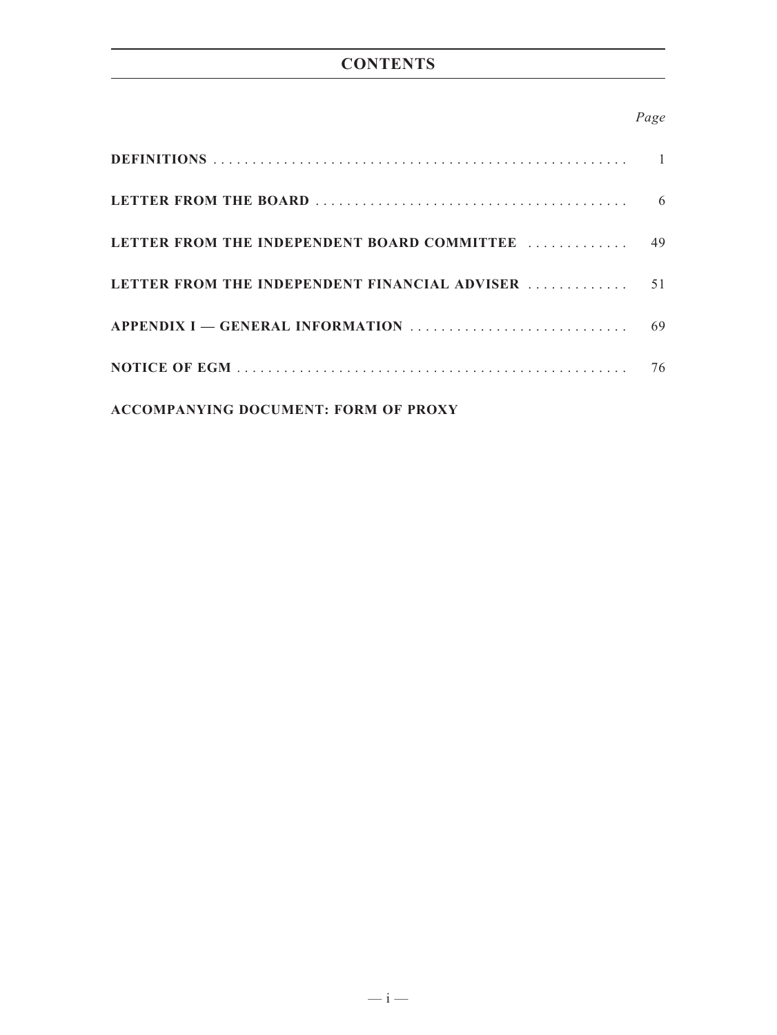# CONTENTS

| | Page |
|---|---|
| **DEFINITIONS** | 1 |
| **LETTER FROM THE BOARD** | 6 |
| **LETTER FROM THE INDEPENDENT BOARD COMMITTEE** | 49 |
| **LETTER FROM THE INDEPENDENT FINANCIAL ADVISER** | 51 |
| **APPENDIX I — GENERAL INFORMATION** | 69 |
| **NOTICE OF EGM** | 76 |

**ACCOMPANYING DOCUMENT: FORM OF PROXY**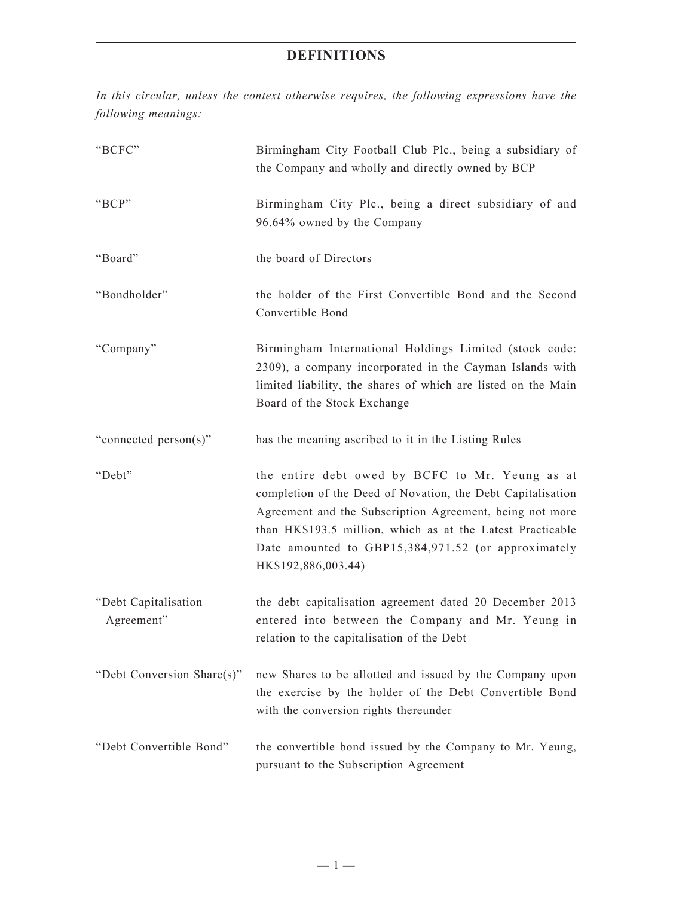# DEFINITIONS

*In this circular, unless the context otherwise requires, the following expressions have the following meanings:*

| | |
|---|---|
| "BCFC" | Birmingham City Football Club Plc., being a subsidiary of the Company and wholly and directly owned by BCP |
| "BCP" | Birmingham City Plc., being a direct subsidiary of and 96.64% owned by the Company |
| "Board" | the board of Directors |
| "Bondholder" | the holder of the First Convertible Bond and the Second Convertible Bond |
| "Company" | Birmingham International Holdings Limited (stock code: 2309), a company incorporated in the Cayman Islands with limited liability, the shares of which are listed on the Main Board of the Stock Exchange |
| "connected person(s)" | has the meaning ascribed to it in the Listing Rules |
| "Debt" | the entire debt owed by BCFC to Mr. Yeung as at completion of the Deed of Novation, the Debt Capitalisation Agreement and the Subscription Agreement, being not more than HK$193.5 million, which as at the Latest Practicable Date amounted to GBP15,384,971.52 (or approximately HK$192,886,003.44) |
| "Debt Capitalisation Agreement" | the debt capitalisation agreement dated 20 December 2013 entered into between the Company and Mr. Yeung in relation to the capitalisation of the Debt |
| "Debt Conversion Share(s)" | new Shares to be allotted and issued by the Company upon the exercise by the holder of the Debt Convertible Bond with the conversion rights thereunder |
| "Debt Convertible Bond" | the convertible bond issued by the Company to Mr. Yeung, pursuant to the Subscription Agreement |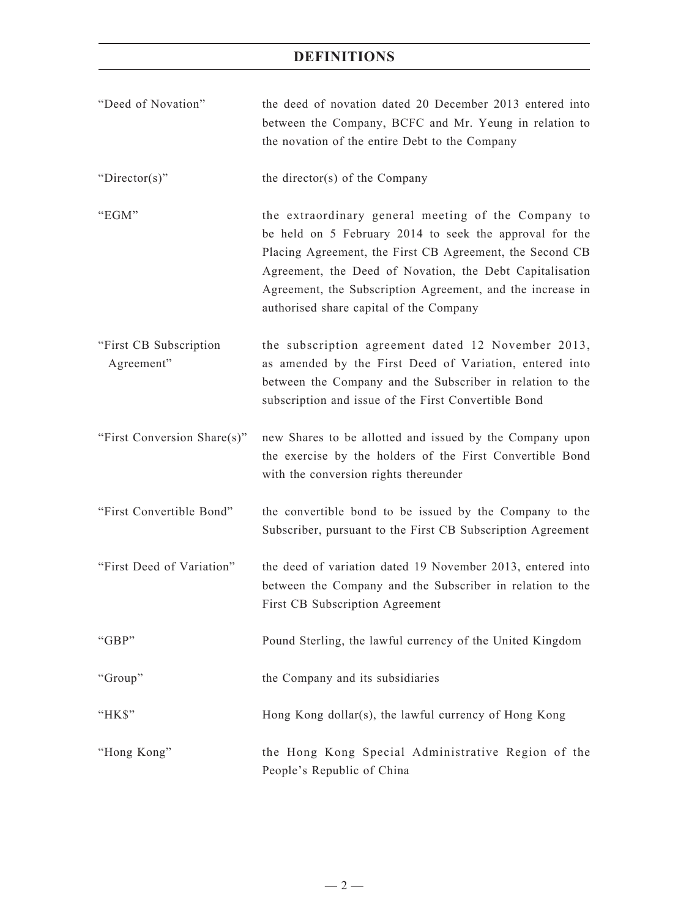# DEFINITIONS

| | |
|---|---|
| "Deed of Novation" | the deed of novation dated 20 December 2013 entered into between the Company, BCFC and Mr. Yeung in relation to the novation of the entire Debt to the Company |
| "Director(s)" | the director(s) of the Company |
| "EGM" | the extraordinary general meeting of the Company to be held on 5 February 2014 to seek the approval for the Placing Agreement, the First CB Agreement, the Second CB Agreement, the Deed of Novation, the Debt Capitalisation Agreement, the Subscription Agreement, and the increase in authorised share capital of the Company |
| "First CB Subscription Agreement" | the subscription agreement dated 12 November 2013, as amended by the First Deed of Variation, entered into between the Company and the Subscriber in relation to the subscription and issue of the First Convertible Bond |
| "First Conversion Share(s)" | new Shares to be allotted and issued by the Company upon the exercise by the holders of the First Convertible Bond with the conversion rights thereunder |
| "First Convertible Bond" | the convertible bond to be issued by the Company to the Subscriber, pursuant to the First CB Subscription Agreement |
| "First Deed of Variation" | the deed of variation dated 19 November 2013, entered into between the Company and the Subscriber in relation to the First CB Subscription Agreement |
| "GBP" | Pound Sterling, the lawful currency of the United Kingdom |
| "Group" | the Company and its subsidiaries |
| "HK$" | Hong Kong dollar(s), the lawful currency of Hong Kong |
| "Hong Kong" | the Hong Kong Special Administrative Region of the People's Republic of China |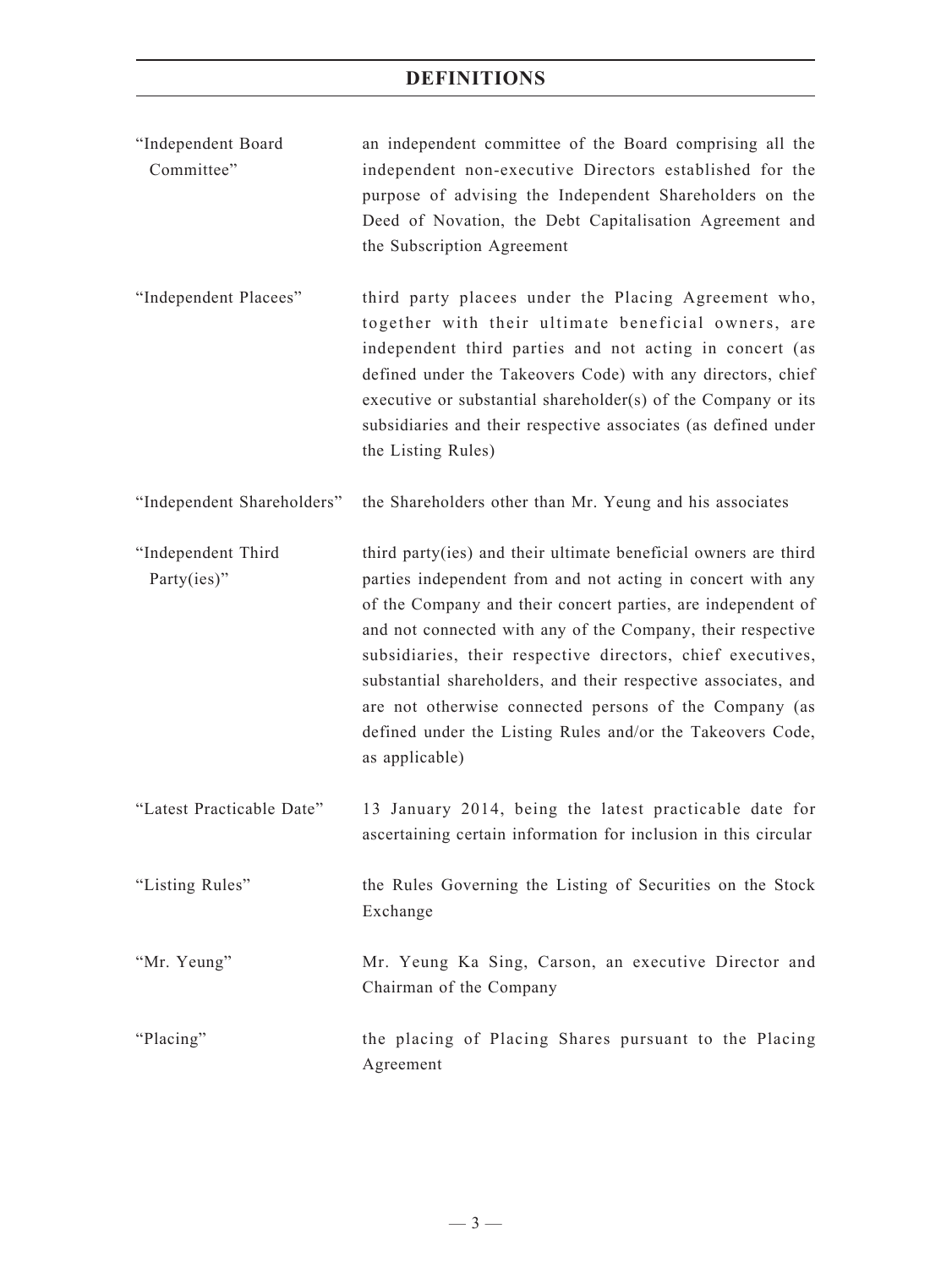# DEFINITIONS

| | |
|---|---|
| "Independent Board Committee" | an independent committee of the Board comprising all the independent non-executive Directors established for the purpose of advising the Independent Shareholders on the Deed of Novation, the Debt Capitalisation Agreement and the Subscription Agreement |
| "Independent Placees" | third party placees under the Placing Agreement who, together with their ultimate beneficial owners, are independent third parties and not acting in concert (as defined under the Takeovers Code) with any directors, chief executive or substantial shareholder(s) of the Company or its subsidiaries and their respective associates (as defined under the Listing Rules) |
| "Independent Shareholders" | the Shareholders other than Mr. Yeung and his associates |
| "Independent Third Party(ies)" | third party(ies) and their ultimate beneficial owners are third parties independent from and not acting in concert with any of the Company and their concert parties, are independent of and not connected with any of the Company, their respective subsidiaries, their respective directors, chief executives, substantial shareholders, and their respective associates, and are not otherwise connected persons of the Company (as defined under the Listing Rules and/or the Takeovers Code, as applicable) |
| "Latest Practicable Date" | 13 January 2014, being the latest practicable date for ascertaining certain information for inclusion in this circular |
| "Listing Rules" | the Rules Governing the Listing of Securities on the Stock Exchange |
| "Mr. Yeung" | Mr. Yeung Ka Sing, Carson, an executive Director and Chairman of the Company |
| "Placing" | the placing of Placing Shares pursuant to the Placing Agreement |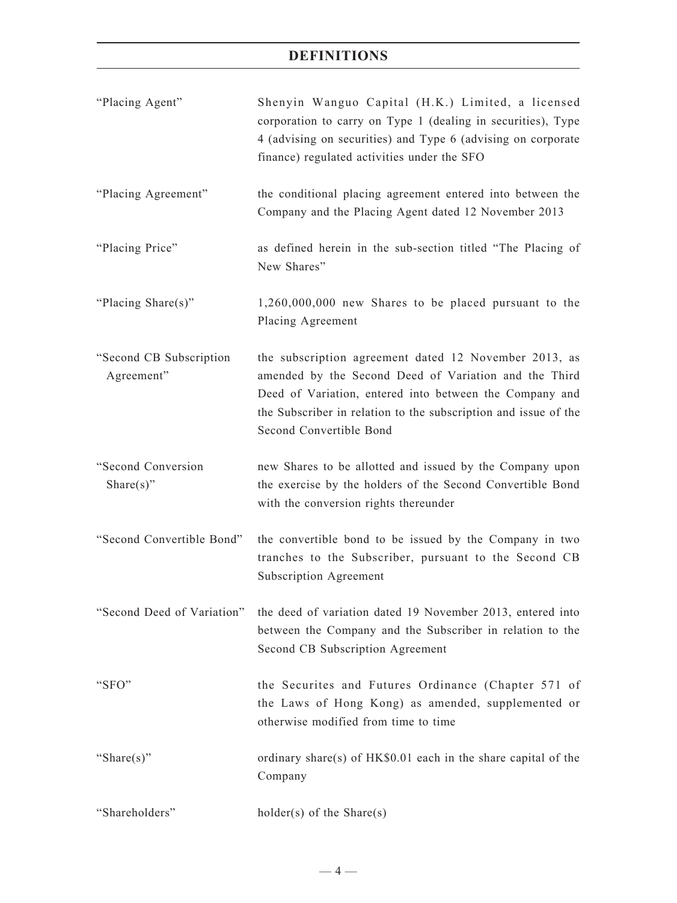## DEFINITIONS

| | |
|---|---|
| "Placing Agent" | Shenyin Wanguo Capital (H.K.) Limited, a licensed corporation to carry on Type 1 (dealing in securities), Type 4 (advising on securities) and Type 6 (advising on corporate finance) regulated activities under the SFO |
| "Placing Agreement" | the conditional placing agreement entered into between the Company and the Placing Agent dated 12 November 2013 |
| "Placing Price" | as defined herein in the sub-section titled "The Placing of New Shares" |
| "Placing Share(s)" | 1,260,000,000 new Shares to be placed pursuant to the Placing Agreement |
| "Second CB Subscription Agreement" | the subscription agreement dated 12 November 2013, as amended by the Second Deed of Variation and the Third Deed of Variation, entered into between the Company and the Subscriber in relation to the subscription and issue of the Second Convertible Bond |
| "Second Conversion Share(s)" | new Shares to be allotted and issued by the Company upon the exercise by the holders of the Second Convertible Bond with the conversion rights thereunder |
| "Second Convertible Bond" | the convertible bond to be issued by the Company in two tranches to the Subscriber, pursuant to the Second CB Subscription Agreement |
| "Second Deed of Variation" | the deed of variation dated 19 November 2013, entered into between the Company and the Subscriber in relation to the Second CB Subscription Agreement |
| "SFO" | the Securites and Futures Ordinance (Chapter 571 of the Laws of Hong Kong) as amended, supplemented or otherwise modified from time to time |
| "Share(s)" | ordinary share(s) of HK$0.01 each in the share capital of the Company |
| "Shareholders" | holder(s) of the Share(s) |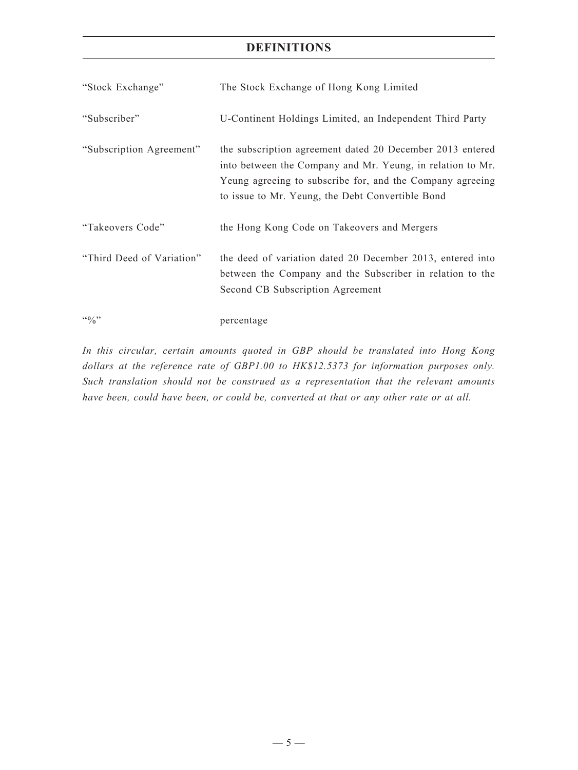# DEFINITIONS

| | |
|---|---|
| "Stock Exchange" | The Stock Exchange of Hong Kong Limited |
| "Subscriber" | U-Continent Holdings Limited, an Independent Third Party |
| "Subscription Agreement" | the subscription agreement dated 20 December 2013 entered into between the Company and Mr. Yeung, in relation to Mr. Yeung agreeing to subscribe for, and the Company agreeing to issue to Mr. Yeung, the Debt Convertible Bond |
| "Takeovers Code" | the Hong Kong Code on Takeovers and Mergers |
| "Third Deed of Variation" | the deed of variation dated 20 December 2013, entered into between the Company and the Subscriber in relation to the Second CB Subscription Agreement |
| "%" | percentage |

*In this circular, certain amounts quoted in GBP should be translated into Hong Kong dollars at the reference rate of GBP1.00 to HK$12.5373 for information purposes only. Such translation should not be construed as a representation that the relevant amounts have been, could have been, or could be, converted at that or any other rate or at all.*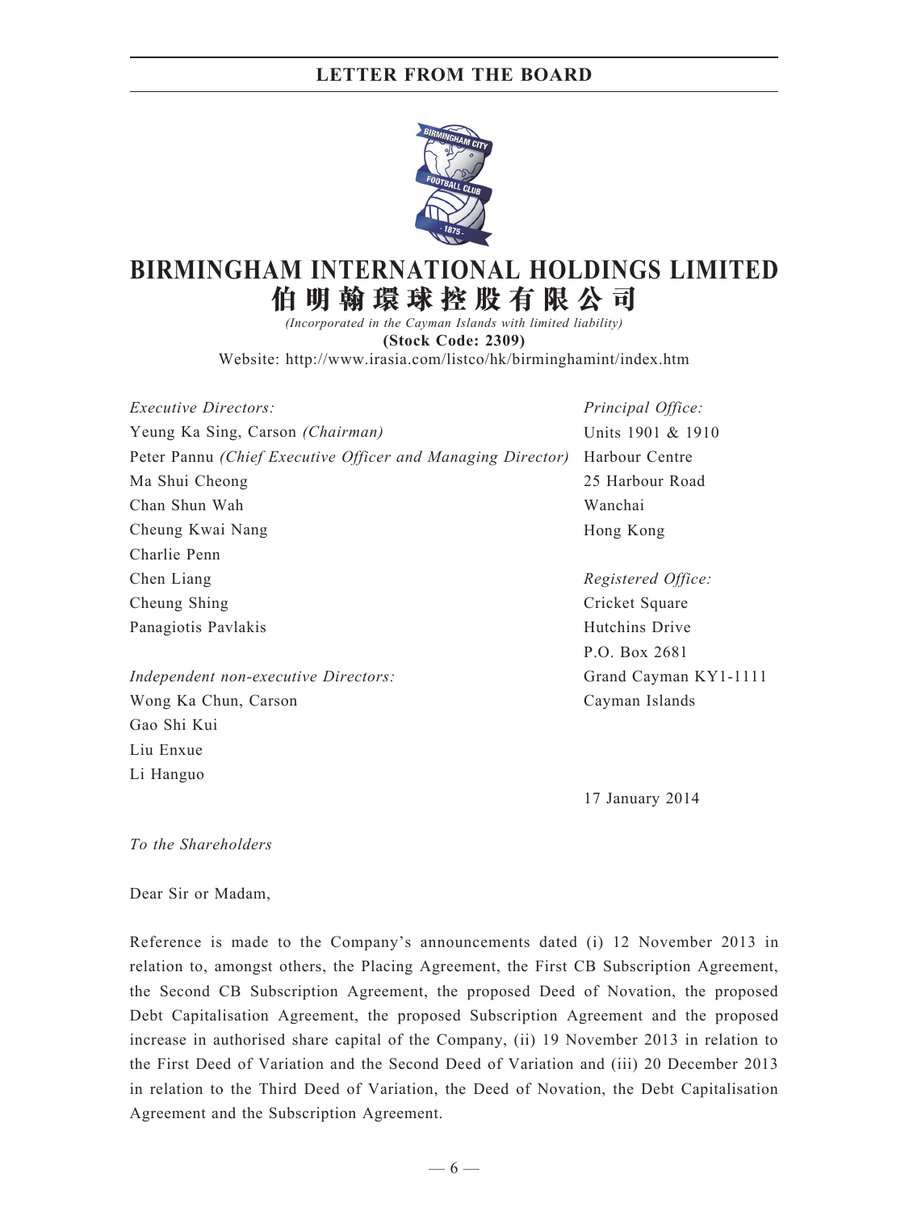# LETTER FROM THE BOARD

# BIRMINGHAM INTERNATIONAL HOLDINGS LIMITED
# 伯明翰環球控股有限公司

*(Incorporated in the Cayman Islands with limited liability)*

**(Stock Code: 2309)**

Website: http://www.irasia.com/listco/hk/birminghamint/index.htm

*Executive Directors:*
Yeung Ka Sing, Carson *(Chairman)*
Peter Pannu *(Chief Executive Officer and Managing Director)*
Ma Shui Cheong
Chan Shun Wah
Cheung Kwai Nang
Charlie Penn
Chen Liang
Cheung Shing
Panagiotis Pavlakis

*Independent non-executive Directors:*
Wong Ka Chun, Carson
Gao Shi Kui
Liu Enxue
Li Hanguo

*Principal Office:*
Units 1901 & 1910
Harbour Centre
25 Harbour Road
Wanchai
Hong Kong

*Registered Office:*
Cricket Square
Hutchins Drive
P.O. Box 2681
Grand Cayman KY1-1111
Cayman Islands

17 January 2014

*To the Shareholders*

Dear Sir or Madam,

Reference is made to the Company's announcements dated (i) 12 November 2013 in relation to, amongst others, the Placing Agreement, the First CB Subscription Agreement, the Second CB Subscription Agreement, the proposed Deed of Novation, the proposed Debt Capitalisation Agreement, the proposed Subscription Agreement and the proposed increase in authorised share capital of the Company, (ii) 19 November 2013 in relation to the First Deed of Variation and the Second Deed of Variation and (iii) 20 December 2013 in relation to the Third Deed of Variation, the Deed of Novation, the Debt Capitalisation Agreement and the Subscription Agreement.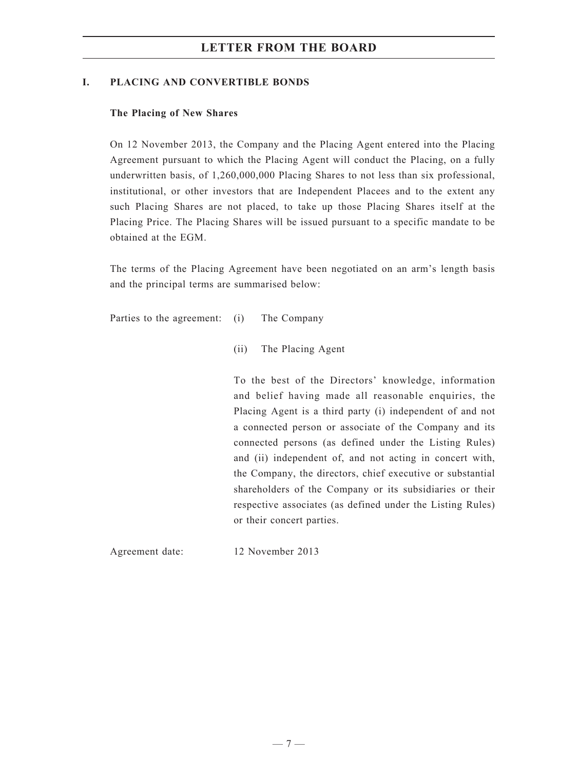# LETTER FROM THE BOARD

## I. PLACING AND CONVERTIBLE BONDS

### The Placing of New Shares

On 12 November 2013, the Company and the Placing Agent entered into the Placing Agreement pursuant to which the Placing Agent will conduct the Placing, on a fully underwritten basis, of 1,260,000,000 Placing Shares to not less than six professional, institutional, or other investors that are Independent Placees and to the extent any such Placing Shares are not placed, to take up those Placing Shares itself at the Placing Price. The Placing Shares will be issued pursuant to a specific mandate to be obtained at the EGM.

The terms of the Placing Agreement have been negotiated on an arm's length basis and the principal terms are summarised below:

Parties to the agreement:

(i) The Company

(ii) The Placing Agent

To the best of the Directors' knowledge, information and belief having made all reasonable enquiries, the Placing Agent is a third party (i) independent of and not a connected person or associate of the Company and its connected persons (as defined under the Listing Rules) and (ii) independent of, and not acting in concert with, the Company, the directors, chief executive or substantial shareholders of the Company or its subsidiaries or their respective associates (as defined under the Listing Rules) or their concert parties.

Agreement date: 12 November 2013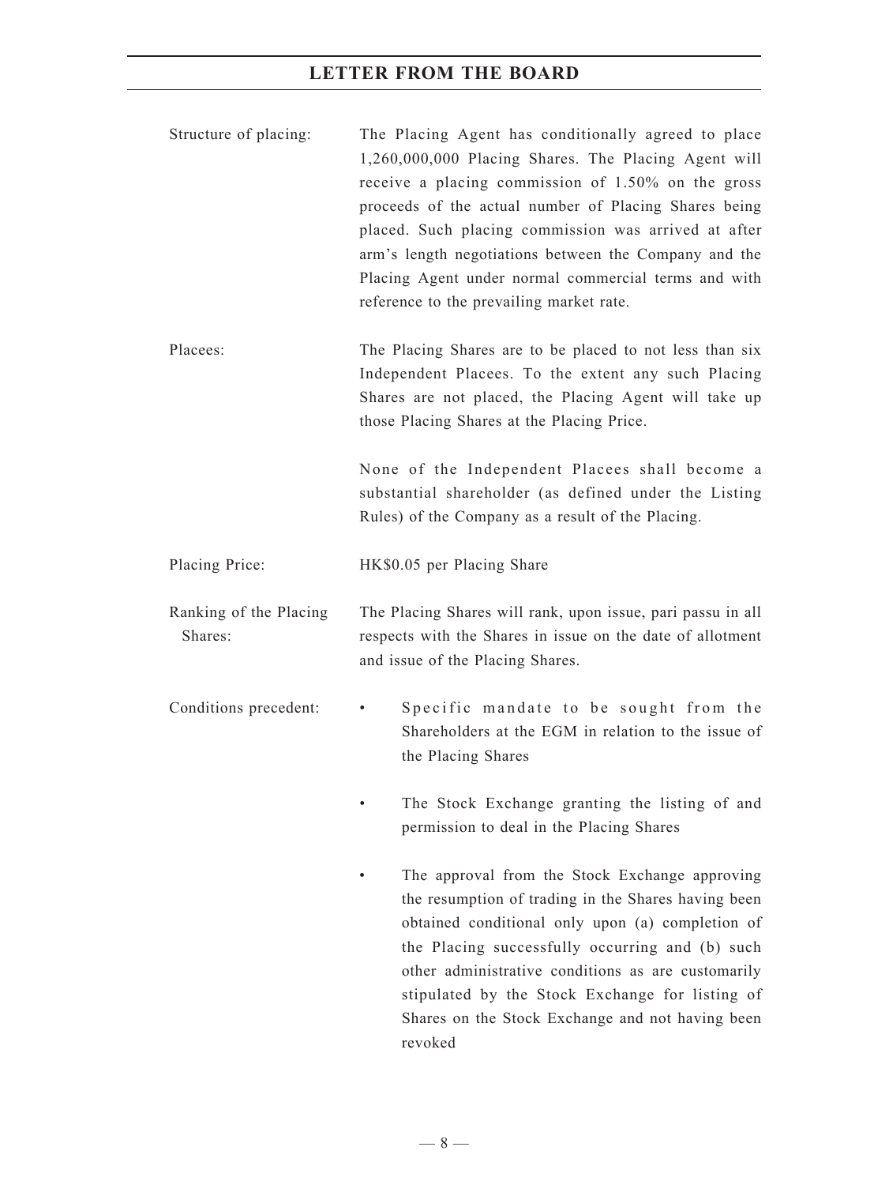| | |
|---|---|
| Structure of placing: | The Placing Agent has conditionally agreed to place 1,260,000,000 Placing Shares. The Placing Agent will receive a placing commission of 1.50% on the gross proceeds of the actual number of Placing Shares being placed. Such placing commission was arrived at after arm's length negotiations between the Company and the Placing Agent under normal commercial terms and with reference to the prevailing market rate. |
| Placees: | The Placing Shares are to be placed to not less than six Independent Placees. To the extent any such Placing Shares are not placed, the Placing Agent will take up those Placing Shares at the Placing Price.<br><br>None of the Independent Placees shall become a substantial shareholder (as defined under the Listing Rules) of the Company as a result of the Placing. |
| Placing Price: | HK$0.05 per Placing Share |
| Ranking of the Placing Shares: | The Placing Shares will rank, upon issue, pari passu in all respects with the Shares in issue on the date of allotment and issue of the Placing Shares. |
| Conditions precedent: | • Specific mandate to be sought from the Shareholders at the EGM in relation to the issue of the Placing Shares<br><br>• The Stock Exchange granting the listing of and permission to deal in the Placing Shares<br><br>• The approval from the Stock Exchange approving the resumption of trading in the Shares having been obtained conditional only upon (a) completion of the Placing successfully occurring and (b) such other administrative conditions as are customarily stipulated by the Stock Exchange for listing of Shares on the Stock Exchange and not having been revoked |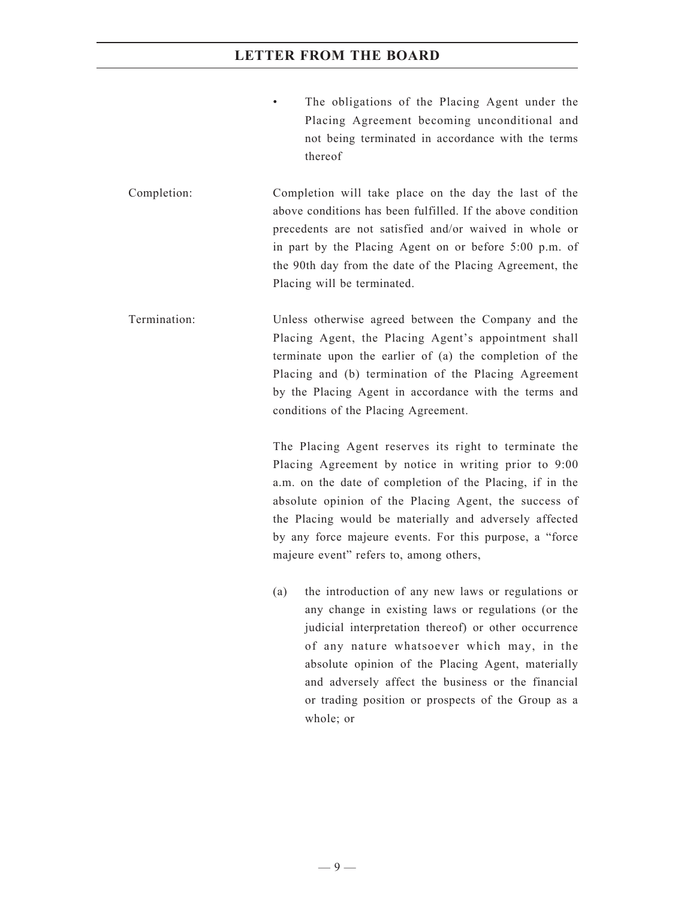- The obligations of the Placing Agent under the Placing Agreement becoming unconditional and not being terminated in accordance with the terms thereof

Completion: Completion will take place on the day the last of the above conditions has been fulfilled. If the above condition precedents are not satisfied and/or waived in whole or in part by the Placing Agent on or before 5:00 p.m. of the 90th day from the date of the Placing Agreement, the Placing will be terminated.

Termination: Unless otherwise agreed between the Company and the Placing Agent, the Placing Agent's appointment shall terminate upon the earlier of (a) the completion of the Placing and (b) termination of the Placing Agreement by the Placing Agent in accordance with the terms and conditions of the Placing Agreement.

The Placing Agent reserves its right to terminate the Placing Agreement by notice in writing prior to 9:00 a.m. on the date of completion of the Placing, if in the absolute opinion of the Placing Agent, the success of the Placing would be materially and adversely affected by any force majeure events. For this purpose, a "force majeure event" refers to, among others,

(a) the introduction of any new laws or regulations or any change in existing laws or regulations (or the judicial interpretation thereof) or other occurrence of any nature whatsoever which may, in the absolute opinion of the Placing Agent, materially and adversely affect the business or the financial or trading position or prospects of the Group as a whole; or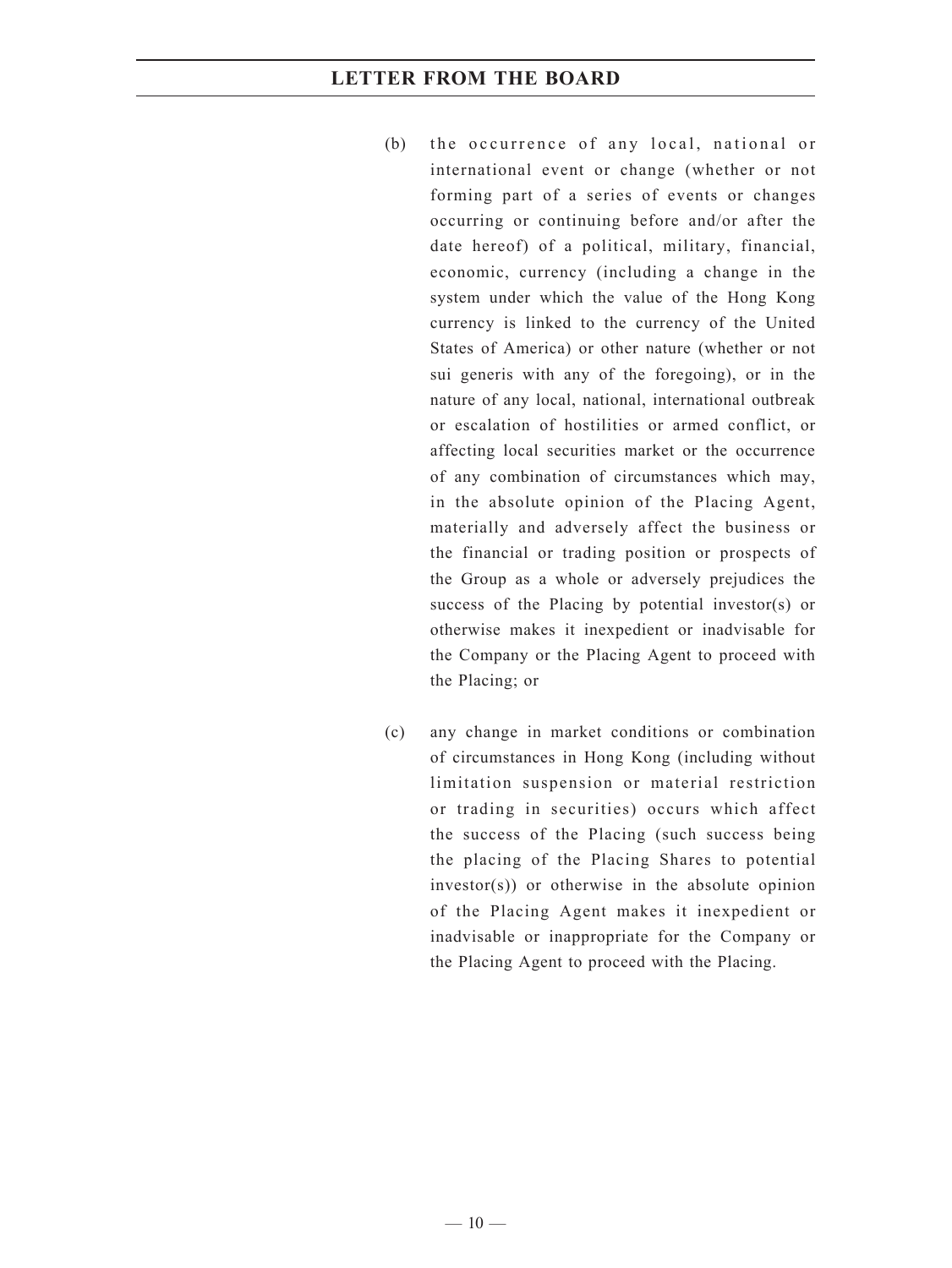(b) the occurrence of any local, national or international event or change (whether or not forming part of a series of events or changes occurring or continuing before and/or after the date hereof) of a political, military, financial, economic, currency (including a change in the system under which the value of the Hong Kong currency is linked to the currency of the United States of America) or other nature (whether or not sui generis with any of the foregoing), or in the nature of any local, national, international outbreak or escalation of hostilities or armed conflict, or affecting local securities market or the occurrence of any combination of circumstances which may, in the absolute opinion of the Placing Agent, materially and adversely affect the business or the financial or trading position or prospects of the Group as a whole or adversely prejudices the success of the Placing by potential investor(s) or otherwise makes it inexpedient or inadvisable for the Company or the Placing Agent to proceed with the Placing; or

(c) any change in market conditions or combination of circumstances in Hong Kong (including without limitation suspension or material restriction or trading in securities) occurs which affect the success of the Placing (such success being the placing of the Placing Shares to potential investor(s)) or otherwise in the absolute opinion of the Placing Agent makes it inexpedient or inadvisable or inappropriate for the Company or the Placing Agent to proceed with the Placing.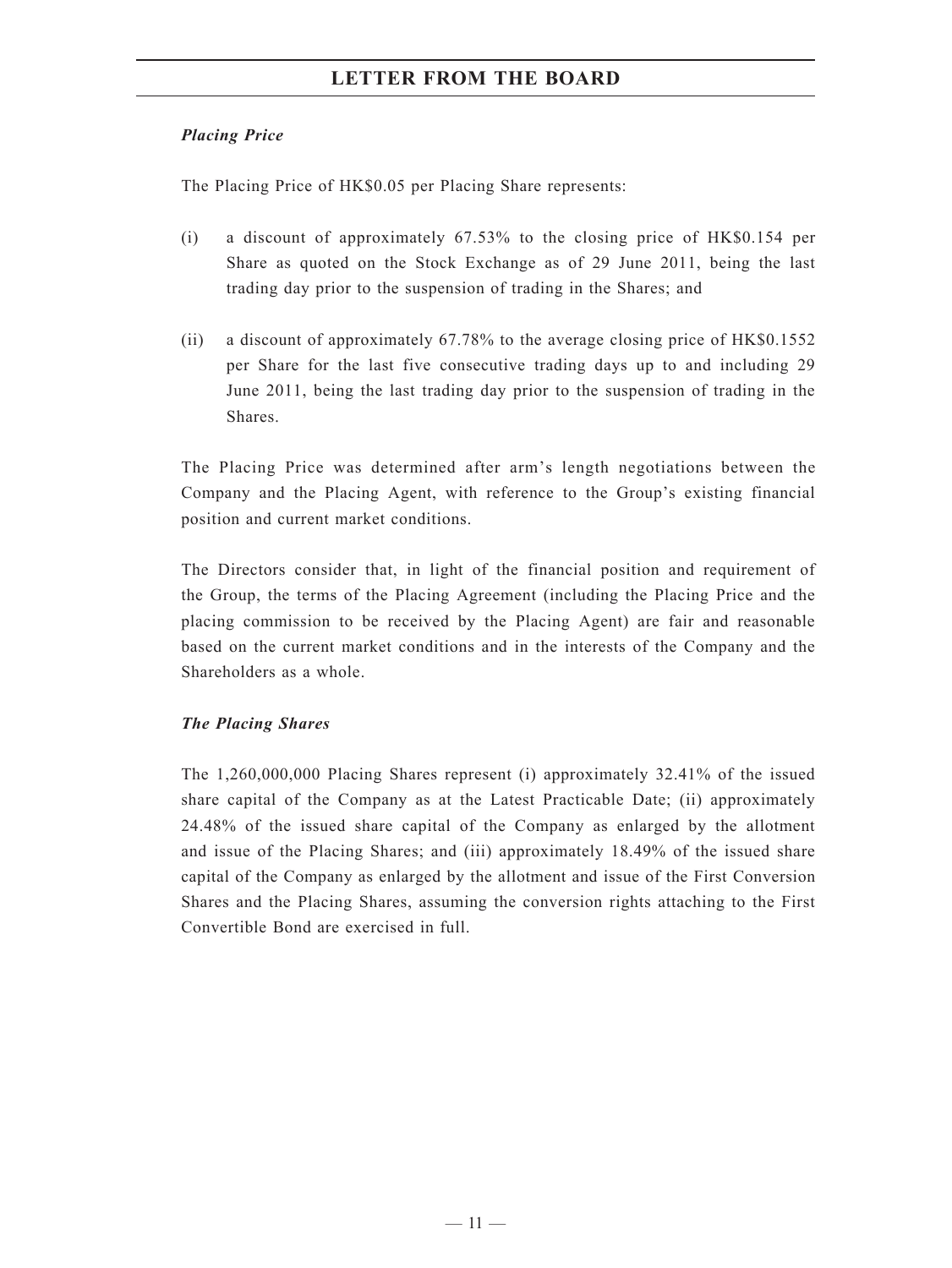*Placing Price*

The Placing Price of HK$0.05 per Placing Share represents:

(i) a discount of approximately 67.53% to the closing price of HK$0.154 per Share as quoted on the Stock Exchange as of 29 June 2011, being the last trading day prior to the suspension of trading in the Shares; and

(ii) a discount of approximately 67.78% to the average closing price of HK$0.1552 per Share for the last five consecutive trading days up to and including 29 June 2011, being the last trading day prior to the suspension of trading in the Shares.

The Placing Price was determined after arm's length negotiations between the Company and the Placing Agent, with reference to the Group's existing financial position and current market conditions.

The Directors consider that, in light of the financial position and requirement of the Group, the terms of the Placing Agreement (including the Placing Price and the placing commission to be received by the Placing Agent) are fair and reasonable based on the current market conditions and in the interests of the Company and the Shareholders as a whole.

*The Placing Shares*

The 1,260,000,000 Placing Shares represent (i) approximately 32.41% of the issued share capital of the Company as at the Latest Practicable Date; (ii) approximately 24.48% of the issued share capital of the Company as enlarged by the allotment and issue of the Placing Shares; and (iii) approximately 18.49% of the issued share capital of the Company as enlarged by the allotment and issue of the First Conversion Shares and the Placing Shares, assuming the conversion rights attaching to the First Convertible Bond are exercised in full.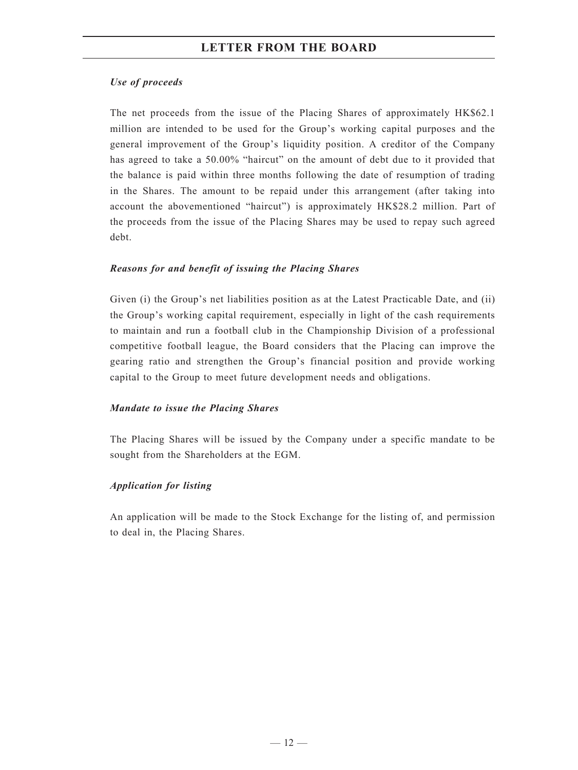*Use of proceeds*

The net proceeds from the issue of the Placing Shares of approximately HK$62.1 million are intended to be used for the Group's working capital purposes and the general improvement of the Group's liquidity position. A creditor of the Company has agreed to take a 50.00% "haircut" on the amount of debt due to it provided that the balance is paid within three months following the date of resumption of trading in the Shares. The amount to be repaid under this arrangement (after taking into account the abovementioned "haircut") is approximately HK$28.2 million. Part of the proceeds from the issue of the Placing Shares may be used to repay such agreed debt.

*Reasons for and benefit of issuing the Placing Shares*

Given (i) the Group's net liabilities position as at the Latest Practicable Date, and (ii) the Group's working capital requirement, especially in light of the cash requirements to maintain and run a football club in the Championship Division of a professional competitive football league, the Board considers that the Placing can improve the gearing ratio and strengthen the Group's financial position and provide working capital to the Group to meet future development needs and obligations.

*Mandate to issue the Placing Shares*

The Placing Shares will be issued by the Company under a specific mandate to be sought from the Shareholders at the EGM.

*Application for listing*

An application will be made to the Stock Exchange for the listing of, and permission to deal in, the Placing Shares.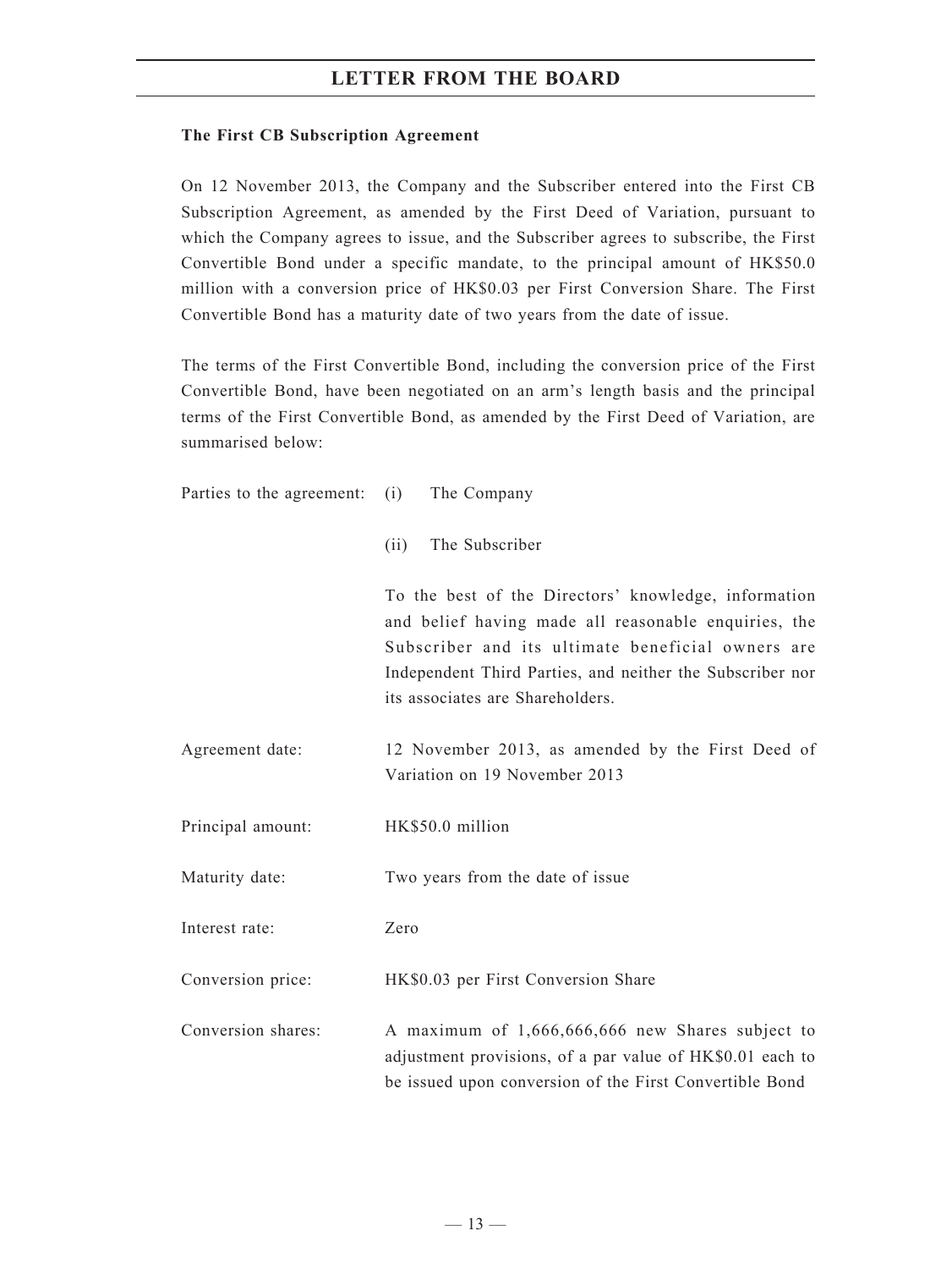**The First CB Subscription Agreement**

On 12 November 2013, the Company and the Subscriber entered into the First CB Subscription Agreement, as amended by the First Deed of Variation, pursuant to which the Company agrees to issue, and the Subscriber agrees to subscribe, the First Convertible Bond under a specific mandate, to the principal amount of HK$50.0 million with a conversion price of HK$0.03 per First Conversion Share. The First Convertible Bond has a maturity date of two years from the date of issue.

The terms of the First Convertible Bond, including the conversion price of the First Convertible Bond, have been negotiated on an arm's length basis and the principal terms of the First Convertible Bond, as amended by the First Deed of Variation, are summarised below:

| | |
|---|---|
| Parties to the agreement: | (i) The Company<br><br>(ii) The Subscriber<br><br>To the best of the Directors' knowledge, information and belief having made all reasonable enquiries, the Subscriber and its ultimate beneficial owners are Independent Third Parties, and neither the Subscriber nor its associates are Shareholders. |
| Agreement date: | 12 November 2013, as amended by the First Deed of Variation on 19 November 2013 |
| Principal amount: | HK$50.0 million |
| Maturity date: | Two years from the date of issue |
| Interest rate: | Zero |
| Conversion price: | HK$0.03 per First Conversion Share |
| Conversion shares: | A maximum of 1,666,666,666 new Shares subject to adjustment provisions, of a par value of HK$0.01 each to be issued upon conversion of the First Convertible Bond |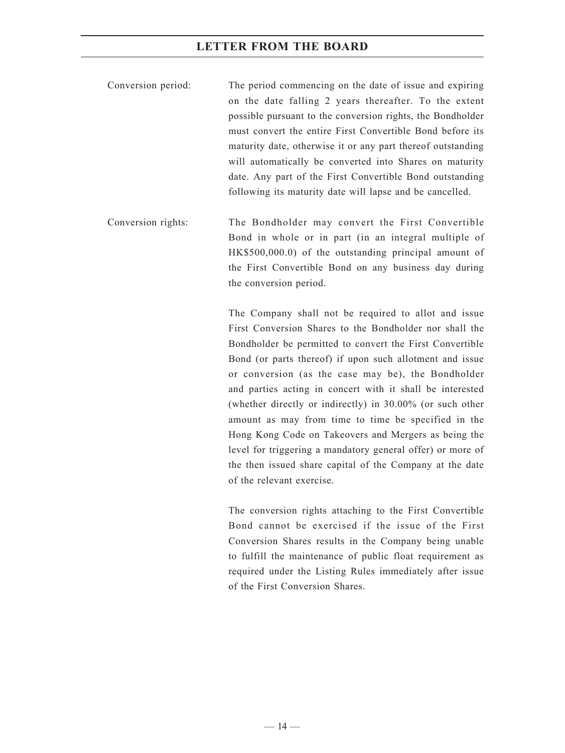Conversion period: The period commencing on the date of issue and expiring on the date falling 2 years thereafter. To the extent possible pursuant to the conversion rights, the Bondholder must convert the entire First Convertible Bond before its maturity date, otherwise it or any part thereof outstanding will automatically be converted into Shares on maturity date. Any part of the First Convertible Bond outstanding following its maturity date will lapse and be cancelled.

Conversion rights: The Bondholder may convert the First Convertible Bond in whole or in part (in an integral multiple of HK$500,000.0) of the outstanding principal amount of the First Convertible Bond on any business day during the conversion period.

The Company shall not be required to allot and issue First Conversion Shares to the Bondholder nor shall the Bondholder be permitted to convert the First Convertible Bond (or parts thereof) if upon such allotment and issue or conversion (as the case may be), the Bondholder and parties acting in concert with it shall be interested (whether directly or indirectly) in 30.00% (or such other amount as may from time to time be specified in the Hong Kong Code on Takeovers and Mergers as being the level for triggering a mandatory general offer) or more of the then issued share capital of the Company at the date of the relevant exercise.

The conversion rights attaching to the First Convertible Bond cannot be exercised if the issue of the First Conversion Shares results in the Company being unable to fulfill the maintenance of public float requirement as required under the Listing Rules immediately after issue of the First Conversion Shares.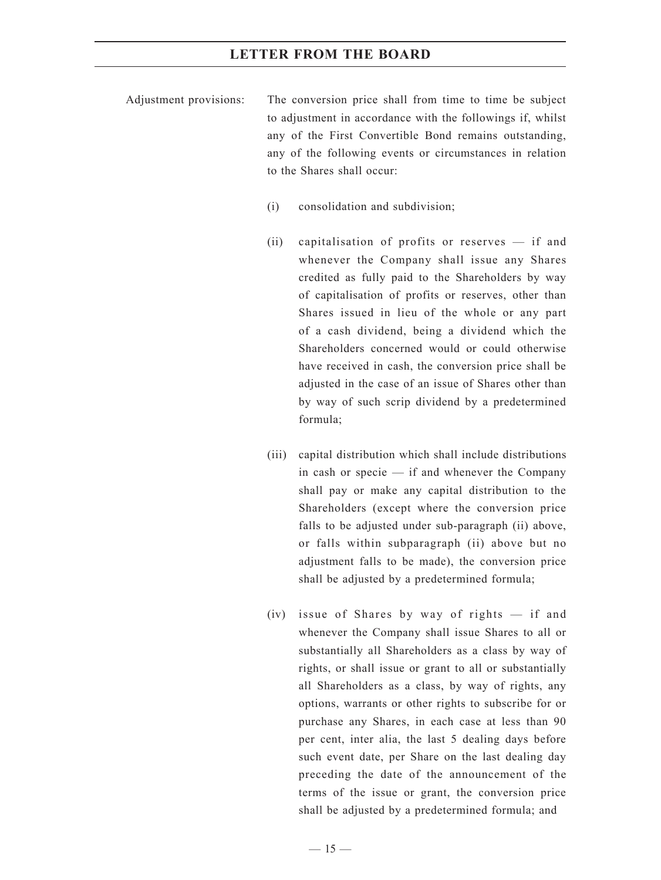Adjustment provisions: The conversion price shall from time to time be subject to adjustment in accordance with the followings if, whilst any of the First Convertible Bond remains outstanding, any of the following events or circumstances in relation to the Shares shall occur:

(i) consolidation and subdivision;

(ii) capitalisation of profits or reserves — if and whenever the Company shall issue any Shares credited as fully paid to the Shareholders by way of capitalisation of profits or reserves, other than Shares issued in lieu of the whole or any part of a cash dividend, being a dividend which the Shareholders concerned would or could otherwise have received in cash, the conversion price shall be adjusted in the case of an issue of Shares other than by way of such scrip dividend by a predetermined formula;

(iii) capital distribution which shall include distributions in cash or specie — if and whenever the Company shall pay or make any capital distribution to the Shareholders (except where the conversion price falls to be adjusted under sub-paragraph (ii) above, or falls within subparagraph (ii) above but no adjustment falls to be made), the conversion price shall be adjusted by a predetermined formula;

(iv) issue of Shares by way of rights — if and whenever the Company shall issue Shares to all or substantially all Shareholders as a class by way of rights, or shall issue or grant to all or substantially all Shareholders as a class, by way of rights, any options, warrants or other rights to subscribe for or purchase any Shares, in each case at less than 90 per cent, inter alia, the last 5 dealing days before such event date, per Share on the last dealing day preceding the date of the announcement of the terms of the issue or grant, the conversion price shall be adjusted by a predetermined formula; and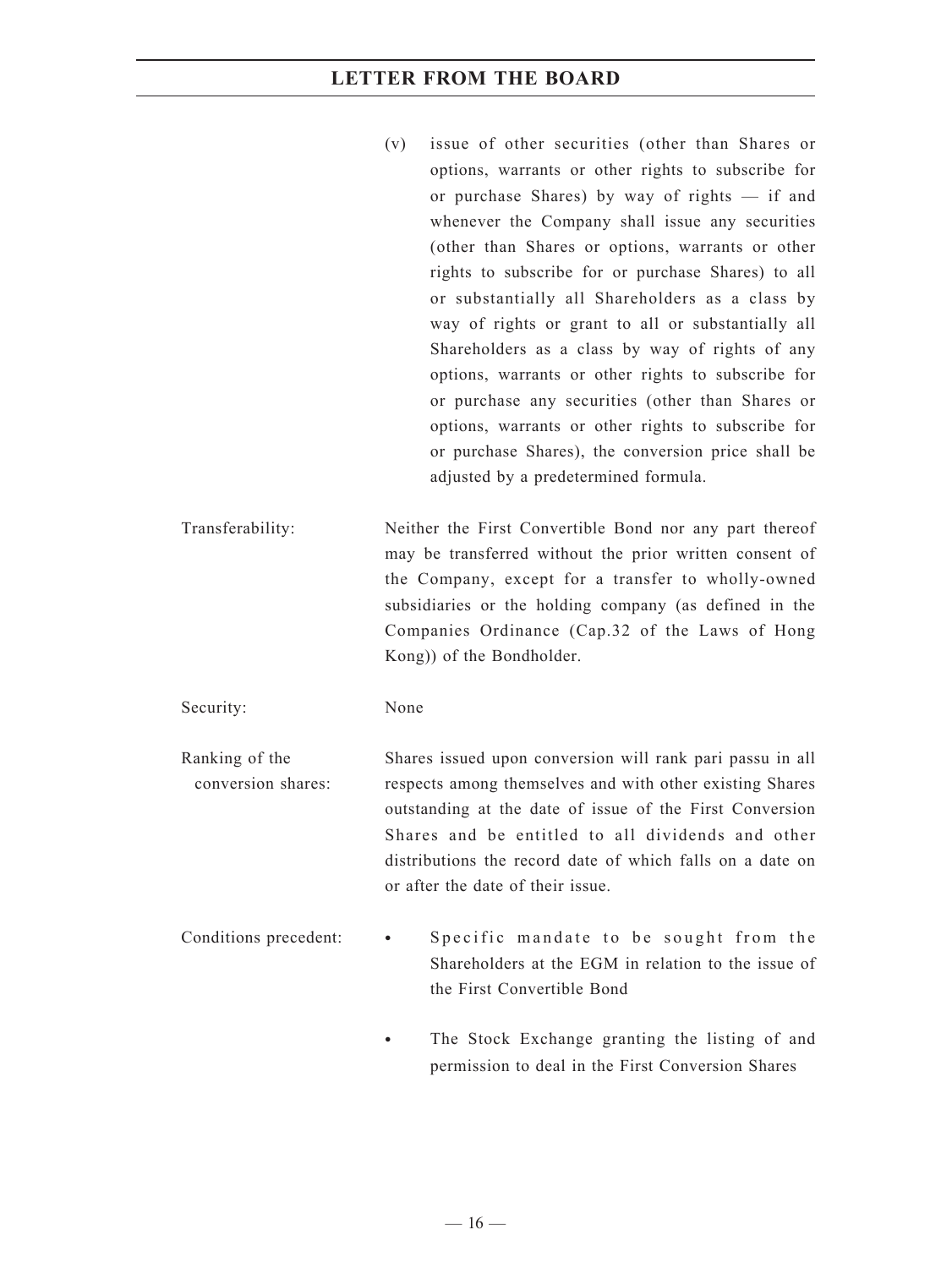(v) issue of other securities (other than Shares or options, warrants or other rights to subscribe for or purchase Shares) by way of rights — if and whenever the Company shall issue any securities (other than Shares or options, warrants or other rights to subscribe for or purchase Shares) to all or substantially all Shareholders as a class by way of rights or grant to all or substantially all Shareholders as a class by way of rights of any options, warrants or other rights to subscribe for or purchase any securities (other than Shares or options, warrants or other rights to subscribe for or purchase Shares), the conversion price shall be adjusted by a predetermined formula.

| | |
|---|---|
| Transferability: | Neither the First Convertible Bond nor any part thereof may be transferred without the prior written consent of the Company, except for a transfer to wholly-owned subsidiaries or the holding company (as defined in the Companies Ordinance (Cap.32 of the Laws of Hong Kong)) of the Bondholder. |
| Security: | None |
| Ranking of the conversion shares: | Shares issued upon conversion will rank pari passu in all respects among themselves and with other existing Shares outstanding at the date of issue of the First Conversion Shares and be entitled to all dividends and other distributions the record date of which falls on a date on or after the date of their issue. |
| Conditions precedent: | • Specific mandate to be sought from the Shareholders at the EGM in relation to the issue of the First Convertible Bond<br>• The Stock Exchange granting the listing of and permission to deal in the First Conversion Shares |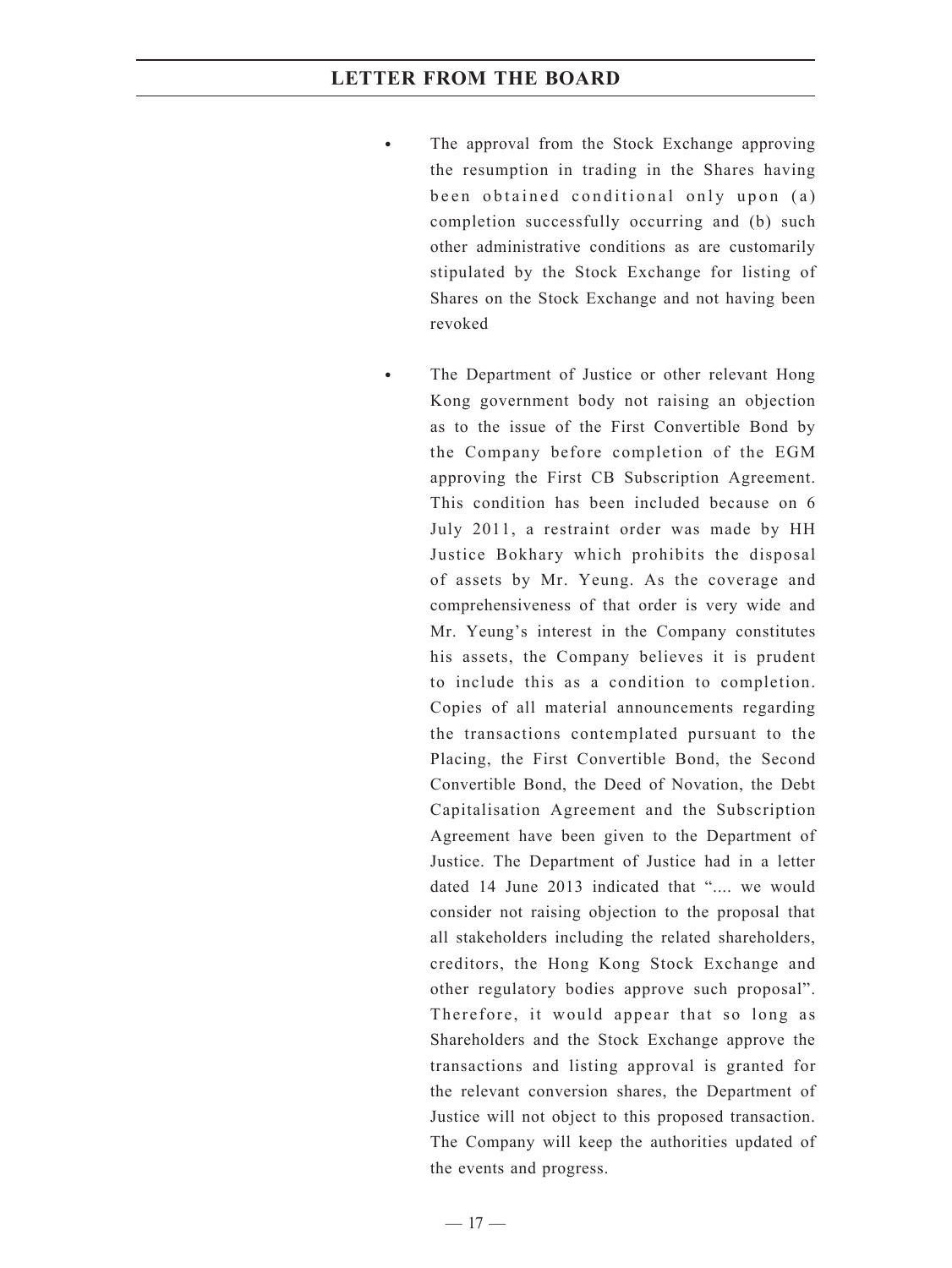- The approval from the Stock Exchange approving the resumption in trading in the Shares having been obtained conditional only upon (a) completion successfully occurring and (b) such other administrative conditions as are customarily stipulated by the Stock Exchange for listing of Shares on the Stock Exchange and not having been revoked

- The Department of Justice or other relevant Hong Kong government body not raising an objection as to the issue of the First Convertible Bond by the Company before completion of the EGM approving the First CB Subscription Agreement. This condition has been included because on 6 July 2011, a restraint order was made by HH Justice Bokhary which prohibits the disposal of assets by Mr. Yeung. As the coverage and comprehensiveness of that order is very wide and Mr. Yeung's interest in the Company constitutes his assets, the Company believes it is prudent to include this as a condition to completion. Copies of all material announcements regarding the transactions contemplated pursuant to the Placing, the First Convertible Bond, the Second Convertible Bond, the Deed of Novation, the Debt Capitalisation Agreement and the Subscription Agreement have been given to the Department of Justice. The Department of Justice had in a letter dated 14 June 2013 indicated that ".... we would consider not raising objection to the proposal that all stakeholders including the related shareholders, creditors, the Hong Kong Stock Exchange and other regulatory bodies approve such proposal". Therefore, it would appear that so long as Shareholders and the Stock Exchange approve the transactions and listing approval is granted for the relevant conversion shares, the Department of Justice will not object to this proposed transaction. The Company will keep the authorities updated of the events and progress.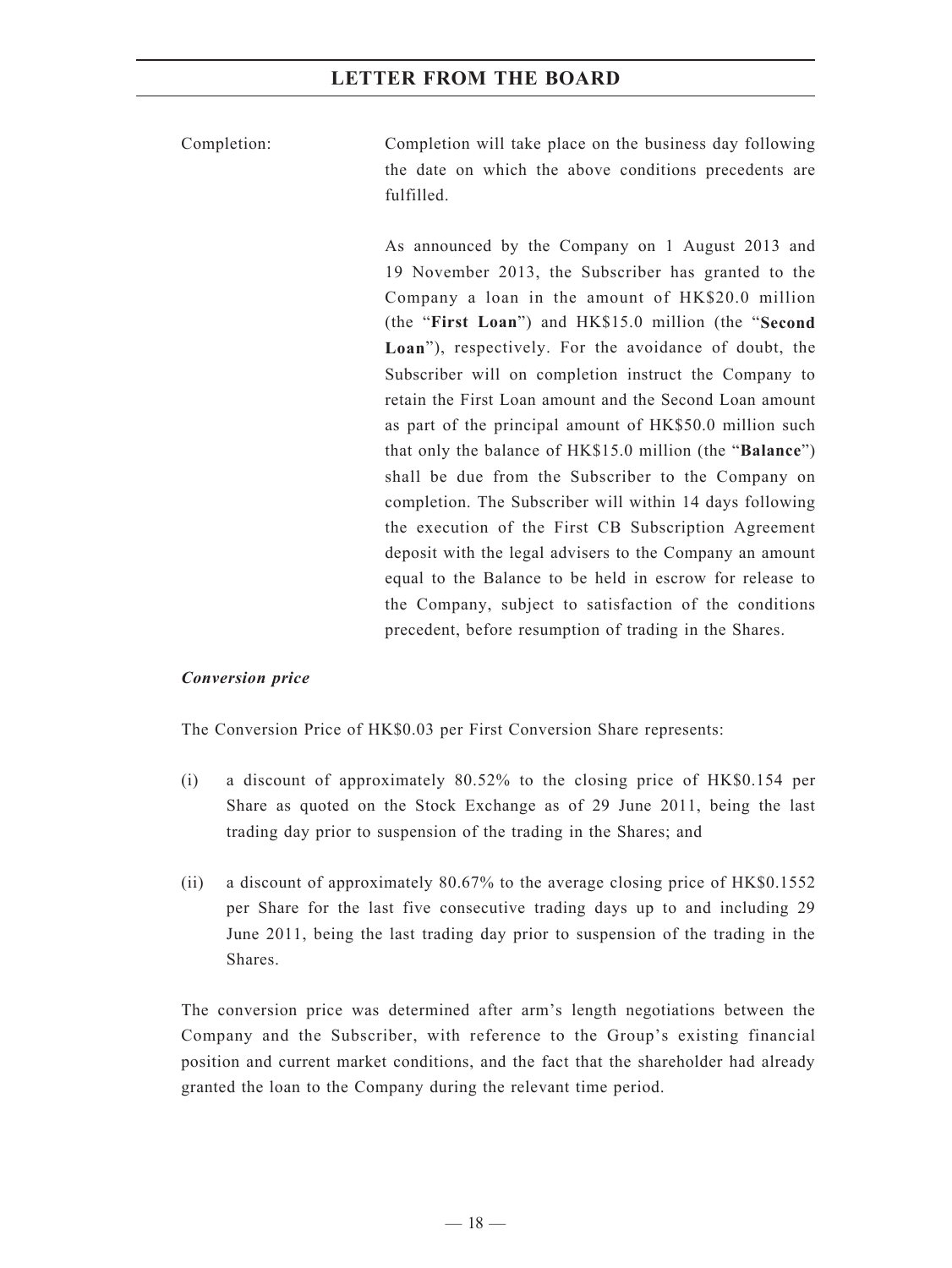Completion: Completion will take place on the business day following the date on which the above conditions precedents are fulfilled.

As announced by the Company on 1 August 2013 and 19 November 2013, the Subscriber has granted to the Company a loan in the amount of HK$20.0 million (the "**First Loan**") and HK$15.0 million (the "**Second Loan**"), respectively. For the avoidance of doubt, the Subscriber will on completion instruct the Company to retain the First Loan amount and the Second Loan amount as part of the principal amount of HK$50.0 million such that only the balance of HK$15.0 million (the "**Balance**") shall be due from the Subscriber to the Company on completion. The Subscriber will within 14 days following the execution of the First CB Subscription Agreement deposit with the legal advisers to the Company an amount equal to the Balance to be held in escrow for release to the Company, subject to satisfaction of the conditions precedent, before resumption of trading in the Shares.

***Conversion price***

The Conversion Price of HK$0.03 per First Conversion Share represents:

(i) a discount of approximately 80.52% to the closing price of HK$0.154 per Share as quoted on the Stock Exchange as of 29 June 2011, being the last trading day prior to suspension of the trading in the Shares; and

(ii) a discount of approximately 80.67% to the average closing price of HK$0.1552 per Share for the last five consecutive trading days up to and including 29 June 2011, being the last trading day prior to suspension of the trading in the Shares.

The conversion price was determined after arm's length negotiations between the Company and the Subscriber, with reference to the Group's existing financial position and current market conditions, and the fact that the shareholder had already granted the loan to the Company during the relevant time period.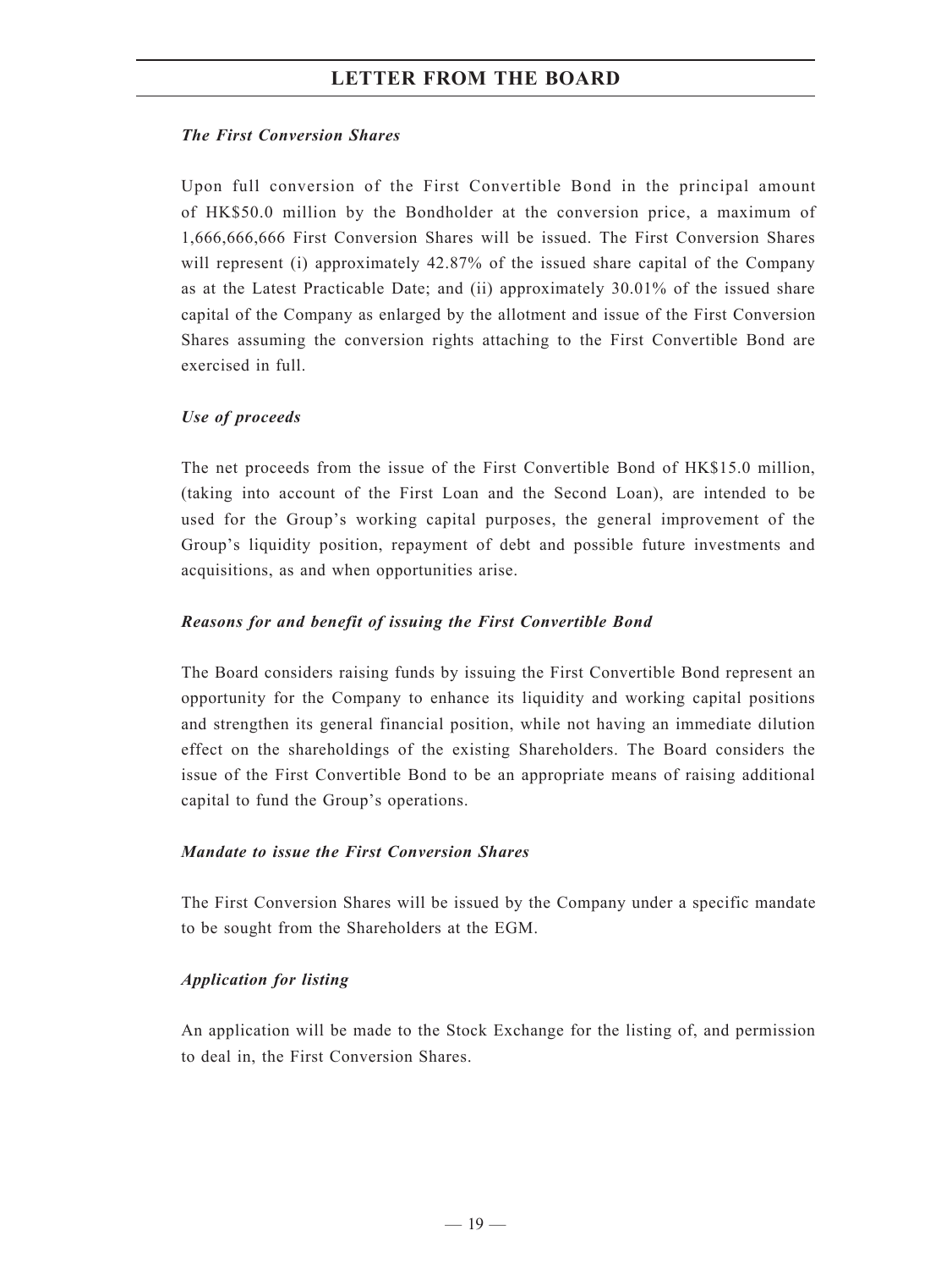*The First Conversion Shares*

Upon full conversion of the First Convertible Bond in the principal amount of HK$50.0 million by the Bondholder at the conversion price, a maximum of 1,666,666,666 First Conversion Shares will be issued. The First Conversion Shares will represent (i) approximately 42.87% of the issued share capital of the Company as at the Latest Practicable Date; and (ii) approximately 30.01% of the issued share capital of the Company as enlarged by the allotment and issue of the First Conversion Shares assuming the conversion rights attaching to the First Convertible Bond are exercised in full.

*Use of proceeds*

The net proceeds from the issue of the First Convertible Bond of HK$15.0 million, (taking into account of the First Loan and the Second Loan), are intended to be used for the Group's working capital purposes, the general improvement of the Group's liquidity position, repayment of debt and possible future investments and acquisitions, as and when opportunities arise.

*Reasons for and benefit of issuing the First Convertible Bond*

The Board considers raising funds by issuing the First Convertible Bond represent an opportunity for the Company to enhance its liquidity and working capital positions and strengthen its general financial position, while not having an immediate dilution effect on the shareholdings of the existing Shareholders. The Board considers the issue of the First Convertible Bond to be an appropriate means of raising additional capital to fund the Group's operations.

*Mandate to issue the First Conversion Shares*

The First Conversion Shares will be issued by the Company under a specific mandate to be sought from the Shareholders at the EGM.

*Application for listing*

An application will be made to the Stock Exchange for the listing of, and permission to deal in, the First Conversion Shares.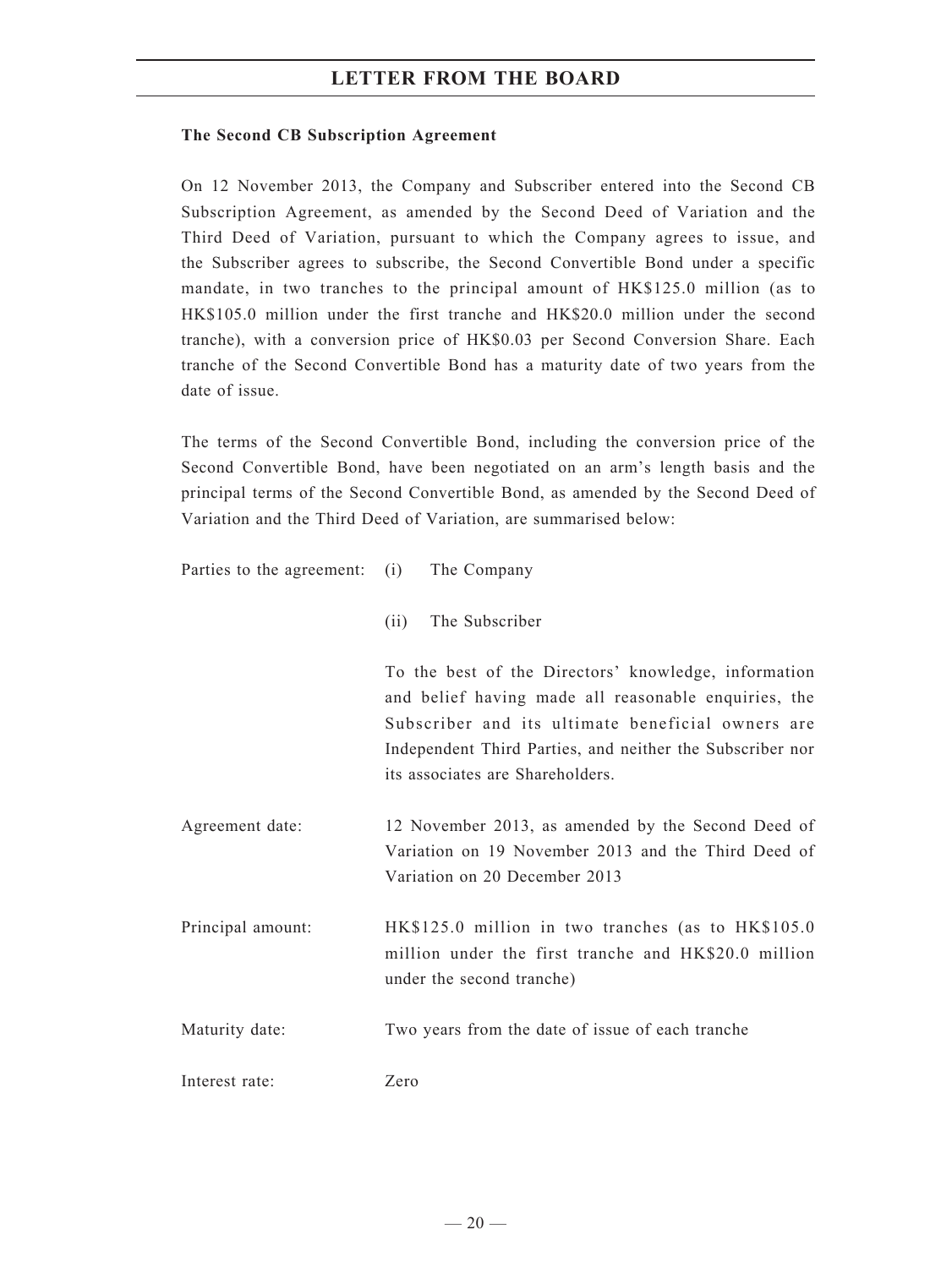**The Second CB Subscription Agreement**

On 12 November 2013, the Company and Subscriber entered into the Second CB Subscription Agreement, as amended by the Second Deed of Variation and the Third Deed of Variation, pursuant to which the Company agrees to issue, and the Subscriber agrees to subscribe, the Second Convertible Bond under a specific mandate, in two tranches to the principal amount of HK$125.0 million (as to HK$105.0 million under the first tranche and HK$20.0 million under the second tranche), with a conversion price of HK$0.03 per Second Conversion Share. Each tranche of the Second Convertible Bond has a maturity date of two years from the date of issue.

The terms of the Second Convertible Bond, including the conversion price of the Second Convertible Bond, have been negotiated on an arm's length basis and the principal terms of the Second Convertible Bond, as amended by the Second Deed of Variation and the Third Deed of Variation, are summarised below:

Parties to the agreement:

(i) The Company

(ii) The Subscriber

To the best of the Directors' knowledge, information and belief having made all reasonable enquiries, the Subscriber and its ultimate beneficial owners are Independent Third Parties, and neither the Subscriber nor its associates are Shareholders.

Agreement date: 12 November 2013, as amended by the Second Deed of Variation on 19 November 2013 and the Third Deed of Variation on 20 December 2013

Principal amount: HK$125.0 million in two tranches (as to HK$105.0 million under the first tranche and HK$20.0 million under the second tranche)

Maturity date: Two years from the date of issue of each tranche

Interest rate: Zero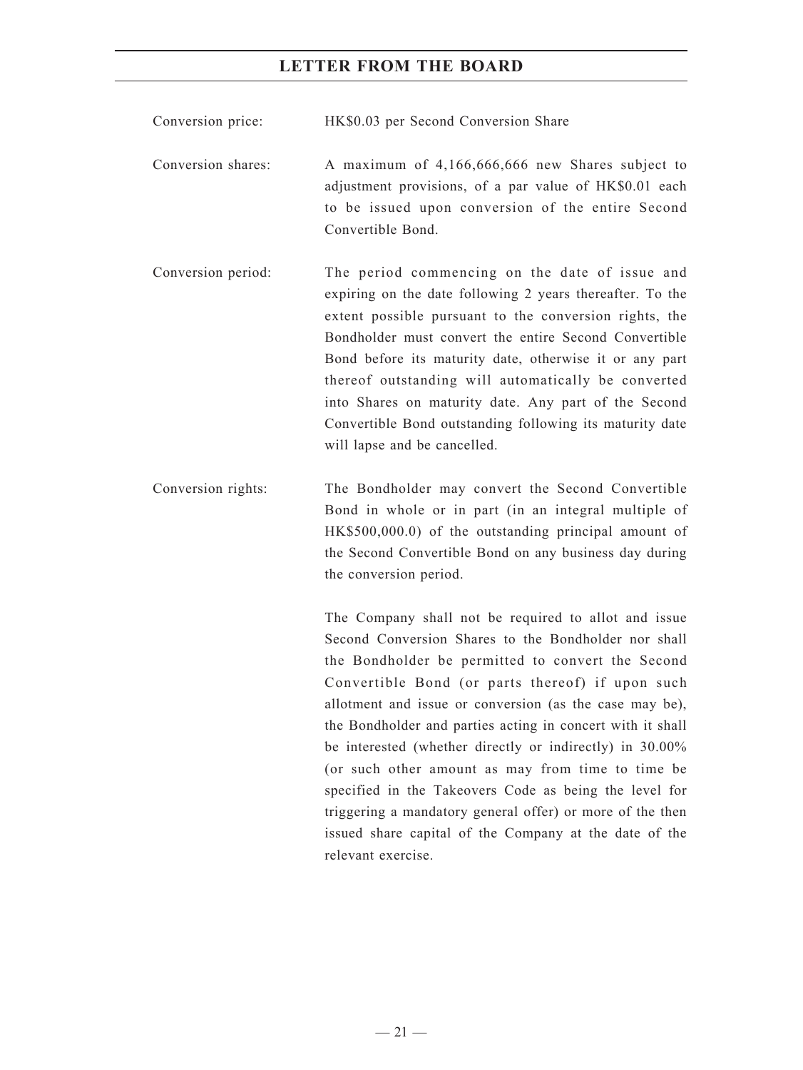| | |
|---|---|
| Conversion price: | HK$0.03 per Second Conversion Share |
| Conversion shares: | A maximum of 4,166,666,666 new Shares subject to adjustment provisions, of a par value of HK$0.01 each to be issued upon conversion of the entire Second Convertible Bond. |
| Conversion period: | The period commencing on the date of issue and expiring on the date following 2 years thereafter. To the extent possible pursuant to the conversion rights, the Bondholder must convert the entire Second Convertible Bond before its maturity date, otherwise it or any part thereof outstanding will automatically be converted into Shares on maturity date. Any part of the Second Convertible Bond outstanding following its maturity date will lapse and be cancelled. |
| Conversion rights: | The Bondholder may convert the Second Convertible Bond in whole or in part (in an integral multiple of HK$500,000.0) of the outstanding principal amount of the Second Convertible Bond on any business day during the conversion period.<br><br>The Company shall not be required to allot and issue Second Conversion Shares to the Bondholder nor shall the Bondholder be permitted to convert the Second Convertible Bond (or parts thereof) if upon such allotment and issue or conversion (as the case may be), the Bondholder and parties acting in concert with it shall be interested (whether directly or indirectly) in 30.00% (or such other amount as may from time to time be specified in the Takeovers Code as being the level for triggering a mandatory general offer) or more of the then issued share capital of the Company at the date of the relevant exercise. |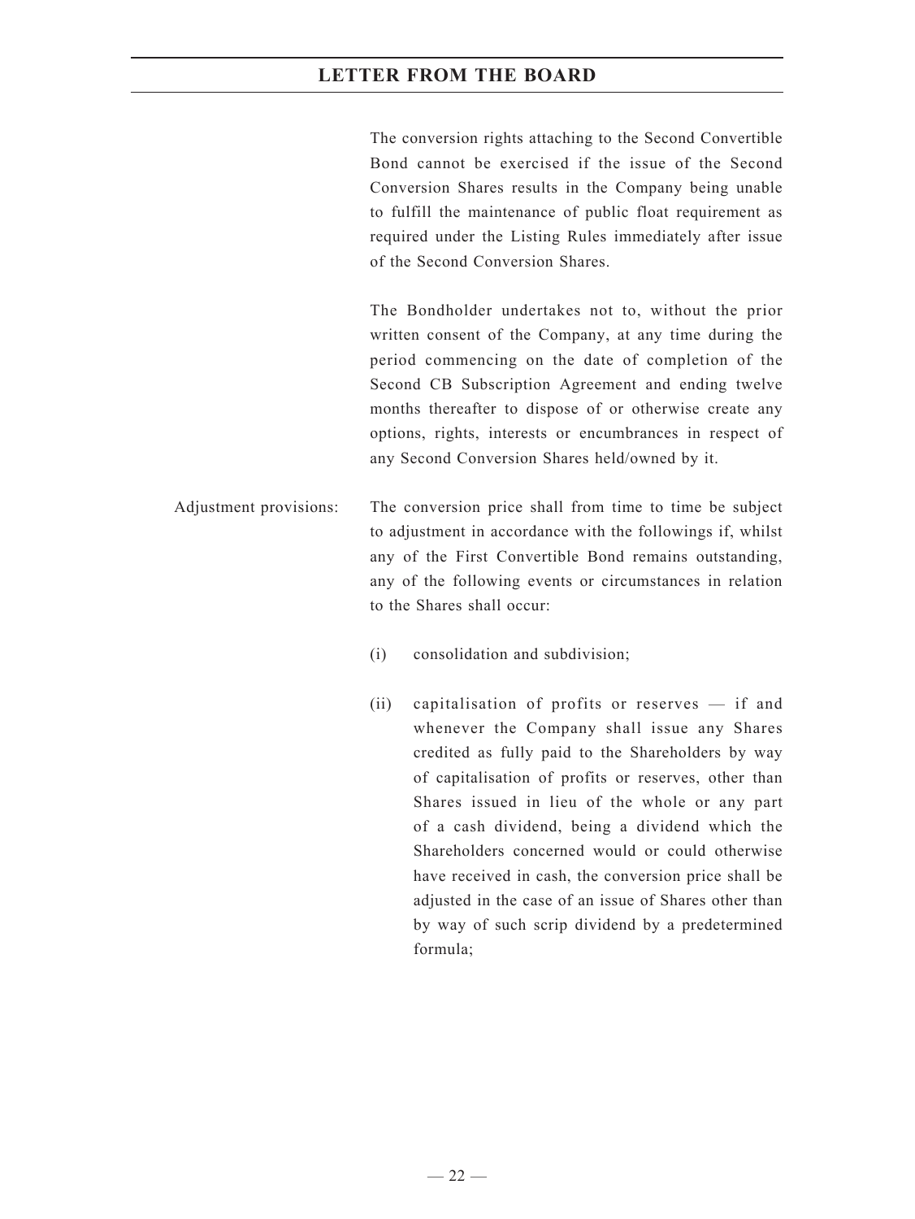The conversion rights attaching to the Second Convertible Bond cannot be exercised if the issue of the Second Conversion Shares results in the Company being unable to fulfill the maintenance of public float requirement as required under the Listing Rules immediately after issue of the Second Conversion Shares.

The Bondholder undertakes not to, without the prior written consent of the Company, at any time during the period commencing on the date of completion of the Second CB Subscription Agreement and ending twelve months thereafter to dispose of or otherwise create any options, rights, interests or encumbrances in respect of any Second Conversion Shares held/owned by it.

Adjustment provisions: The conversion price shall from time to time be subject to adjustment in accordance with the followings if, whilst any of the First Convertible Bond remains outstanding, any of the following events or circumstances in relation to the Shares shall occur:

(i) consolidation and subdivision;

(ii) capitalisation of profits or reserves — if and whenever the Company shall issue any Shares credited as fully paid to the Shareholders by way of capitalisation of profits or reserves, other than Shares issued in lieu of the whole or any part of a cash dividend, being a dividend which the Shareholders concerned would or could otherwise have received in cash, the conversion price shall be adjusted in the case of an issue of Shares other than by way of such scrip dividend by a predetermined formula;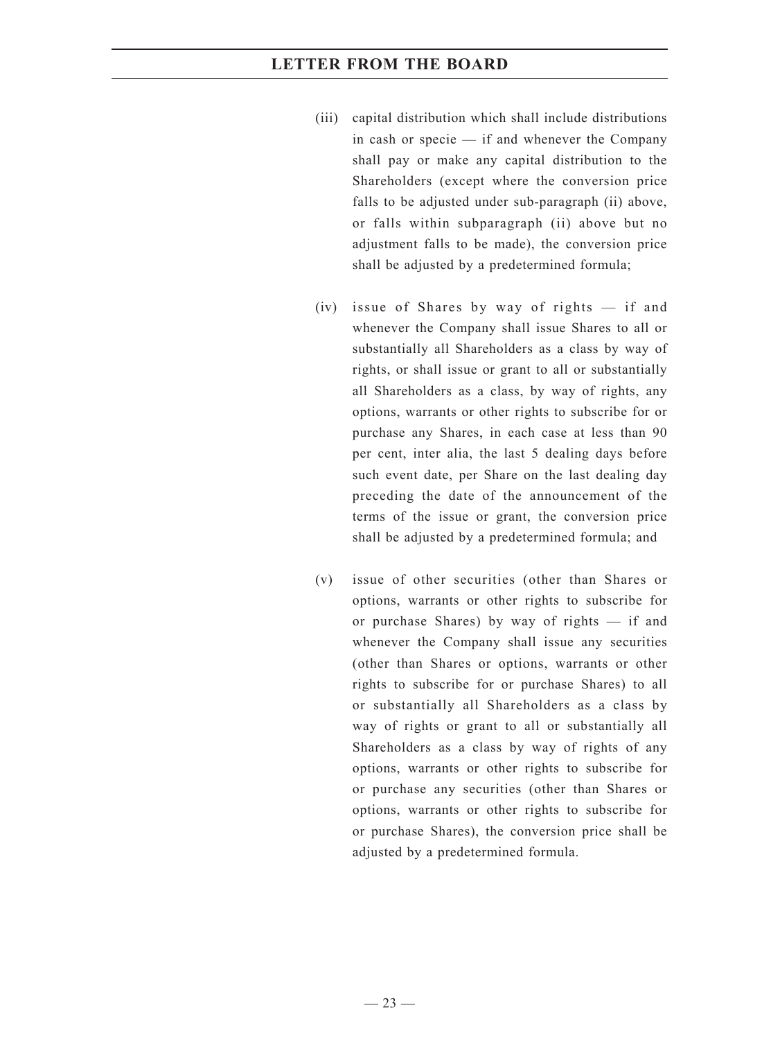(iii) capital distribution which shall include distributions in cash or specie — if and whenever the Company shall pay or make any capital distribution to the Shareholders (except where the conversion price falls to be adjusted under sub-paragraph (ii) above, or falls within subparagraph (ii) above but no adjustment falls to be made), the conversion price shall be adjusted by a predetermined formula;

(iv) issue of Shares by way of rights — if and whenever the Company shall issue Shares to all or substantially all Shareholders as a class by way of rights, or shall issue or grant to all or substantially all Shareholders as a class, by way of rights, any options, warrants or other rights to subscribe for or purchase any Shares, in each case at less than 90 per cent, inter alia, the last 5 dealing days before such event date, per Share on the last dealing day preceding the date of the announcement of the terms of the issue or grant, the conversion price shall be adjusted by a predetermined formula; and

(v) issue of other securities (other than Shares or options, warrants or other rights to subscribe for or purchase Shares) by way of rights — if and whenever the Company shall issue any securities (other than Shares or options, warrants or other rights to subscribe for or purchase Shares) to all or substantially all Shareholders as a class by way of rights or grant to all or substantially all Shareholders as a class by way of rights of any options, warrants or other rights to subscribe for or purchase any securities (other than Shares or options, warrants or other rights to subscribe for or purchase Shares), the conversion price shall be adjusted by a predetermined formula.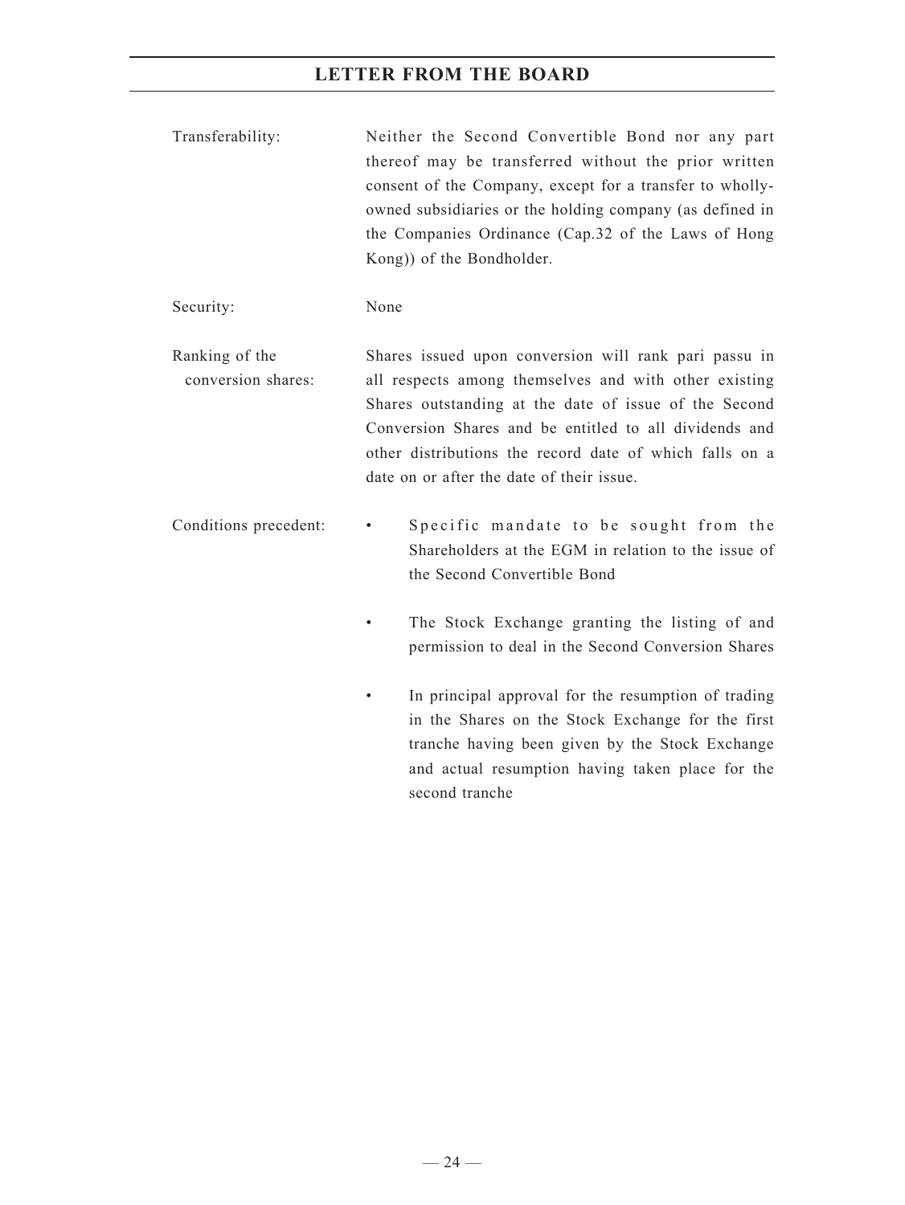| | |
|---|---|
| Transferability: | Neither the Second Convertible Bond nor any part thereof may be transferred without the prior written consent of the Company, except for a transfer to wholly-owned subsidiaries or the holding company (as defined in the Companies Ordinance (Cap.32 of the Laws of Hong Kong)) of the Bondholder. |
| Security: | None |
| Ranking of the conversion shares: | Shares issued upon conversion will rank pari passu in all respects among themselves and with other existing Shares outstanding at the date of issue of the Second Conversion Shares and be entitled to all dividends and other distributions the record date of which falls on a date on or after the date of their issue. |
| Conditions precedent: | • Specific mandate to be sought from the Shareholders at the EGM in relation to the issue of the Second Convertible Bond<br>• The Stock Exchange granting the listing of and permission to deal in the Second Conversion Shares<br>• In principal approval for the resumption of trading in the Shares on the Stock Exchange for the first tranche having been given by the Stock Exchange and actual resumption having taken place for the second tranche |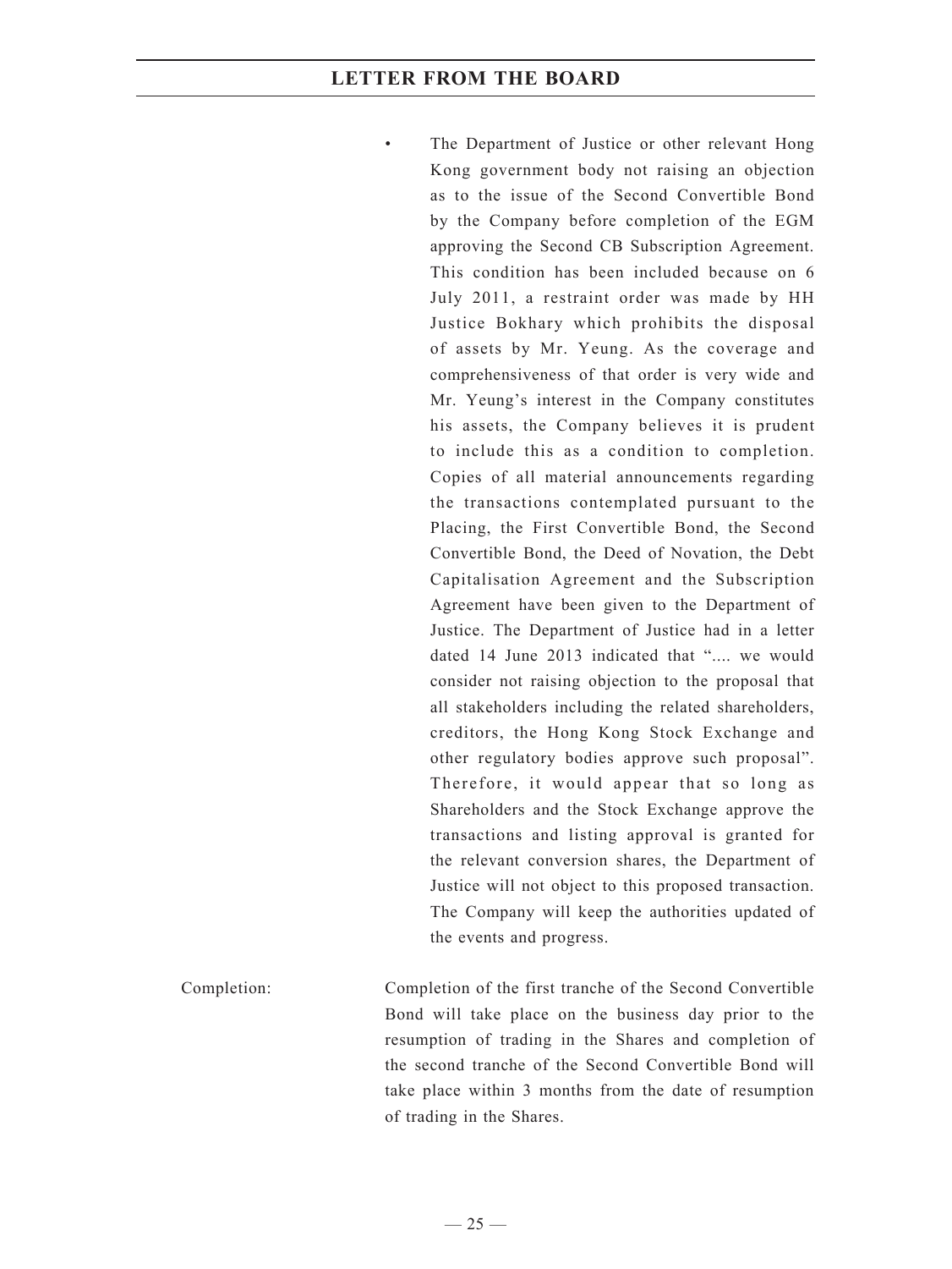- The Department of Justice or other relevant Hong Kong government body not raising an objection as to the issue of the Second Convertible Bond by the Company before completion of the EGM approving the Second CB Subscription Agreement. This condition has been included because on 6 July 2011, a restraint order was made by HH Justice Bokhary which prohibits the disposal of assets by Mr. Yeung. As the coverage and comprehensiveness of that order is very wide and Mr. Yeung's interest in the Company constitutes his assets, the Company believes it is prudent to include this as a condition to completion. Copies of all material announcements regarding the transactions contemplated pursuant to the Placing, the First Convertible Bond, the Second Convertible Bond, the Deed of Novation, the Debt Capitalisation Agreement and the Subscription Agreement have been given to the Department of Justice. The Department of Justice had in a letter dated 14 June 2013 indicated that ".... we would consider not raising objection to the proposal that all stakeholders including the related shareholders, creditors, the Hong Kong Stock Exchange and other regulatory bodies approve such proposal". Therefore, it would appear that so long as Shareholders and the Stock Exchange approve the transactions and listing approval is granted for the relevant conversion shares, the Department of Justice will not object to this proposed transaction. The Company will keep the authorities updated of the events and progress.

Completion: Completion of the first tranche of the Second Convertible Bond will take place on the business day prior to the resumption of trading in the Shares and completion of the second tranche of the Second Convertible Bond will take place within 3 months from the date of resumption of trading in the Shares.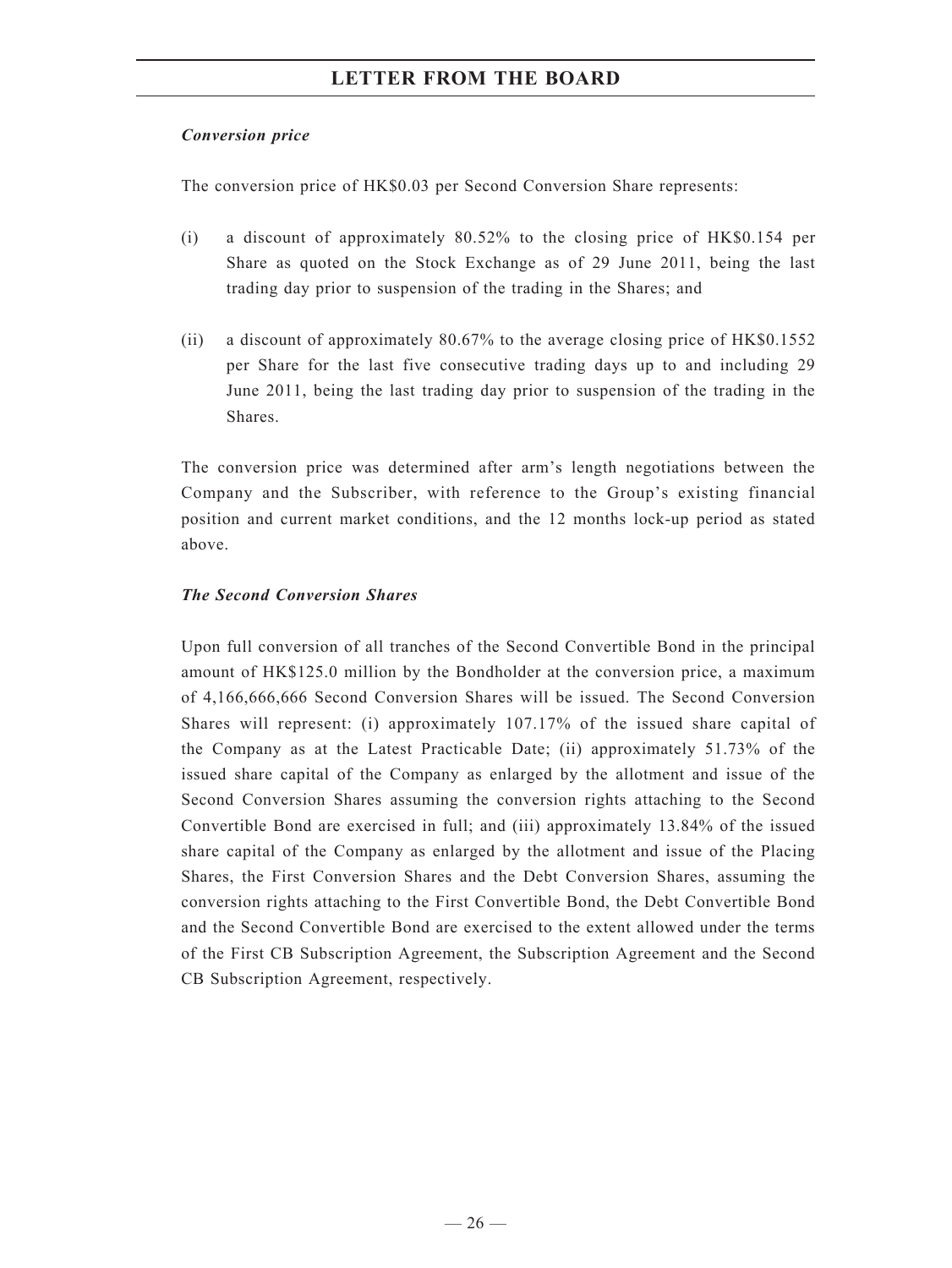*Conversion price*

The conversion price of HK$0.03 per Second Conversion Share represents:

(i) a discount of approximately 80.52% to the closing price of HK$0.154 per Share as quoted on the Stock Exchange as of 29 June 2011, being the last trading day prior to suspension of the trading in the Shares; and

(ii) a discount of approximately 80.67% to the average closing price of HK$0.1552 per Share for the last five consecutive trading days up to and including 29 June 2011, being the last trading day prior to suspension of the trading in the Shares.

The conversion price was determined after arm's length negotiations between the Company and the Subscriber, with reference to the Group's existing financial position and current market conditions, and the 12 months lock-up period as stated above.

*The Second Conversion Shares*

Upon full conversion of all tranches of the Second Convertible Bond in the principal amount of HK$125.0 million by the Bondholder at the conversion price, a maximum of 4,166,666,666 Second Conversion Shares will be issued. The Second Conversion Shares will represent: (i) approximately 107.17% of the issued share capital of the Company as at the Latest Practicable Date; (ii) approximately 51.73% of the issued share capital of the Company as enlarged by the allotment and issue of the Second Conversion Shares assuming the conversion rights attaching to the Second Convertible Bond are exercised in full; and (iii) approximately 13.84% of the issued share capital of the Company as enlarged by the allotment and issue of the Placing Shares, the First Conversion Shares and the Debt Conversion Shares, assuming the conversion rights attaching to the First Convertible Bond, the Debt Convertible Bond and the Second Convertible Bond are exercised to the extent allowed under the terms of the First CB Subscription Agreement, the Subscription Agreement and the Second CB Subscription Agreement, respectively.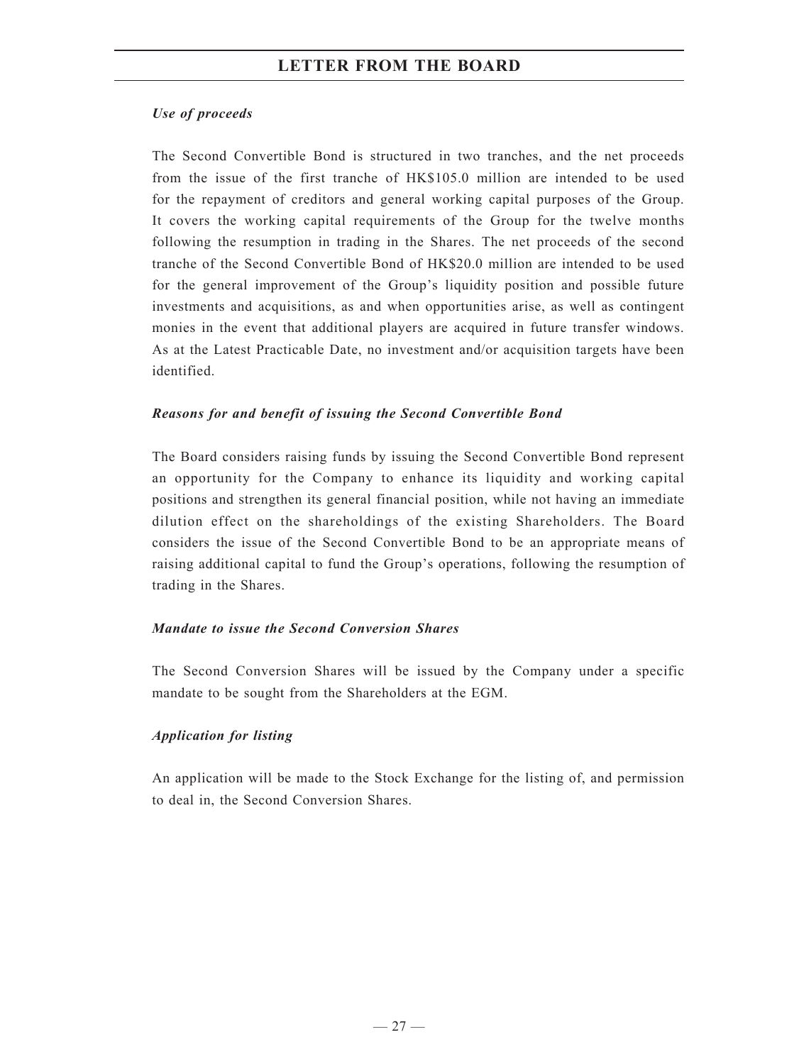*Use of proceeds*

The Second Convertible Bond is structured in two tranches, and the net proceeds from the issue of the first tranche of HK$105.0 million are intended to be used for the repayment of creditors and general working capital purposes of the Group. It covers the working capital requirements of the Group for the twelve months following the resumption in trading in the Shares. The net proceeds of the second tranche of the Second Convertible Bond of HK$20.0 million are intended to be used for the general improvement of the Group's liquidity position and possible future investments and acquisitions, as and when opportunities arise, as well as contingent monies in the event that additional players are acquired in future transfer windows. As at the Latest Practicable Date, no investment and/or acquisition targets have been identified.

*Reasons for and benefit of issuing the Second Convertible Bond*

The Board considers raising funds by issuing the Second Convertible Bond represent an opportunity for the Company to enhance its liquidity and working capital positions and strengthen its general financial position, while not having an immediate dilution effect on the shareholdings of the existing Shareholders. The Board considers the issue of the Second Convertible Bond to be an appropriate means of raising additional capital to fund the Group's operations, following the resumption of trading in the Shares.

*Mandate to issue the Second Conversion Shares*

The Second Conversion Shares will be issued by the Company under a specific mandate to be sought from the Shareholders at the EGM.

*Application for listing*

An application will be made to the Stock Exchange for the listing of, and permission to deal in, the Second Conversion Shares.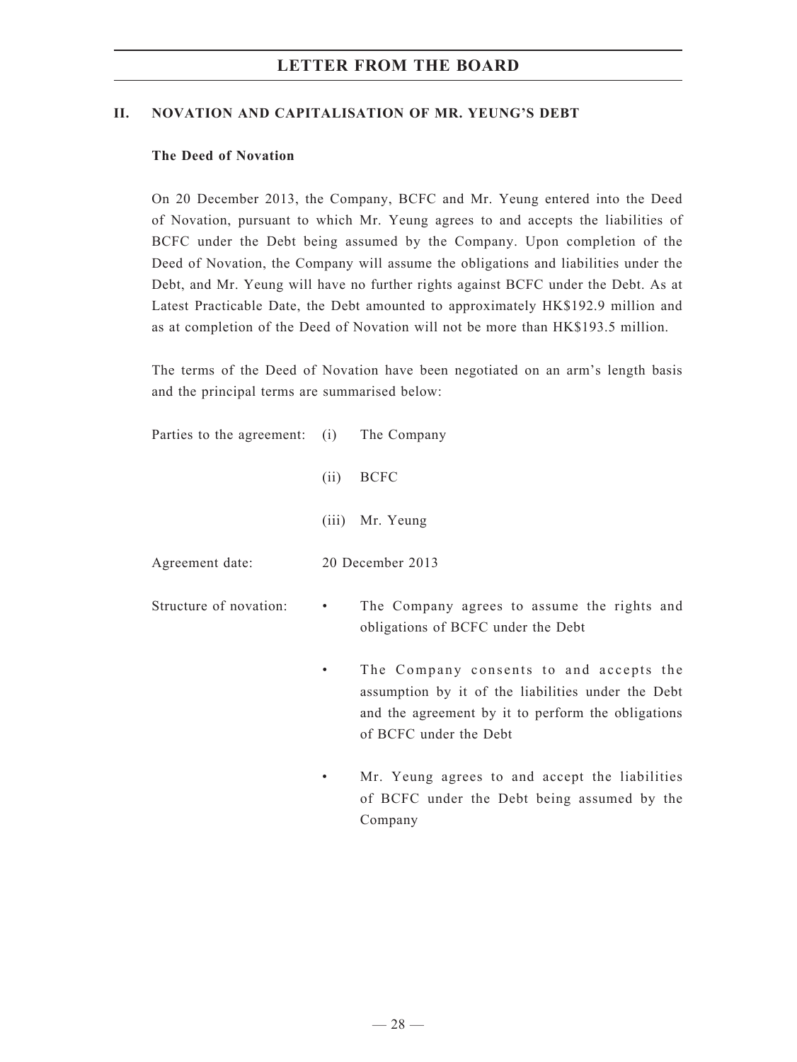## II. NOVATION AND CAPITALISATION OF MR. YEUNG'S DEBT

### The Deed of Novation

On 20 December 2013, the Company, BCFC and Mr. Yeung entered into the Deed of Novation, pursuant to which Mr. Yeung agrees to and accepts the liabilities of BCFC under the Debt being assumed by the Company. Upon completion of the Deed of Novation, the Company will assume the obligations and liabilities under the Debt, and Mr. Yeung will have no further rights against BCFC under the Debt. As at Latest Practicable Date, the Debt amounted to approximately HK$192.9 million and as at completion of the Deed of Novation will not be more than HK$193.5 million.

The terms of the Deed of Novation have been negotiated on an arm's length basis and the principal terms are summarised below:

Parties to the agreement:
- (i) The Company
- (ii) BCFC
- (iii) Mr. Yeung

Agreement date: 20 December 2013

Structure of novation:
- The Company agrees to assume the rights and obligations of BCFC under the Debt
- The Company consents to and accepts the assumption by it of the liabilities under the Debt and the agreement by it to perform the obligations of BCFC under the Debt
- Mr. Yeung agrees to and accept the liabilities of BCFC under the Debt being assumed by the Company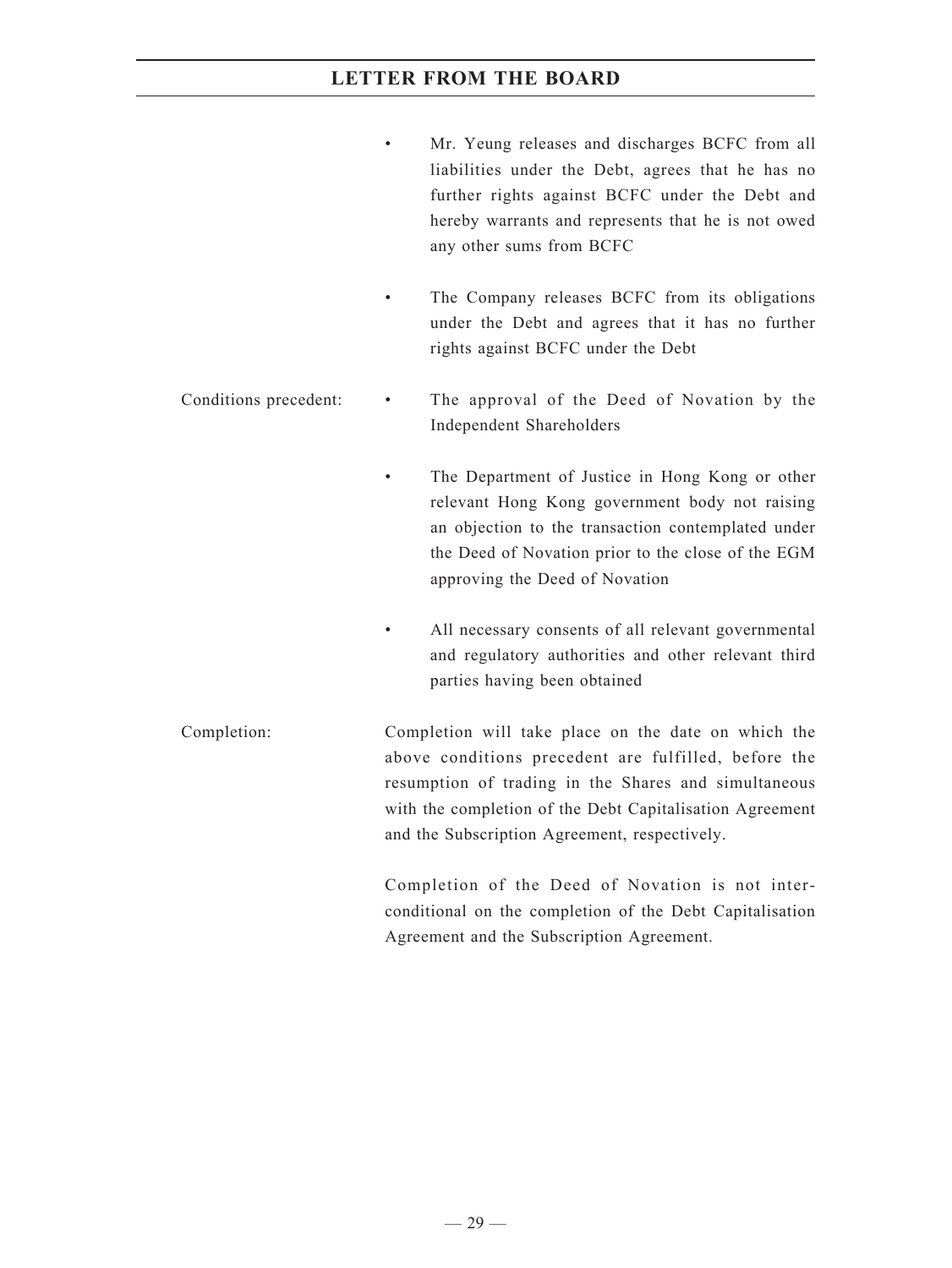- Mr. Yeung releases and discharges BCFC from all liabilities under the Debt, agrees that he has no further rights against BCFC under the Debt and hereby warrants and represents that he is not owed any other sums from BCFC

- The Company releases BCFC from its obligations under the Debt and agrees that it has no further rights against BCFC under the Debt

Conditions precedent:

- The approval of the Deed of Novation by the Independent Shareholders

- The Department of Justice in Hong Kong or other relevant Hong Kong government body not raising an objection to the transaction contemplated under the Deed of Novation prior to the close of the EGM approving the Deed of Novation

- All necessary consents of all relevant governmental and regulatory authorities and other relevant third parties having been obtained

Completion: Completion will take place on the date on which the above conditions precedent are fulfilled, before the resumption of trading in the Shares and simultaneous with the completion of the Debt Capitalisation Agreement and the Subscription Agreement, respectively.

Completion of the Deed of Novation is not inter-conditional on the completion of the Debt Capitalisation Agreement and the Subscription Agreement.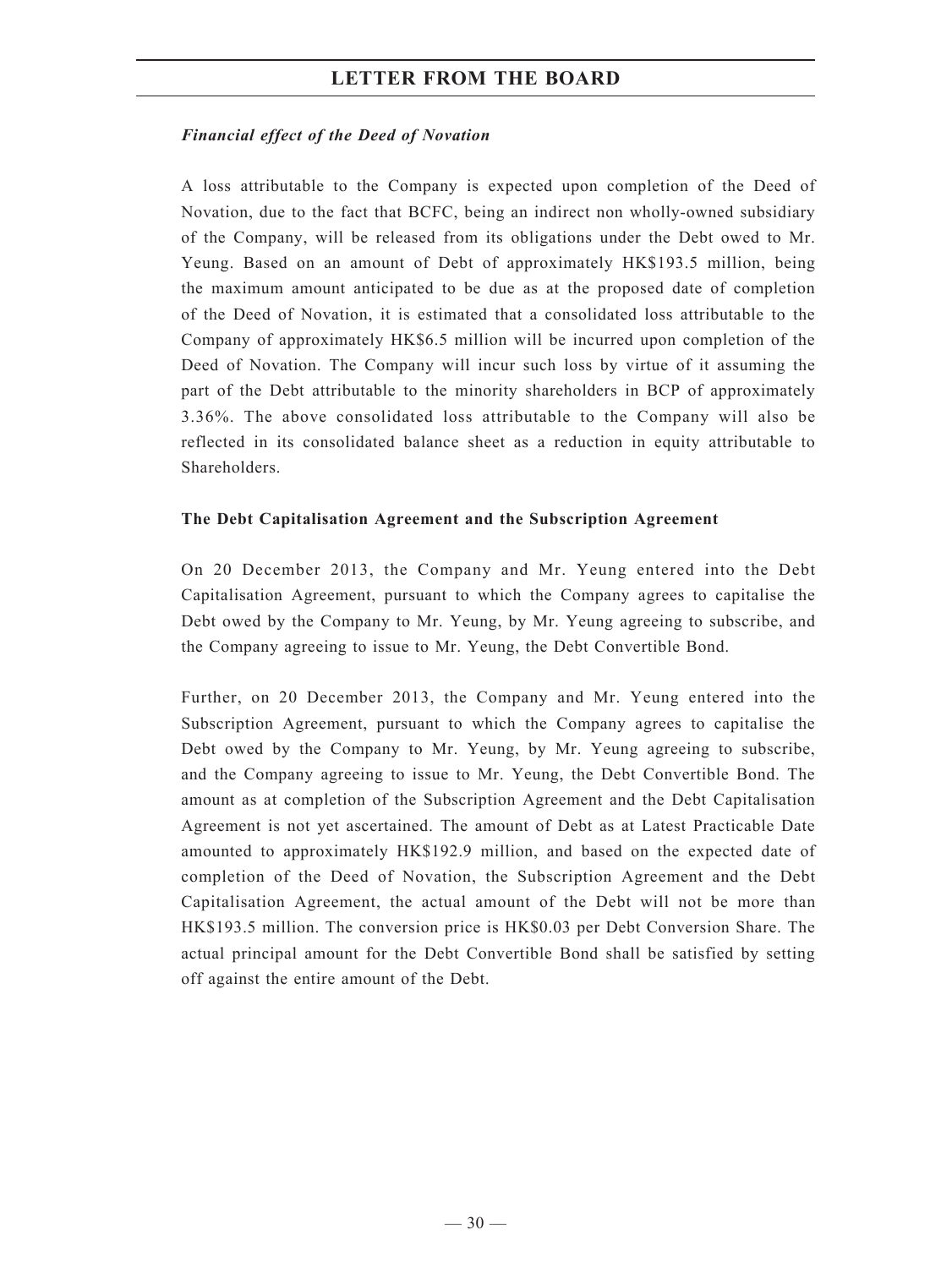*Financial effect of the Deed of Novation*

A loss attributable to the Company is expected upon completion of the Deed of Novation, due to the fact that BCFC, being an indirect non wholly-owned subsidiary of the Company, will be released from its obligations under the Debt owed to Mr. Yeung. Based on an amount of Debt of approximately HK$193.5 million, being the maximum amount anticipated to be due as at the proposed date of completion of the Deed of Novation, it is estimated that a consolidated loss attributable to the Company of approximately HK$6.5 million will be incurred upon completion of the Deed of Novation. The Company will incur such loss by virtue of it assuming the part of the Debt attributable to the minority shareholders in BCP of approximately 3.36%. The above consolidated loss attributable to the Company will also be reflected in its consolidated balance sheet as a reduction in equity attributable to Shareholders.

**The Debt Capitalisation Agreement and the Subscription Agreement**

On 20 December 2013, the Company and Mr. Yeung entered into the Debt Capitalisation Agreement, pursuant to which the Company agrees to capitalise the Debt owed by the Company to Mr. Yeung, by Mr. Yeung agreeing to subscribe, and the Company agreeing to issue to Mr. Yeung, the Debt Convertible Bond.

Further, on 20 December 2013, the Company and Mr. Yeung entered into the Subscription Agreement, pursuant to which the Company agrees to capitalise the Debt owed by the Company to Mr. Yeung, by Mr. Yeung agreeing to subscribe, and the Company agreeing to issue to Mr. Yeung, the Debt Convertible Bond. The amount as at completion of the Subscription Agreement and the Debt Capitalisation Agreement is not yet ascertained. The amount of Debt as at Latest Practicable Date amounted to approximately HK$192.9 million, and based on the expected date of completion of the Deed of Novation, the Subscription Agreement and the Debt Capitalisation Agreement, the actual amount of the Debt will not be more than HK$193.5 million. The conversion price is HK$0.03 per Debt Conversion Share. The actual principal amount for the Debt Convertible Bond shall be satisfied by setting off against the entire amount of the Debt.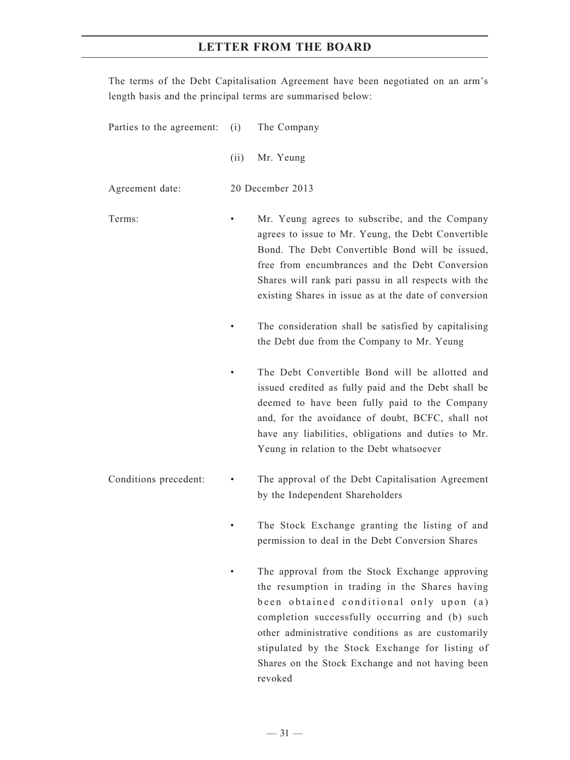The terms of the Debt Capitalisation Agreement have been negotiated on an arm's length basis and the principal terms are summarised below:

Parties to the agreement:

(i) The Company

(ii) Mr. Yeung

Agreement date: 20 December 2013

Terms:

- Mr. Yeung agrees to subscribe, and the Company agrees to issue to Mr. Yeung, the Debt Convertible Bond. The Debt Convertible Bond will be issued, free from encumbrances and the Debt Conversion Shares will rank pari passu in all respects with the existing Shares in issue as at the date of conversion
- The consideration shall be satisfied by capitalising the Debt due from the Company to Mr. Yeung
- The Debt Convertible Bond will be allotted and issued credited as fully paid and the Debt shall be deemed to have been fully paid to the Company and, for the avoidance of doubt, BCFC, shall not have any liabilities, obligations and duties to Mr. Yeung in relation to the Debt whatsoever

Conditions precedent:

- The approval of the Debt Capitalisation Agreement by the Independent Shareholders
- The Stock Exchange granting the listing of and permission to deal in the Debt Conversion Shares
- The approval from the Stock Exchange approving the resumption in trading in the Shares having been obtained conditional only upon (a) completion successfully occurring and (b) such other administrative conditions as are customarily stipulated by the Stock Exchange for listing of Shares on the Stock Exchange and not having been revoked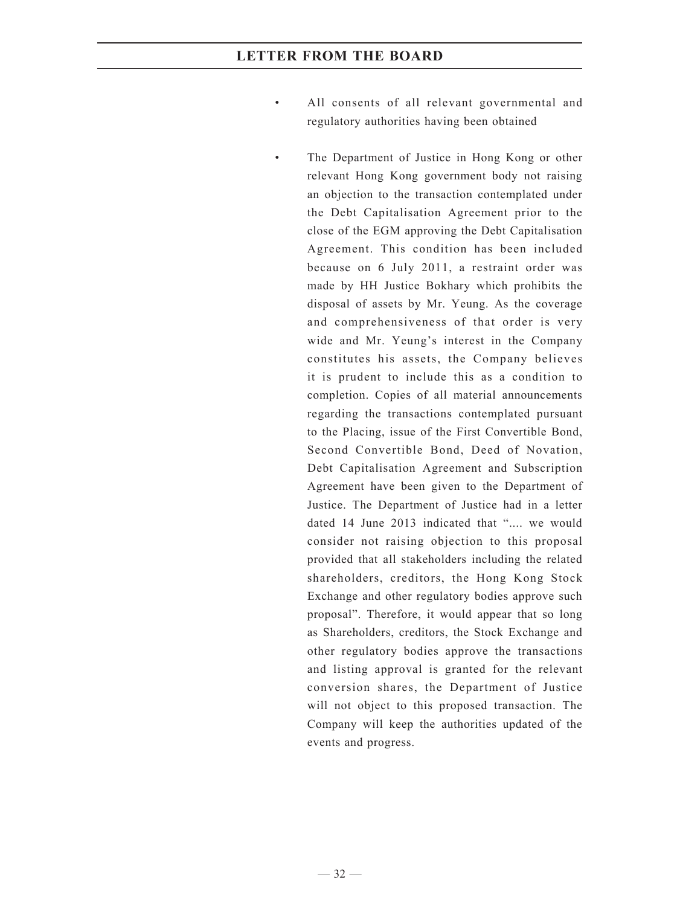- All consents of all relevant governmental and regulatory authorities having been obtained

- The Department of Justice in Hong Kong or other relevant Hong Kong government body not raising an objection to the transaction contemplated under the Debt Capitalisation Agreement prior to the close of the EGM approving the Debt Capitalisation Agreement. This condition has been included because on 6 July 2011, a restraint order was made by HH Justice Bokhary which prohibits the disposal of assets by Mr. Yeung. As the coverage and comprehensiveness of that order is very wide and Mr. Yeung's interest in the Company constitutes his assets, the Company believes it is prudent to include this as a condition to completion. Copies of all material announcements regarding the transactions contemplated pursuant to the Placing, issue of the First Convertible Bond, Second Convertible Bond, Deed of Novation, Debt Capitalisation Agreement and Subscription Agreement have been given to the Department of Justice. The Department of Justice had in a letter dated 14 June 2013 indicated that ".... we would consider not raising objection to this proposal provided that all stakeholders including the related shareholders, creditors, the Hong Kong Stock Exchange and other regulatory bodies approve such proposal". Therefore, it would appear that so long as Shareholders, creditors, the Stock Exchange and other regulatory bodies approve the transactions and listing approval is granted for the relevant conversion shares, the Department of Justice will not object to this proposed transaction. The Company will keep the authorities updated of the events and progress.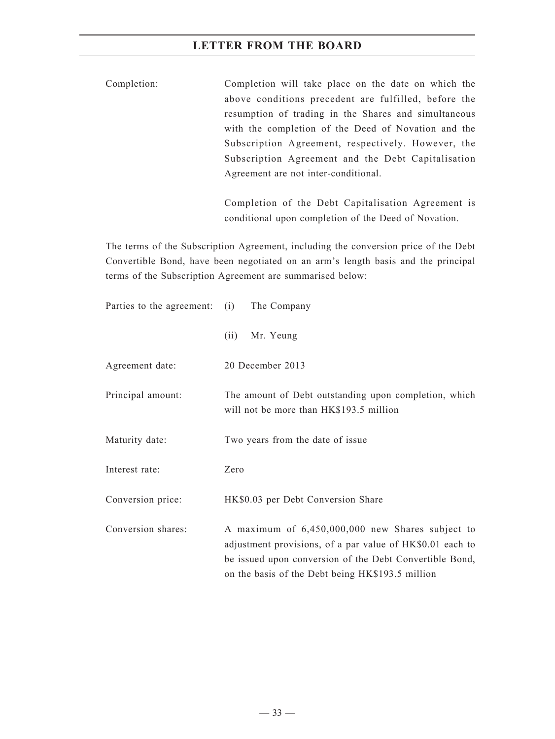| | |
|---|---|
| Completion: | Completion will take place on the date on which the above conditions precedent are fulfilled, before the resumption of trading in the Shares and simultaneous with the completion of the Deed of Novation and the Subscription Agreement, respectively. However, the Subscription Agreement and the Debt Capitalisation Agreement are not inter-conditional.<br><br>Completion of the Debt Capitalisation Agreement is conditional upon completion of the Deed of Novation. |

The terms of the Subscription Agreement, including the conversion price of the Debt Convertible Bond, have been negotiated on an arm's length basis and the principal terms of the Subscription Agreement are summarised below:

| | |
|---|---|
| Parties to the agreement: | (i) The Company<br><br>(ii) Mr. Yeung |
| Agreement date: | 20 December 2013 |
| Principal amount: | The amount of Debt outstanding upon completion, which will not be more than HK$193.5 million |
| Maturity date: | Two years from the date of issue |
| Interest rate: | Zero |
| Conversion price: | HK$0.03 per Debt Conversion Share |
| Conversion shares: | A maximum of 6,450,000,000 new Shares subject to adjustment provisions, of a par value of HK$0.01 each to be issued upon conversion of the Debt Convertible Bond, on the basis of the Debt being HK$193.5 million |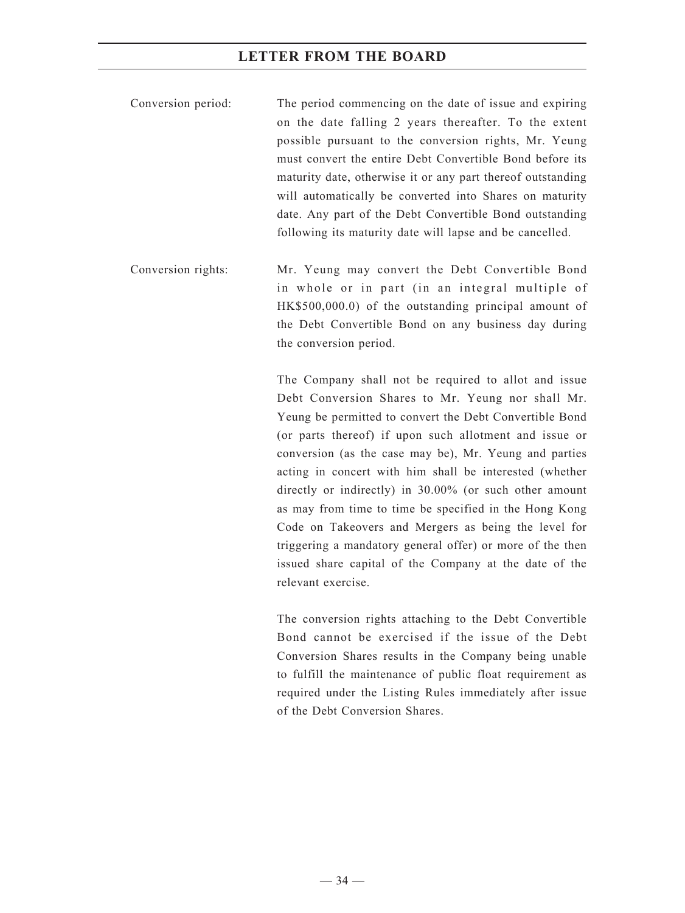| | |
|---|---|
| Conversion period: | The period commencing on the date of issue and expiring on the date falling 2 years thereafter. To the extent possible pursuant to the conversion rights, Mr. Yeung must convert the entire Debt Convertible Bond before its maturity date, otherwise it or any part thereof outstanding will automatically be converted into Shares on maturity date. Any part of the Debt Convertible Bond outstanding following its maturity date will lapse and be cancelled. |
| Conversion rights: | Mr. Yeung may convert the Debt Convertible Bond in whole or in part (in an integral multiple of HK$500,000.0) of the outstanding principal amount of the Debt Convertible Bond on any business day during the conversion period.<br><br>The Company shall not be required to allot and issue Debt Conversion Shares to Mr. Yeung nor shall Mr. Yeung be permitted to convert the Debt Convertible Bond (or parts thereof) if upon such allotment and issue or conversion (as the case may be), Mr. Yeung and parties acting in concert with him shall be interested (whether directly or indirectly) in 30.00% (or such other amount as may from time to time be specified in the Hong Kong Code on Takeovers and Mergers as being the level for triggering a mandatory general offer) or more of the then issued share capital of the Company at the date of the relevant exercise.<br><br>The conversion rights attaching to the Debt Convertible Bond cannot be exercised if the issue of the Debt Conversion Shares results in the Company being unable to fulfill the maintenance of public float requirement as required under the Listing Rules immediately after issue of the Debt Conversion Shares. |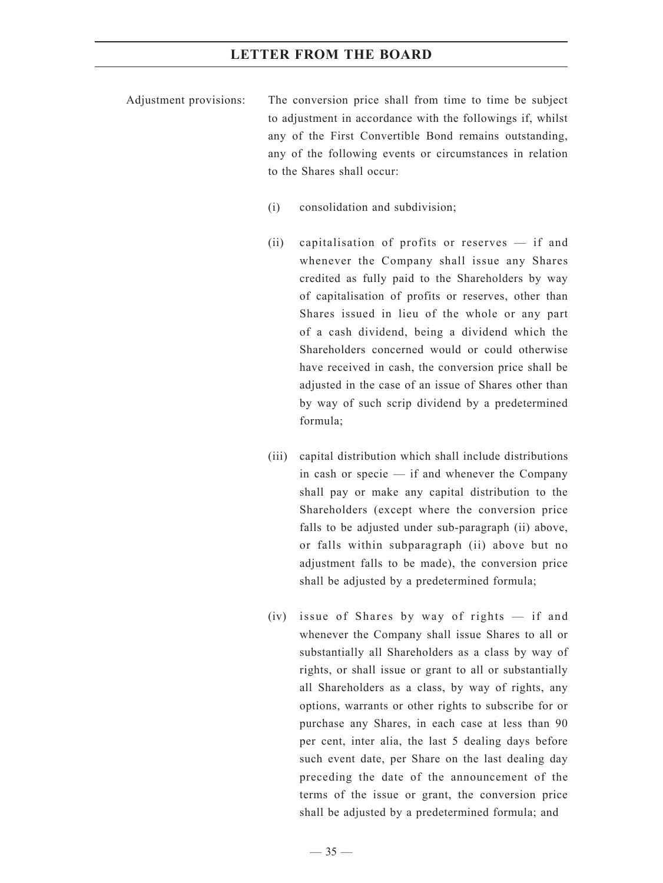Adjustment provisions: The conversion price shall from time to time be subject to adjustment in accordance with the followings if, whilst any of the First Convertible Bond remains outstanding, any of the following events or circumstances in relation to the Shares shall occur:

(i) consolidation and subdivision;

(ii) capitalisation of profits or reserves — if and whenever the Company shall issue any Shares credited as fully paid to the Shareholders by way of capitalisation of profits or reserves, other than Shares issued in lieu of the whole or any part of a cash dividend, being a dividend which the Shareholders concerned would or could otherwise have received in cash, the conversion price shall be adjusted in the case of an issue of Shares other than by way of such scrip dividend by a predetermined formula;

(iii) capital distribution which shall include distributions in cash or specie — if and whenever the Company shall pay or make any capital distribution to the Shareholders (except where the conversion price falls to be adjusted under sub-paragraph (ii) above, or falls within subparagraph (ii) above but no adjustment falls to be made), the conversion price shall be adjusted by a predetermined formula;

(iv) issue of Shares by way of rights — if and whenever the Company shall issue Shares to all or substantially all Shareholders as a class by way of rights, or shall issue or grant to all or substantially all Shareholders as a class, by way of rights, any options, warrants or other rights to subscribe for or purchase any Shares, in each case at less than 90 per cent, inter alia, the last 5 dealing days before such event date, per Share on the last dealing day preceding the date of the announcement of the terms of the issue or grant, the conversion price shall be adjusted by a predetermined formula; and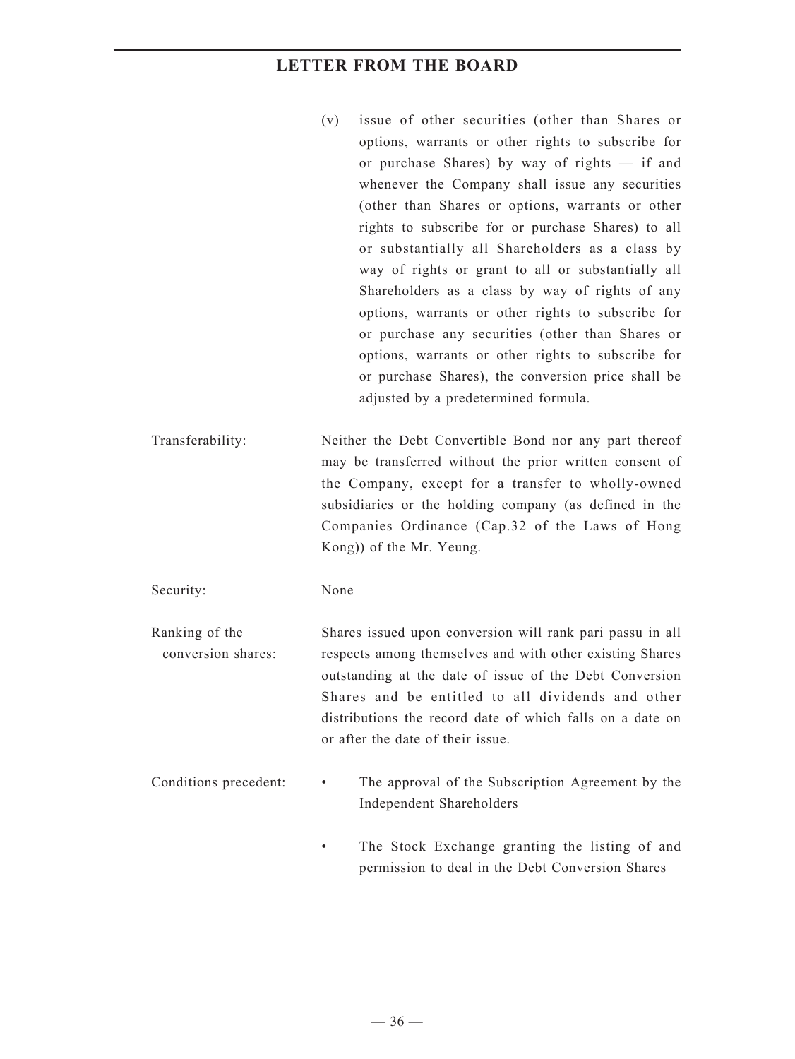(v) issue of other securities (other than Shares or options, warrants or other rights to subscribe for or purchase Shares) by way of rights — if and whenever the Company shall issue any securities (other than Shares or options, warrants or other rights to subscribe for or purchase Shares) to all or substantially all Shareholders as a class by way of rights or grant to all or substantially all Shareholders as a class by way of rights of any options, warrants or other rights to subscribe for or purchase any securities (other than Shares or options, warrants or other rights to subscribe for or purchase Shares), the conversion price shall be adjusted by a predetermined formula.

| | |
|---|---|
| Transferability: | Neither the Debt Convertible Bond nor any part thereof may be transferred without the prior written consent of the Company, except for a transfer to wholly-owned subsidiaries or the holding company (as defined in the Companies Ordinance (Cap.32 of the Laws of Hong Kong)) of the Mr. Yeung. |
| Security: | None |
| Ranking of the conversion shares: | Shares issued upon conversion will rank pari passu in all respects among themselves and with other existing Shares outstanding at the date of issue of the Debt Conversion Shares and be entitled to all dividends and other distributions the record date of which falls on a date on or after the date of their issue. |
| Conditions precedent: | • The approval of the Subscription Agreement by the Independent Shareholders<br>• The Stock Exchange granting the listing of and permission to deal in the Debt Conversion Shares |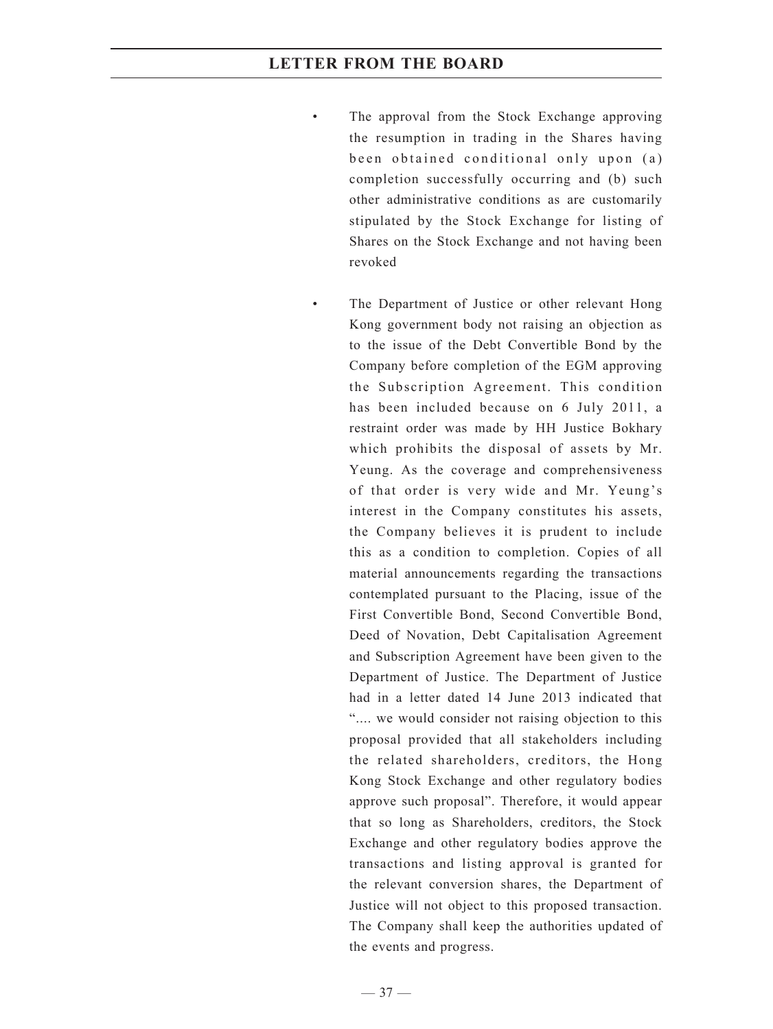- The approval from the Stock Exchange approving the resumption in trading in the Shares having been obtained conditional only upon (a) completion successfully occurring and (b) such other administrative conditions as are customarily stipulated by the Stock Exchange for listing of Shares on the Stock Exchange and not having been revoked

- The Department of Justice or other relevant Hong Kong government body not raising an objection as to the issue of the Debt Convertible Bond by the Company before completion of the EGM approving the Subscription Agreement. This condition has been included because on 6 July 2011, a restraint order was made by HH Justice Bokhary which prohibits the disposal of assets by Mr. Yeung. As the coverage and comprehensiveness of that order is very wide and Mr. Yeung's interest in the Company constitutes his assets, the Company believes it is prudent to include this as a condition to completion. Copies of all material announcements regarding the transactions contemplated pursuant to the Placing, issue of the First Convertible Bond, Second Convertible Bond, Deed of Novation, Debt Capitalisation Agreement and Subscription Agreement have been given to the Department of Justice. The Department of Justice had in a letter dated 14 June 2013 indicated that ".... we would consider not raising objection to this proposal provided that all stakeholders including the related shareholders, creditors, the Hong Kong Stock Exchange and other regulatory bodies approve such proposal". Therefore, it would appear that so long as Shareholders, creditors, the Stock Exchange and other regulatory bodies approve the transactions and listing approval is granted for the relevant conversion shares, the Department of Justice will not object to this proposed transaction. The Company shall keep the authorities updated of the events and progress.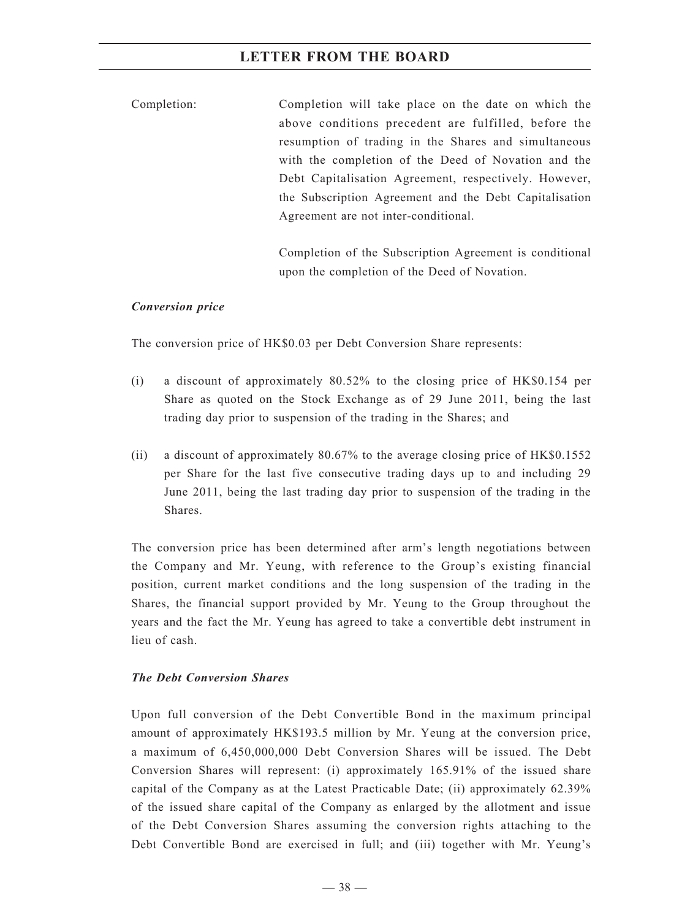Completion: Completion will take place on the date on which the above conditions precedent are fulfilled, before the resumption of trading in the Shares and simultaneous with the completion of the Deed of Novation and the Debt Capitalisation Agreement, respectively. However, the Subscription Agreement and the Debt Capitalisation Agreement are not inter-conditional.

Completion of the Subscription Agreement is conditional upon the completion of the Deed of Novation.

***Conversion price***

The conversion price of HK$0.03 per Debt Conversion Share represents:

(i) a discount of approximately 80.52% to the closing price of HK$0.154 per Share as quoted on the Stock Exchange as of 29 June 2011, being the last trading day prior to suspension of the trading in the Shares; and

(ii) a discount of approximately 80.67% to the average closing price of HK$0.1552 per Share for the last five consecutive trading days up to and including 29 June 2011, being the last trading day prior to suspension of the trading in the Shares.

The conversion price has been determined after arm's length negotiations between the Company and Mr. Yeung, with reference to the Group's existing financial position, current market conditions and the long suspension of the trading in the Shares, the financial support provided by Mr. Yeung to the Group throughout the years and the fact the Mr. Yeung has agreed to take a convertible debt instrument in lieu of cash.

***The Debt Conversion Shares***

Upon full conversion of the Debt Convertible Bond in the maximum principal amount of approximately HK$193.5 million by Mr. Yeung at the conversion price, a maximum of 6,450,000,000 Debt Conversion Shares will be issued. The Debt Conversion Shares will represent: (i) approximately 165.91% of the issued share capital of the Company as at the Latest Practicable Date; (ii) approximately 62.39% of the issued share capital of the Company as enlarged by the allotment and issue of the Debt Conversion Shares assuming the conversion rights attaching to the Debt Convertible Bond are exercised in full; and (iii) together with Mr. Yeung's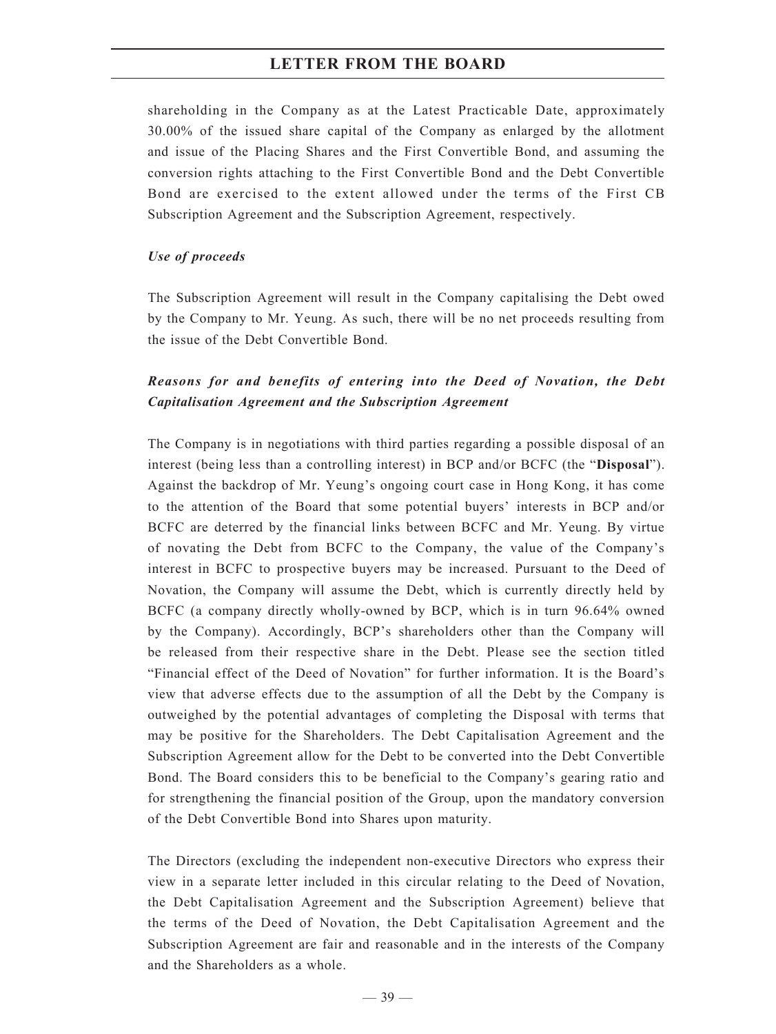shareholding in the Company as at the Latest Practicable Date, approximately 30.00% of the issued share capital of the Company as enlarged by the allotment and issue of the Placing Shares and the First Convertible Bond, and assuming the conversion rights attaching to the First Convertible Bond and the Debt Convertible Bond are exercised to the extent allowed under the terms of the First CB Subscription Agreement and the Subscription Agreement, respectively.

*Use of proceeds*

The Subscription Agreement will result in the Company capitalising the Debt owed by the Company to Mr. Yeung. As such, there will be no net proceeds resulting from the issue of the Debt Convertible Bond.

***Reasons for and benefits of entering into the Deed of Novation, the Debt Capitalisation Agreement and the Subscription Agreement***

The Company is in negotiations with third parties regarding a possible disposal of an interest (being less than a controlling interest) in BCP and/or BCFC (the "**Disposal**"). Against the backdrop of Mr. Yeung's ongoing court case in Hong Kong, it has come to the attention of the Board that some potential buyers' interests in BCP and/or BCFC are deterred by the financial links between BCFC and Mr. Yeung. By virtue of novating the Debt from BCFC to the Company, the value of the Company's interest in BCFC to prospective buyers may be increased. Pursuant to the Deed of Novation, the Company will assume the Debt, which is currently directly held by BCFC (a company directly wholly-owned by BCP, which is in turn 96.64% owned by the Company). Accordingly, BCP's shareholders other than the Company will be released from their respective share in the Debt. Please see the section titled "Financial effect of the Deed of Novation" for further information. It is the Board's view that adverse effects due to the assumption of all the Debt by the Company is outweighed by the potential advantages of completing the Disposal with terms that may be positive for the Shareholders. The Debt Capitalisation Agreement and the Subscription Agreement allow for the Debt to be converted into the Debt Convertible Bond. The Board considers this to be beneficial to the Company's gearing ratio and for strengthening the financial position of the Group, upon the mandatory conversion of the Debt Convertible Bond into Shares upon maturity.

The Directors (excluding the independent non-executive Directors who express their view in a separate letter included in this circular relating to the Deed of Novation, the Debt Capitalisation Agreement and the Subscription Agreement) believe that the terms of the Deed of Novation, the Debt Capitalisation Agreement and the Subscription Agreement are fair and reasonable and in the interests of the Company and the Shareholders as a whole.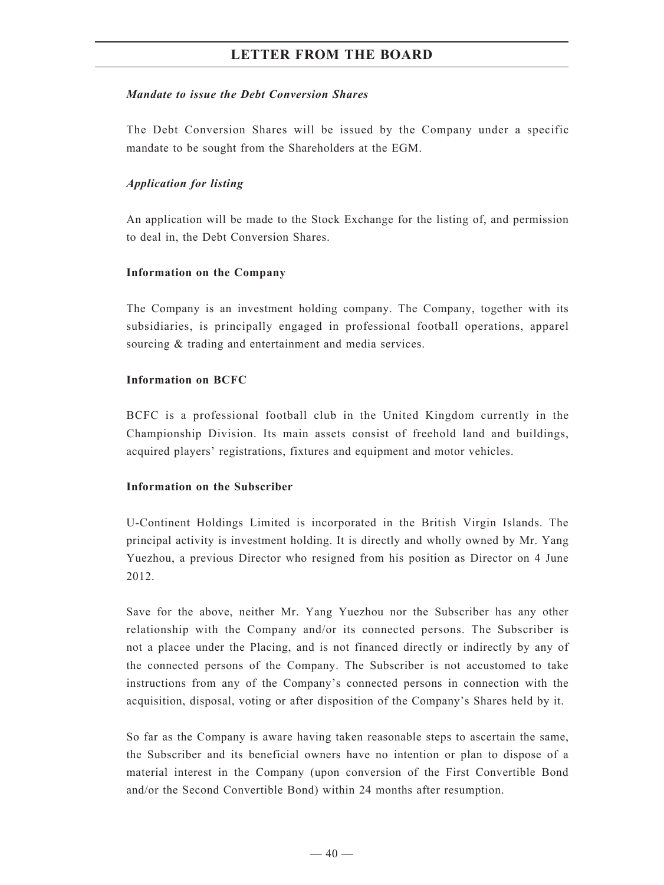***Mandate to issue the Debt Conversion Shares***

The Debt Conversion Shares will be issued by the Company under a specific mandate to be sought from the Shareholders at the EGM.

***Application for listing***

An application will be made to the Stock Exchange for the listing of, and permission to deal in, the Debt Conversion Shares.

**Information on the Company**

The Company is an investment holding company. The Company, together with its subsidiaries, is principally engaged in professional football operations, apparel sourcing & trading and entertainment and media services.

**Information on BCFC**

BCFC is a professional football club in the United Kingdom currently in the Championship Division. Its main assets consist of freehold land and buildings, acquired players' registrations, fixtures and equipment and motor vehicles.

**Information on the Subscriber**

U-Continent Holdings Limited is incorporated in the British Virgin Islands. The principal activity is investment holding. It is directly and wholly owned by Mr. Yang Yuezhou, a previous Director who resigned from his position as Director on 4 June 2012.

Save for the above, neither Mr. Yang Yuezhou nor the Subscriber has any other relationship with the Company and/or its connected persons. The Subscriber is not a placee under the Placing, and is not financed directly or indirectly by any of the connected persons of the Company. The Subscriber is not accustomed to take instructions from any of the Company's connected persons in connection with the acquisition, disposal, voting or after disposition of the Company's Shares held by it.

So far as the Company is aware having taken reasonable steps to ascertain the same, the Subscriber and its beneficial owners have no intention or plan to dispose of a material interest in the Company (upon conversion of the First Convertible Bond and/or the Second Convertible Bond) within 24 months after resumption.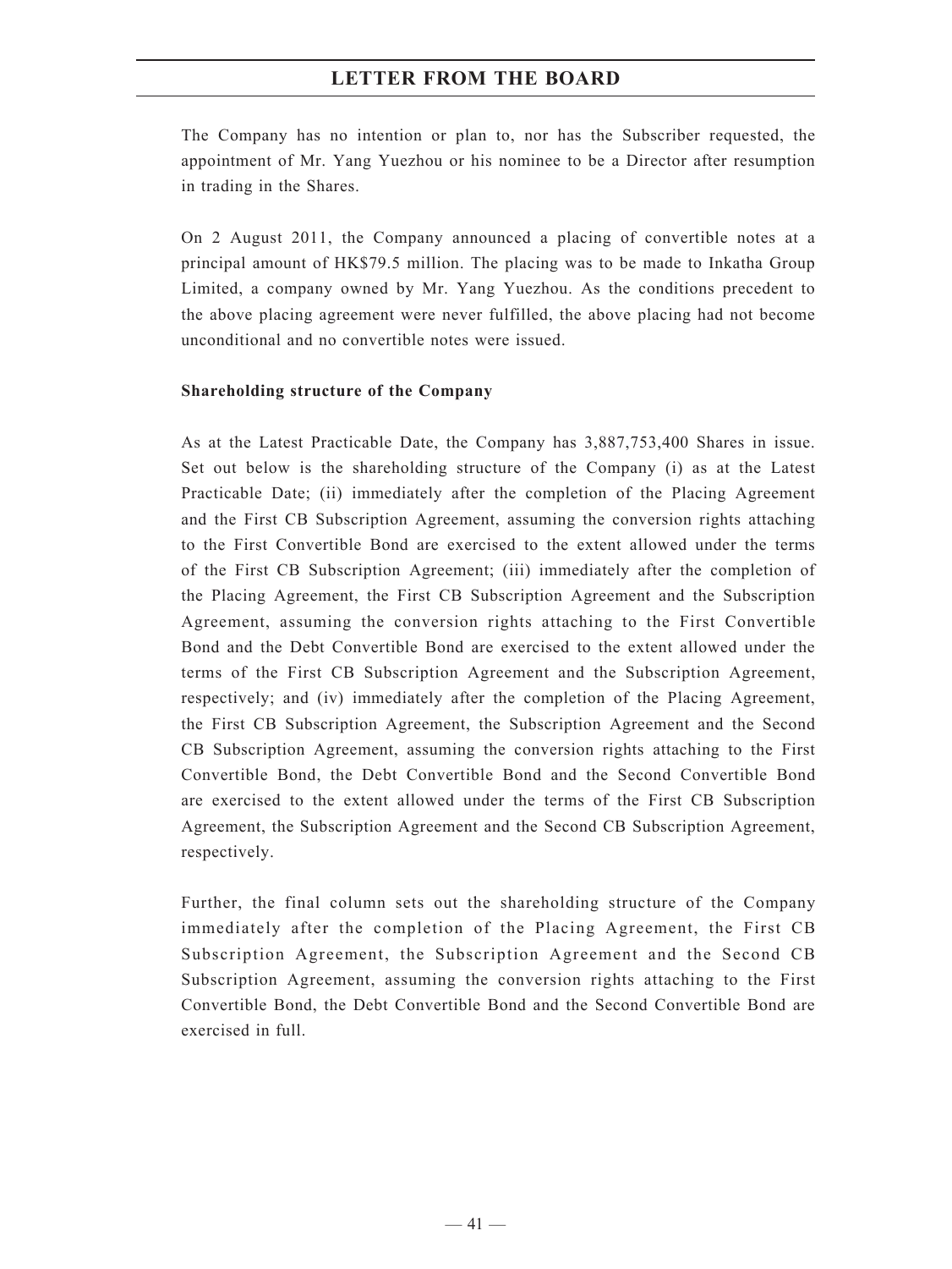The Company has no intention or plan to, nor has the Subscriber requested, the appointment of Mr. Yang Yuezhou or his nominee to be a Director after resumption in trading in the Shares.

On 2 August 2011, the Company announced a placing of convertible notes at a principal amount of HK$79.5 million. The placing was to be made to Inkatha Group Limited, a company owned by Mr. Yang Yuezhou. As the conditions precedent to the above placing agreement were never fulfilled, the above placing had not become unconditional and no convertible notes were issued.

**Shareholding structure of the Company**

As at the Latest Practicable Date, the Company has 3,887,753,400 Shares in issue. Set out below is the shareholding structure of the Company (i) as at the Latest Practicable Date; (ii) immediately after the completion of the Placing Agreement and the First CB Subscription Agreement, assuming the conversion rights attaching to the First Convertible Bond are exercised to the extent allowed under the terms of the First CB Subscription Agreement; (iii) immediately after the completion of the Placing Agreement, the First CB Subscription Agreement and the Subscription Agreement, assuming the conversion rights attaching to the First Convertible Bond and the Debt Convertible Bond are exercised to the extent allowed under the terms of the First CB Subscription Agreement and the Subscription Agreement, respectively; and (iv) immediately after the completion of the Placing Agreement, the First CB Subscription Agreement, the Subscription Agreement and the Second CB Subscription Agreement, assuming the conversion rights attaching to the First Convertible Bond, the Debt Convertible Bond and the Second Convertible Bond are exercised to the extent allowed under the terms of the First CB Subscription Agreement, the Subscription Agreement and the Second CB Subscription Agreement, respectively.

Further, the final column sets out the shareholding structure of the Company immediately after the completion of the Placing Agreement, the First CB Subscription Agreement, the Subscription Agreement and the Second CB Subscription Agreement, assuming the conversion rights attaching to the First Convertible Bond, the Debt Convertible Bond and the Second Convertible Bond are exercised in full.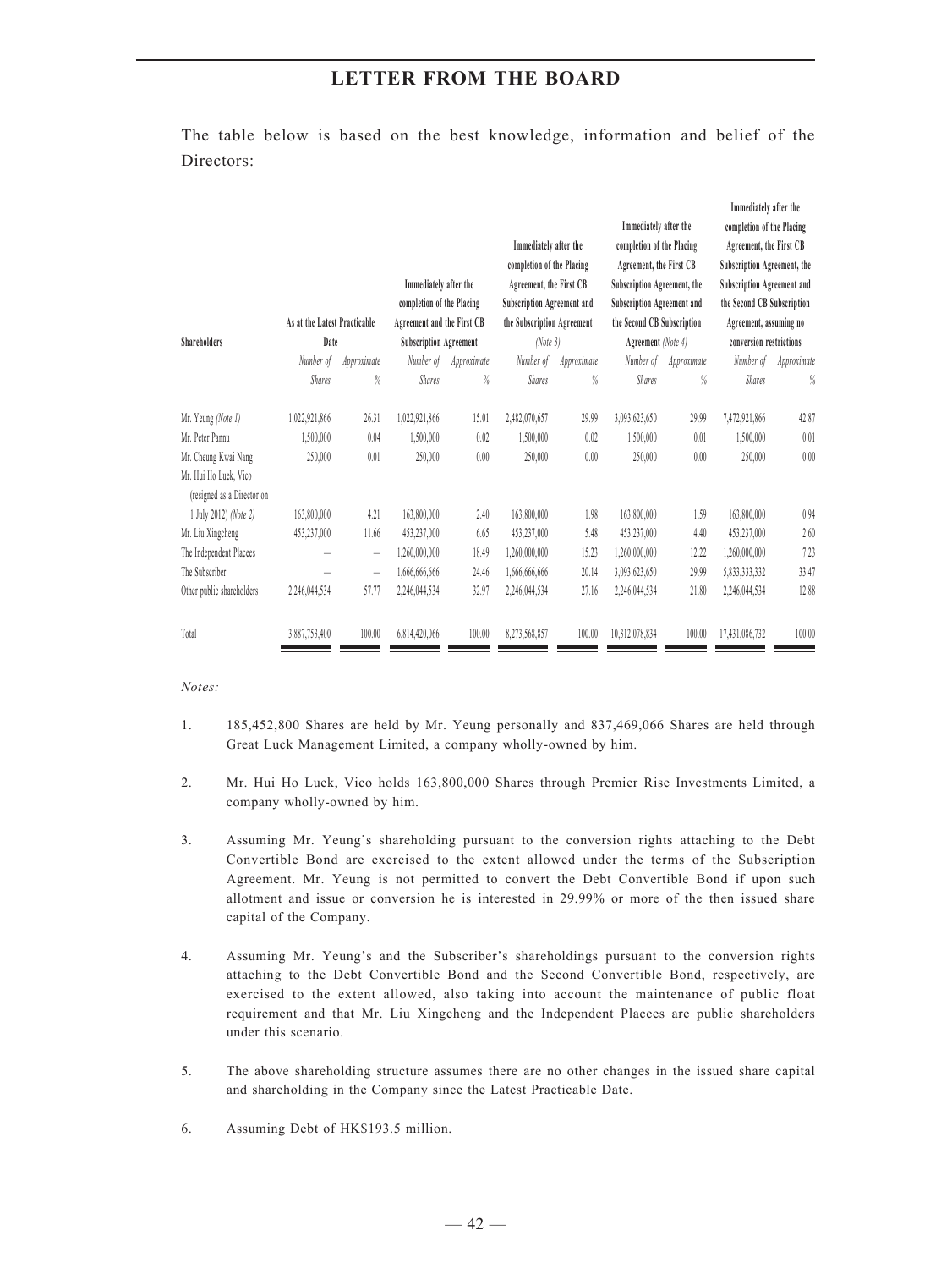The table below is based on the best knowledge, information and belief of the Directors:

| Shareholders | As at the Latest Practicable Date | | Immediately after the completion of the Placing Agreement and the First CB Subscription Agreement | | Immediately after the completion of the Placing Agreement, the First CB Subscription Agreement and the Subscription Agreement *(Note 3)* | | Immediately after the completion of the Placing Agreement, the First CB Subscription Agreement, the Subscription Agreement and the Second CB Subscription Agreement *(Note 4)* | | Immediately after the completion of the Placing Agreement, the First CB Subscription Agreement, the Subscription Agreement and the Second CB Subscription Agreement, assuming no conversion restrictions | |
|---|---|---|---|---|---|---|---|---|---|---|
| | *Number of Shares* | *Approximate %* | *Number of Shares* | *Approximate %* | *Number of Shares* | *Approximate %* | *Number of Shares* | *Approximate %* | *Number of Shares* | *Approximate %* |
| Mr. Yeung *(Note 1)* | 1,022,921,866 | 26.31 | 1,022,921,866 | 15.01 | 2,482,070,657 | 29.99 | 3,093,623,650 | 29.99 | 7,472,921,866 | 42.87 |
| Mr. Peter Pannu | 1,500,000 | 0.04 | 1,500,000 | 0.02 | 1,500,000 | 0.02 | 1,500,000 | 0.01 | 1,500,000 | 0.01 |
| Mr. Cheung Kwai Nang | 250,000 | 0.01 | 250,000 | 0.00 | 250,000 | 0.00 | 250,000 | 0.00 | 250,000 | 0.00 |
| Mr. Hui Ho Luek, Vico (resigned as a Director on 1 July 2012) *(Note 2)* | 163,800,000 | 4.21 | 163,800,000 | 2.40 | 163,800,000 | 1.98 | 163,800,000 | 1.59 | 163,800,000 | 0.94 |
| Mr. Liu Xingcheng | 453,237,000 | 11.66 | 453,237,000 | 6.65 | 453,237,000 | 5.48 | 453,237,000 | 4.40 | 453,237,000 | 2.60 |
| The Independent Placees | – | – | 1,260,000,000 | 18.49 | 1,260,000,000 | 15.23 | 1,260,000,000 | 12.22 | 1,260,000,000 | 7.23 |
| The Subscriber | – | – | 1,666,666,666 | 24.46 | 1,666,666,666 | 20.14 | 3,093,623,650 | 29.99 | 5,833,333,332 | 33.47 |
| Other public shareholders | 2,246,044,534 | 57.77 | 2,246,044,534 | 32.97 | 2,246,044,534 | 27.16 | 2,246,044,534 | 21.80 | 2,246,044,534 | 12.88 |
| Total | 3,887,753,400 | 100.00 | 6,814,420,066 | 100.00 | 8,273,568,857 | 100.00 | 10,312,078,834 | 100.00 | 17,431,086,732 | 100.00 |

*Notes:*

1. 185,452,800 Shares are held by Mr. Yeung personally and 837,469,066 Shares are held through Great Luck Management Limited, a company wholly-owned by him.

2. Mr. Hui Ho Luek, Vico holds 163,800,000 Shares through Premier Rise Investments Limited, a company wholly-owned by him.

3. Assuming Mr. Yeung's shareholding pursuant to the conversion rights attaching to the Debt Convertible Bond are exercised to the extent allowed under the terms of the Subscription Agreement. Mr. Yeung is not permitted to convert the Debt Convertible Bond if upon such allotment and issue or conversion he is interested in 29.99% or more of the then issued share capital of the Company.

4. Assuming Mr. Yeung's and the Subscriber's shareholdings pursuant to the conversion rights attaching to the Debt Convertible Bond and the Second Convertible Bond, respectively, are exercised to the extent allowed, also taking into account the maintenance of public float requirement and that Mr. Liu Xingcheng and the Independent Placees are public shareholders under this scenario.

5. The above shareholding structure assumes there are no other changes in the issued share capital and shareholding in the Company since the Latest Practicable Date.

6. Assuming Debt of HK$193.5 million.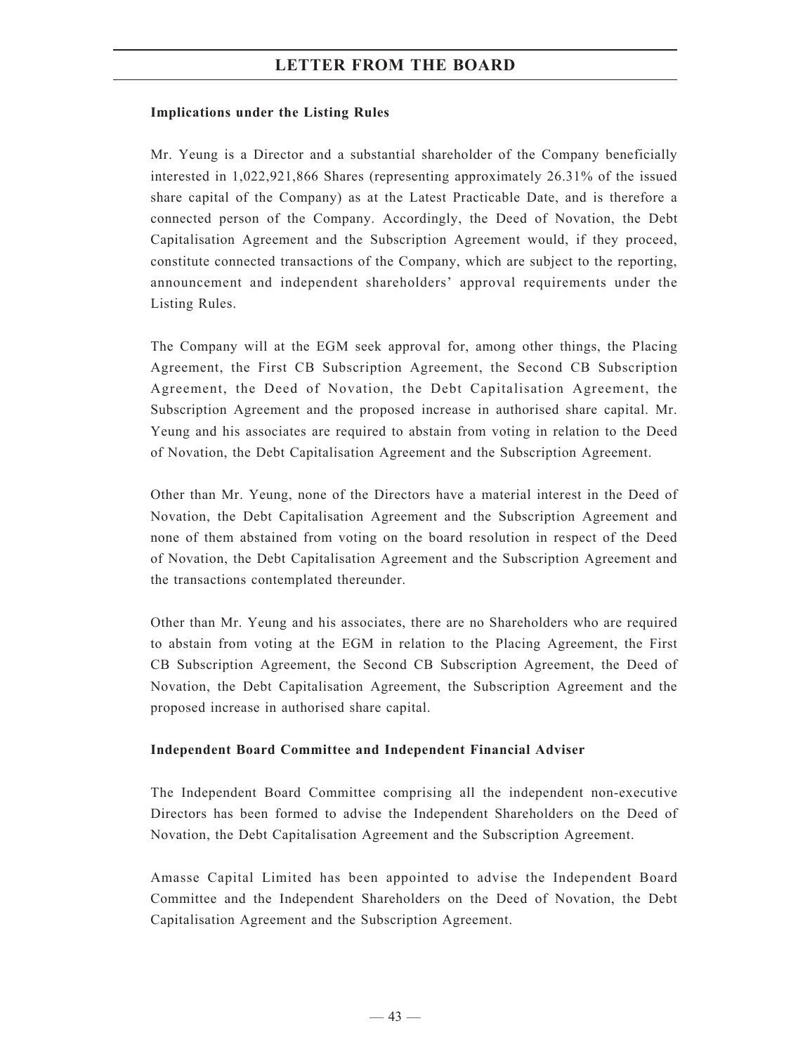### Implications under the Listing Rules

Mr. Yeung is a Director and a substantial shareholder of the Company beneficially interested in 1,022,921,866 Shares (representing approximately 26.31% of the issued share capital of the Company) as at the Latest Practicable Date, and is therefore a connected person of the Company. Accordingly, the Deed of Novation, the Debt Capitalisation Agreement and the Subscription Agreement would, if they proceed, constitute connected transactions of the Company, which are subject to the reporting, announcement and independent shareholders' approval requirements under the Listing Rules.

The Company will at the EGM seek approval for, among other things, the Placing Agreement, the First CB Subscription Agreement, the Second CB Subscription Agreement, the Deed of Novation, the Debt Capitalisation Agreement, the Subscription Agreement and the proposed increase in authorised share capital. Mr. Yeung and his associates are required to abstain from voting in relation to the Deed of Novation, the Debt Capitalisation Agreement and the Subscription Agreement.

Other than Mr. Yeung, none of the Directors have a material interest in the Deed of Novation, the Debt Capitalisation Agreement and the Subscription Agreement and none of them abstained from voting on the board resolution in respect of the Deed of Novation, the Debt Capitalisation Agreement and the Subscription Agreement and the transactions contemplated thereunder.

Other than Mr. Yeung and his associates, there are no Shareholders who are required to abstain from voting at the EGM in relation to the Placing Agreement, the First CB Subscription Agreement, the Second CB Subscription Agreement, the Deed of Novation, the Debt Capitalisation Agreement, the Subscription Agreement and the proposed increase in authorised share capital.

### Independent Board Committee and Independent Financial Adviser

The Independent Board Committee comprising all the independent non-executive Directors has been formed to advise the Independent Shareholders on the Deed of Novation, the Debt Capitalisation Agreement and the Subscription Agreement.

Amasse Capital Limited has been appointed to advise the Independent Board Committee and the Independent Shareholders on the Deed of Novation, the Debt Capitalisation Agreement and the Subscription Agreement.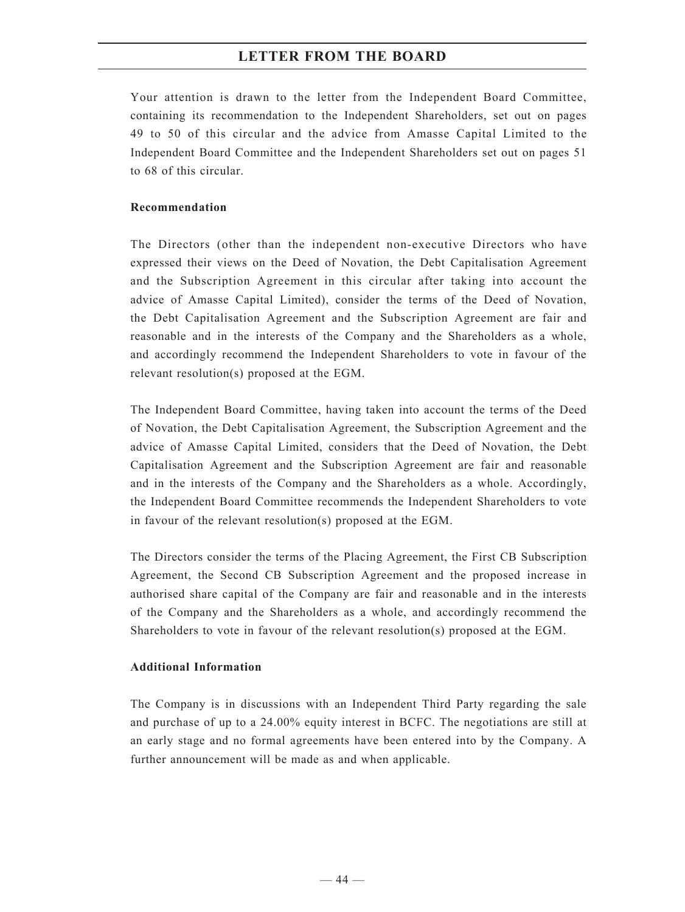Your attention is drawn to the letter from the Independent Board Committee, containing its recommendation to the Independent Shareholders, set out on pages 49 to 50 of this circular and the advice from Amasse Capital Limited to the Independent Board Committee and the Independent Shareholders set out on pages 51 to 68 of this circular.

**Recommendation**

The Directors (other than the independent non-executive Directors who have expressed their views on the Deed of Novation, the Debt Capitalisation Agreement and the Subscription Agreement in this circular after taking into account the advice of Amasse Capital Limited), consider the terms of the Deed of Novation, the Debt Capitalisation Agreement and the Subscription Agreement are fair and reasonable and in the interests of the Company and the Shareholders as a whole, and accordingly recommend the Independent Shareholders to vote in favour of the relevant resolution(s) proposed at the EGM.

The Independent Board Committee, having taken into account the terms of the Deed of Novation, the Debt Capitalisation Agreement, the Subscription Agreement and the advice of Amasse Capital Limited, considers that the Deed of Novation, the Debt Capitalisation Agreement and the Subscription Agreement are fair and reasonable and in the interests of the Company and the Shareholders as a whole. Accordingly, the Independent Board Committee recommends the Independent Shareholders to vote in favour of the relevant resolution(s) proposed at the EGM.

The Directors consider the terms of the Placing Agreement, the First CB Subscription Agreement, the Second CB Subscription Agreement and the proposed increase in authorised share capital of the Company are fair and reasonable and in the interests of the Company and the Shareholders as a whole, and accordingly recommend the Shareholders to vote in favour of the relevant resolution(s) proposed at the EGM.

**Additional Information**

The Company is in discussions with an Independent Third Party regarding the sale and purchase of up to a 24.00% equity interest in BCFC. The negotiations are still at an early stage and no formal agreements have been entered into by the Company. A further announcement will be made as and when applicable.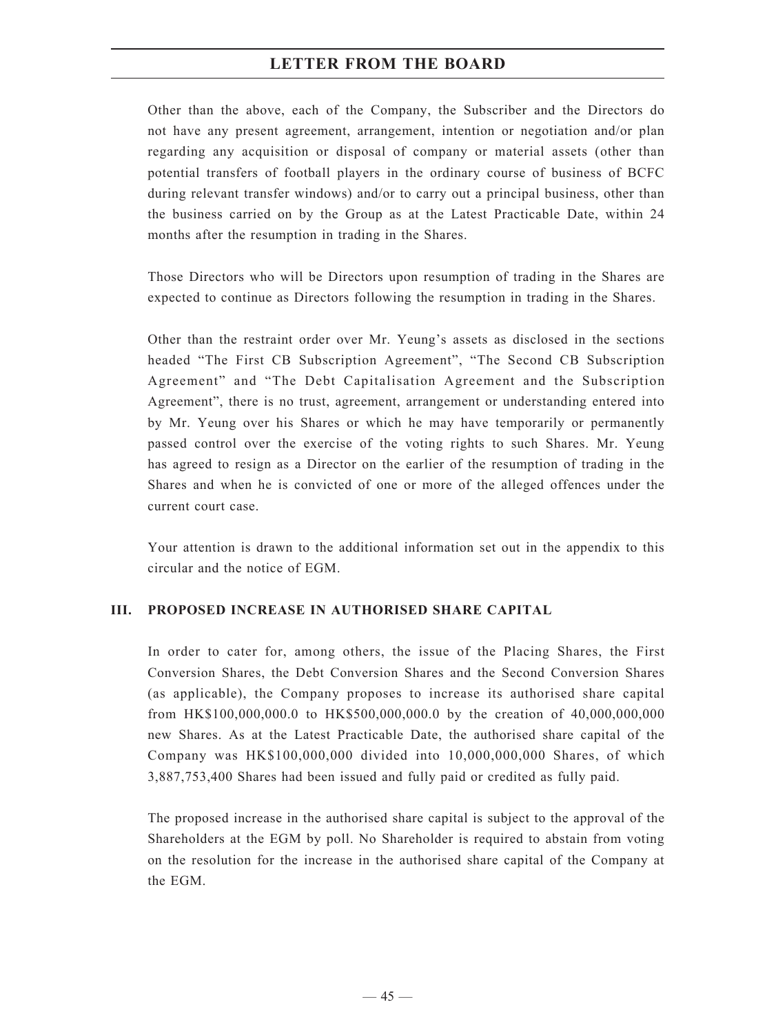Other than the above, each of the Company, the Subscriber and the Directors do not have any present agreement, arrangement, intention or negotiation and/or plan regarding any acquisition or disposal of company or material assets (other than potential transfers of football players in the ordinary course of business of BCFC during relevant transfer windows) and/or to carry out a principal business, other than the business carried on by the Group as at the Latest Practicable Date, within 24 months after the resumption in trading in the Shares.

Those Directors who will be Directors upon resumption of trading in the Shares are expected to continue as Directors following the resumption in trading in the Shares.

Other than the restraint order over Mr. Yeung's assets as disclosed in the sections headed "The First CB Subscription Agreement", "The Second CB Subscription Agreement" and "The Debt Capitalisation Agreement and the Subscription Agreement", there is no trust, agreement, arrangement or understanding entered into by Mr. Yeung over his Shares or which he may have temporarily or permanently passed control over the exercise of the voting rights to such Shares. Mr. Yeung has agreed to resign as a Director on the earlier of the resumption of trading in the Shares and when he is convicted of one or more of the alleged offences under the current court case.

Your attention is drawn to the additional information set out in the appendix to this circular and the notice of EGM.

## III. PROPOSED INCREASE IN AUTHORISED SHARE CAPITAL

In order to cater for, among others, the issue of the Placing Shares, the First Conversion Shares, the Debt Conversion Shares and the Second Conversion Shares (as applicable), the Company proposes to increase its authorised share capital from HK$100,000,000.0 to HK$500,000,000.0 by the creation of 40,000,000,000 new Shares. As at the Latest Practicable Date, the authorised share capital of the Company was HK$100,000,000 divided into 10,000,000,000 Shares, of which 3,887,753,400 Shares had been issued and fully paid or credited as fully paid.

The proposed increase in the authorised share capital is subject to the approval of the Shareholders at the EGM by poll. No Shareholder is required to abstain from voting on the resolution for the increase in the authorised share capital of the Company at the EGM.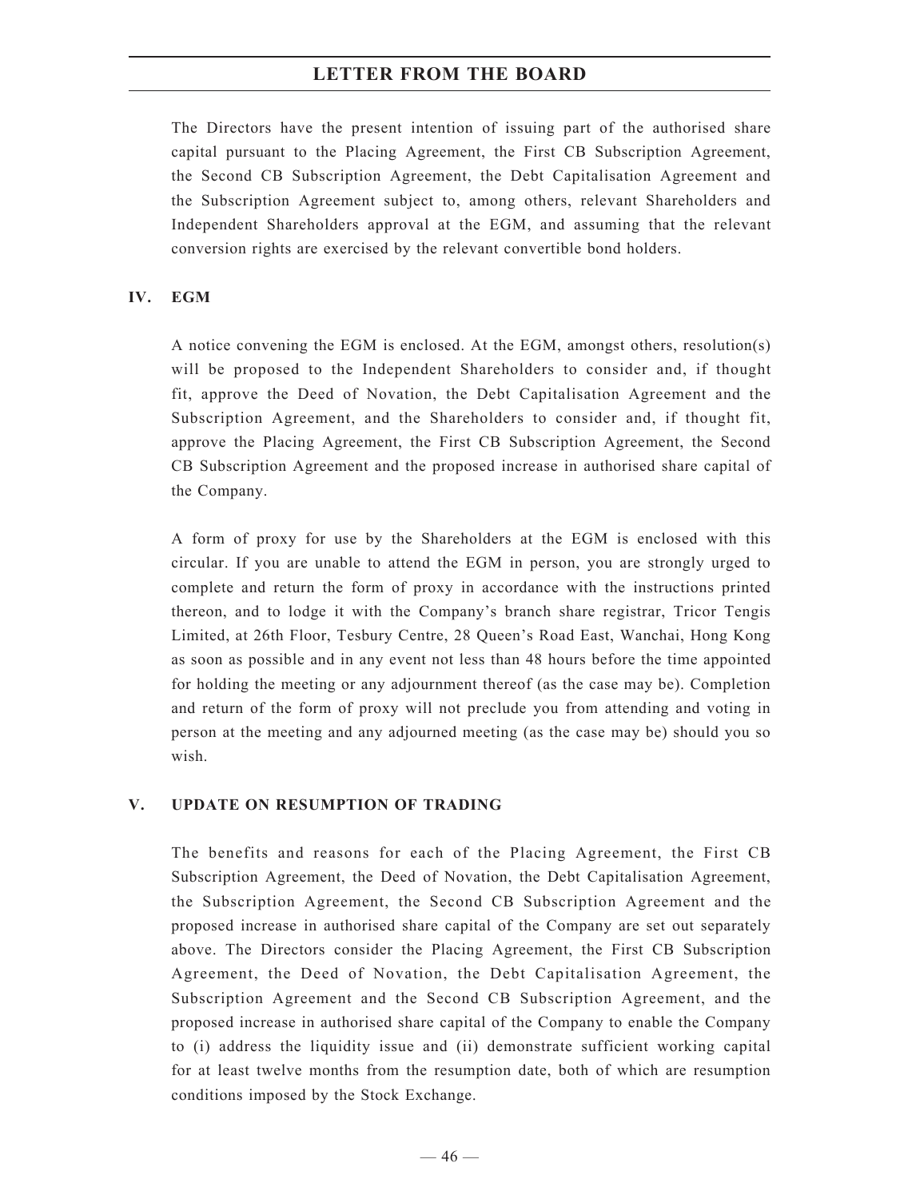The Directors have the present intention of issuing part of the authorised share capital pursuant to the Placing Agreement, the First CB Subscription Agreement, the Second CB Subscription Agreement, the Debt Capitalisation Agreement and the Subscription Agreement subject to, among others, relevant Shareholders and Independent Shareholders approval at the EGM, and assuming that the relevant conversion rights are exercised by the relevant convertible bond holders.

## IV. EGM

A notice convening the EGM is enclosed. At the EGM, amongst others, resolution(s) will be proposed to the Independent Shareholders to consider and, if thought fit, approve the Deed of Novation, the Debt Capitalisation Agreement and the Subscription Agreement, and the Shareholders to consider and, if thought fit, approve the Placing Agreement, the First CB Subscription Agreement, the Second CB Subscription Agreement and the proposed increase in authorised share capital of the Company.

A form of proxy for use by the Shareholders at the EGM is enclosed with this circular. If you are unable to attend the EGM in person, you are strongly urged to complete and return the form of proxy in accordance with the instructions printed thereon, and to lodge it with the Company's branch share registrar, Tricor Tengis Limited, at 26th Floor, Tesbury Centre, 28 Queen's Road East, Wanchai, Hong Kong as soon as possible and in any event not less than 48 hours before the time appointed for holding the meeting or any adjournment thereof (as the case may be). Completion and return of the form of proxy will not preclude you from attending and voting in person at the meeting and any adjourned meeting (as the case may be) should you so wish.

## V. UPDATE ON RESUMPTION OF TRADING

The benefits and reasons for each of the Placing Agreement, the First CB Subscription Agreement, the Deed of Novation, the Debt Capitalisation Agreement, the Subscription Agreement, the Second CB Subscription Agreement and the proposed increase in authorised share capital of the Company are set out separately above. The Directors consider the Placing Agreement, the First CB Subscription Agreement, the Deed of Novation, the Debt Capitalisation Agreement, the Subscription Agreement and the Second CB Subscription Agreement, and the proposed increase in authorised share capital of the Company to enable the Company to (i) address the liquidity issue and (ii) demonstrate sufficient working capital for at least twelve months from the resumption date, both of which are resumption conditions imposed by the Stock Exchange.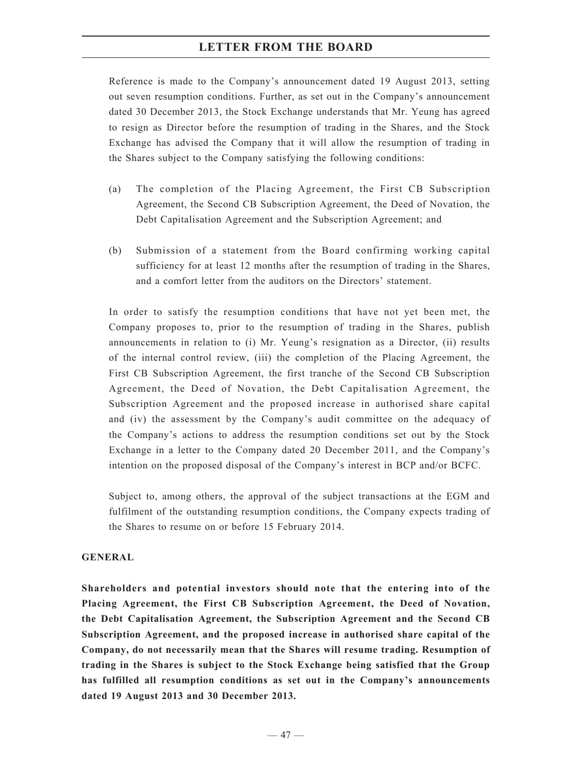Reference is made to the Company's announcement dated 19 August 2013, setting out seven resumption conditions. Further, as set out in the Company's announcement dated 30 December 2013, the Stock Exchange understands that Mr. Yeung has agreed to resign as Director before the resumption of trading in the Shares, and the Stock Exchange has advised the Company that it will allow the resumption of trading in the Shares subject to the Company satisfying the following conditions:

(a) The completion of the Placing Agreement, the First CB Subscription Agreement, the Second CB Subscription Agreement, the Deed of Novation, the Debt Capitalisation Agreement and the Subscription Agreement; and

(b) Submission of a statement from the Board confirming working capital sufficiency for at least 12 months after the resumption of trading in the Shares, and a comfort letter from the auditors on the Directors' statement.

In order to satisfy the resumption conditions that have not yet been met, the Company proposes to, prior to the resumption of trading in the Shares, publish announcements in relation to (i) Mr. Yeung's resignation as a Director, (ii) results of the internal control review, (iii) the completion of the Placing Agreement, the First CB Subscription Agreement, the first tranche of the Second CB Subscription Agreement, the Deed of Novation, the Debt Capitalisation Agreement, the Subscription Agreement and the proposed increase in authorised share capital and (iv) the assessment by the Company's audit committee on the adequacy of the Company's actions to address the resumption conditions set out by the Stock Exchange in a letter to the Company dated 20 December 2011, and the Company's intention on the proposed disposal of the Company's interest in BCP and/or BCFC.

Subject to, among others, the approval of the subject transactions at the EGM and fulfilment of the outstanding resumption conditions, the Company expects trading of the Shares to resume on or before 15 February 2014.

**GENERAL**

**Shareholders and potential investors should note that the entering into of the Placing Agreement, the First CB Subscription Agreement, the Deed of Novation, the Debt Capitalisation Agreement, the Subscription Agreement and the Second CB Subscription Agreement, and the proposed increase in authorised share capital of the Company, do not necessarily mean that the Shares will resume trading. Resumption of trading in the Shares is subject to the Stock Exchange being satisfied that the Group has fulfilled all resumption conditions as set out in the Company's announcements dated 19 August 2013 and 30 December 2013.**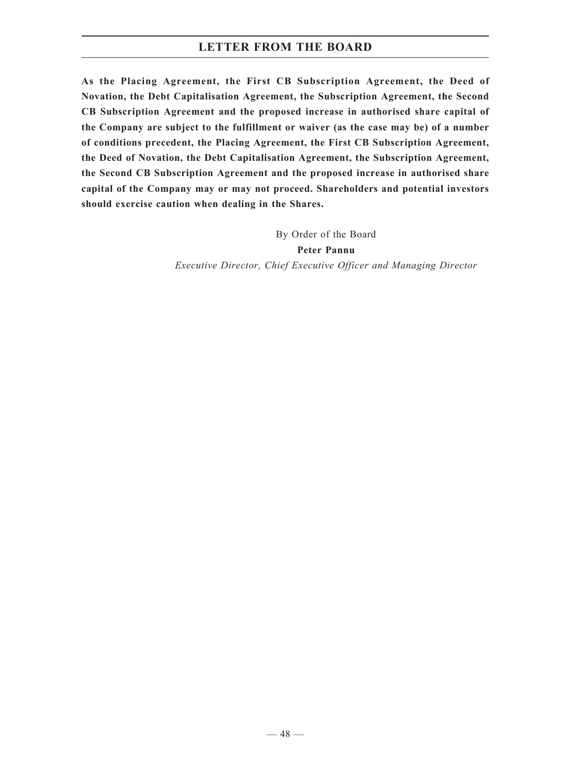**As the Placing Agreement, the First CB Subscription Agreement, the Deed of Novation, the Debt Capitalisation Agreement, the Subscription Agreement, the Second CB Subscription Agreement and the proposed increase in authorised share capital of the Company are subject to the fulfillment or waiver (as the case may be) of a number of conditions precedent, the Placing Agreement, the First CB Subscription Agreement, the Deed of Novation, the Debt Capitalisation Agreement, the Subscription Agreement, the Second CB Subscription Agreement and the proposed increase in authorised share capital of the Company may or may not proceed. Shareholders and potential investors should exercise caution when dealing in the Shares.**

By Order of the Board

**Peter Pannu**

*Executive Director, Chief Executive Officer and Managing Director*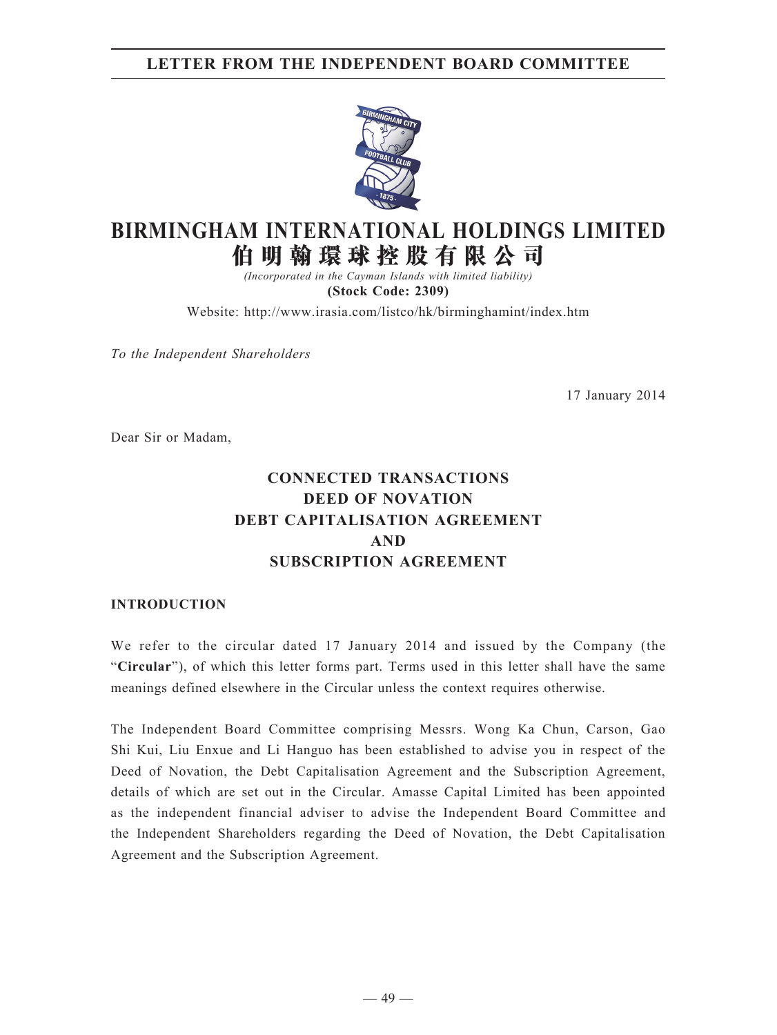# LETTER FROM THE INDEPENDENT BOARD COMMITTEE

# BIRMINGHAM INTERNATIONAL HOLDINGS LIMITED
# 伯明翰環球控股有限公司

*(Incorporated in the Cayman Islands with limited liability)*

**(Stock Code: 2309)**

Website: http://www.irasia.com/listco/hk/birminghamint/index.htm

*To the Independent Shareholders*

17 January 2014

Dear Sir or Madam,

## CONNECTED TRANSACTIONS
## DEED OF NOVATION
## DEBT CAPITALISATION AGREEMENT
## AND
## SUBSCRIPTION AGREEMENT

### INTRODUCTION

We refer to the circular dated 17 January 2014 and issued by the Company (the "**Circular**"), of which this letter forms part. Terms used in this letter shall have the same meanings defined elsewhere in the Circular unless the context requires otherwise.

The Independent Board Committee comprising Messrs. Wong Ka Chun, Carson, Gao Shi Kui, Liu Enxue and Li Hanguo has been established to advise you in respect of the Deed of Novation, the Debt Capitalisation Agreement and the Subscription Agreement, details of which are set out in the Circular. Amasse Capital Limited has been appointed as the independent financial adviser to advise the Independent Board Committee and the Independent Shareholders regarding the Deed of Novation, the Debt Capitalisation Agreement and the Subscription Agreement.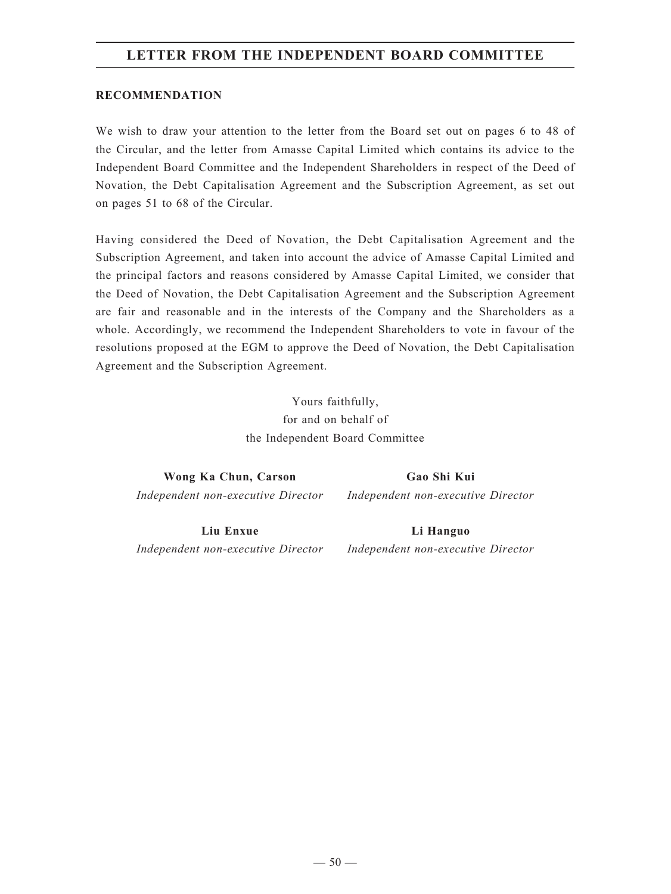## RECOMMENDATION

We wish to draw your attention to the letter from the Board set out on pages 6 to 48 of the Circular, and the letter from Amasse Capital Limited which contains its advice to the Independent Board Committee and the Independent Shareholders in respect of the Deed of Novation, the Debt Capitalisation Agreement and the Subscription Agreement, as set out on pages 51 to 68 of the Circular.

Having considered the Deed of Novation, the Debt Capitalisation Agreement and the Subscription Agreement, and taken into account the advice of Amasse Capital Limited and the principal factors and reasons considered by Amasse Capital Limited, we consider that the Deed of Novation, the Debt Capitalisation Agreement and the Subscription Agreement are fair and reasonable and in the interests of the Company and the Shareholders as a whole. Accordingly, we recommend the Independent Shareholders to vote in favour of the resolutions proposed at the EGM to approve the Deed of Novation, the Debt Capitalisation Agreement and the Subscription Agreement.

Yours faithfully,
for and on behalf of
the Independent Board Committee

**Wong Ka Chun, Carson**
*Independent non-executive Director*

**Gao Shi Kui**
*Independent non-executive Director*

**Liu Enxue**
*Independent non-executive Director*

**Li Hanguo**
*Independent non-executive Director*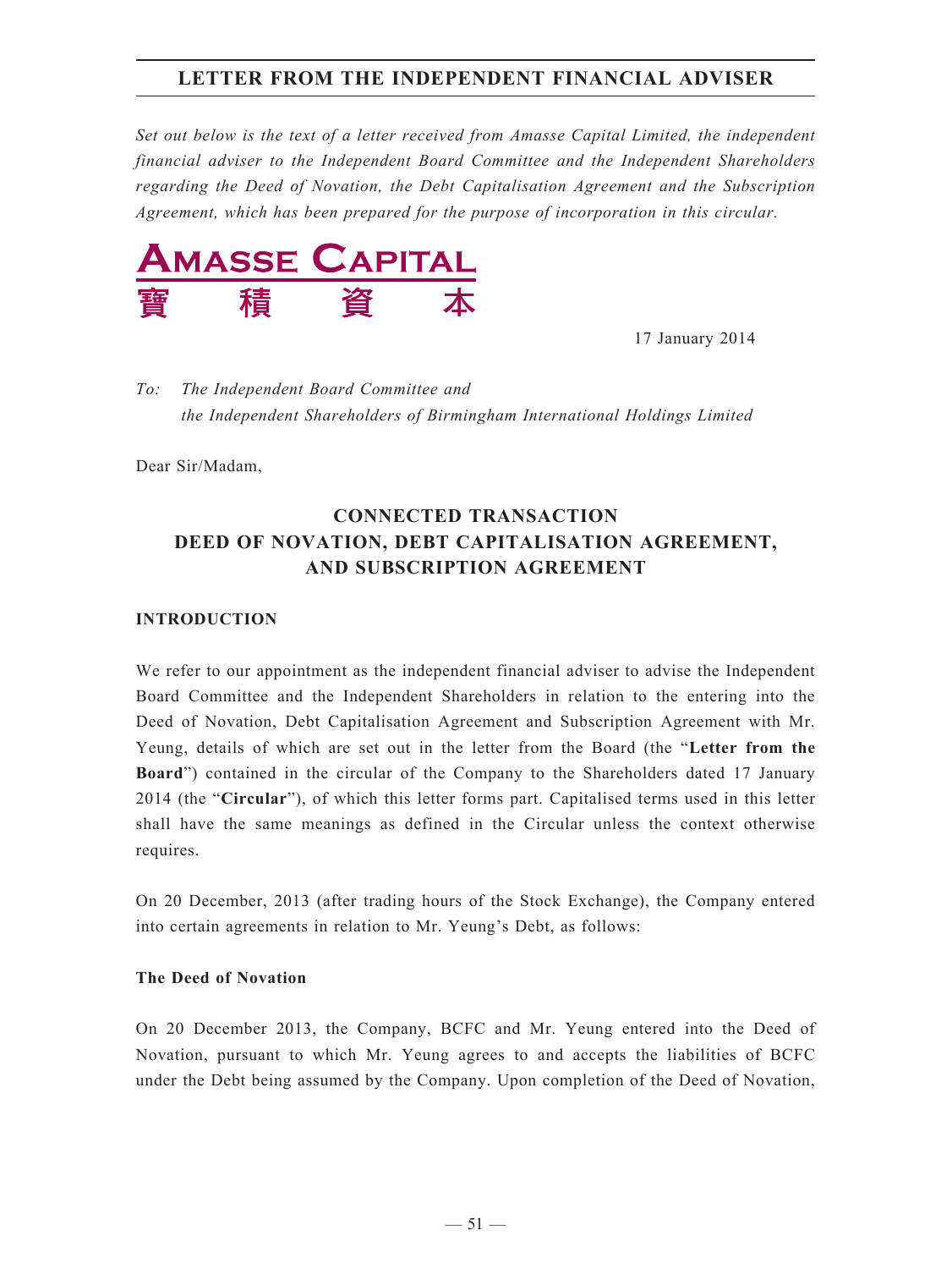## LETTER FROM THE INDEPENDENT FINANCIAL ADVISER

*Set out below is the text of a letter received from Amasse Capital Limited, the independent financial adviser to the Independent Board Committee and the Independent Shareholders regarding the Deed of Novation, the Debt Capitalisation Agreement and the Subscription Agreement, which has been prepared for the purpose of incorporation in this circular.*

**AMASSE CAPITAL**
**寶 積 資 本**

17 January 2014

*To: The Independent Board Committee and*
*the Independent Shareholders of Birmingham International Holdings Limited*

Dear Sir/Madam,

### CONNECTED TRANSACTION
### DEED OF NOVATION, DEBT CAPITALISATION AGREEMENT, AND SUBSCRIPTION AGREEMENT

#### INTRODUCTION

We refer to our appointment as the independent financial adviser to advise the Independent Board Committee and the Independent Shareholders in relation to the entering into the Deed of Novation, Debt Capitalisation Agreement and Subscription Agreement with Mr. Yeung, details of which are set out in the letter from the Board (the "**Letter from the Board**") contained in the circular of the Company to the Shareholders dated 17 January 2014 (the "**Circular**"), of which this letter forms part. Capitalised terms used in this letter shall have the same meanings as defined in the Circular unless the context otherwise requires.

On 20 December, 2013 (after trading hours of the Stock Exchange), the Company entered into certain agreements in relation to Mr. Yeung's Debt, as follows:

#### The Deed of Novation

On 20 December 2013, the Company, BCFC and Mr. Yeung entered into the Deed of Novation, pursuant to which Mr. Yeung agrees to and accepts the liabilities of BCFC under the Debt being assumed by the Company. Upon completion of the Deed of Novation,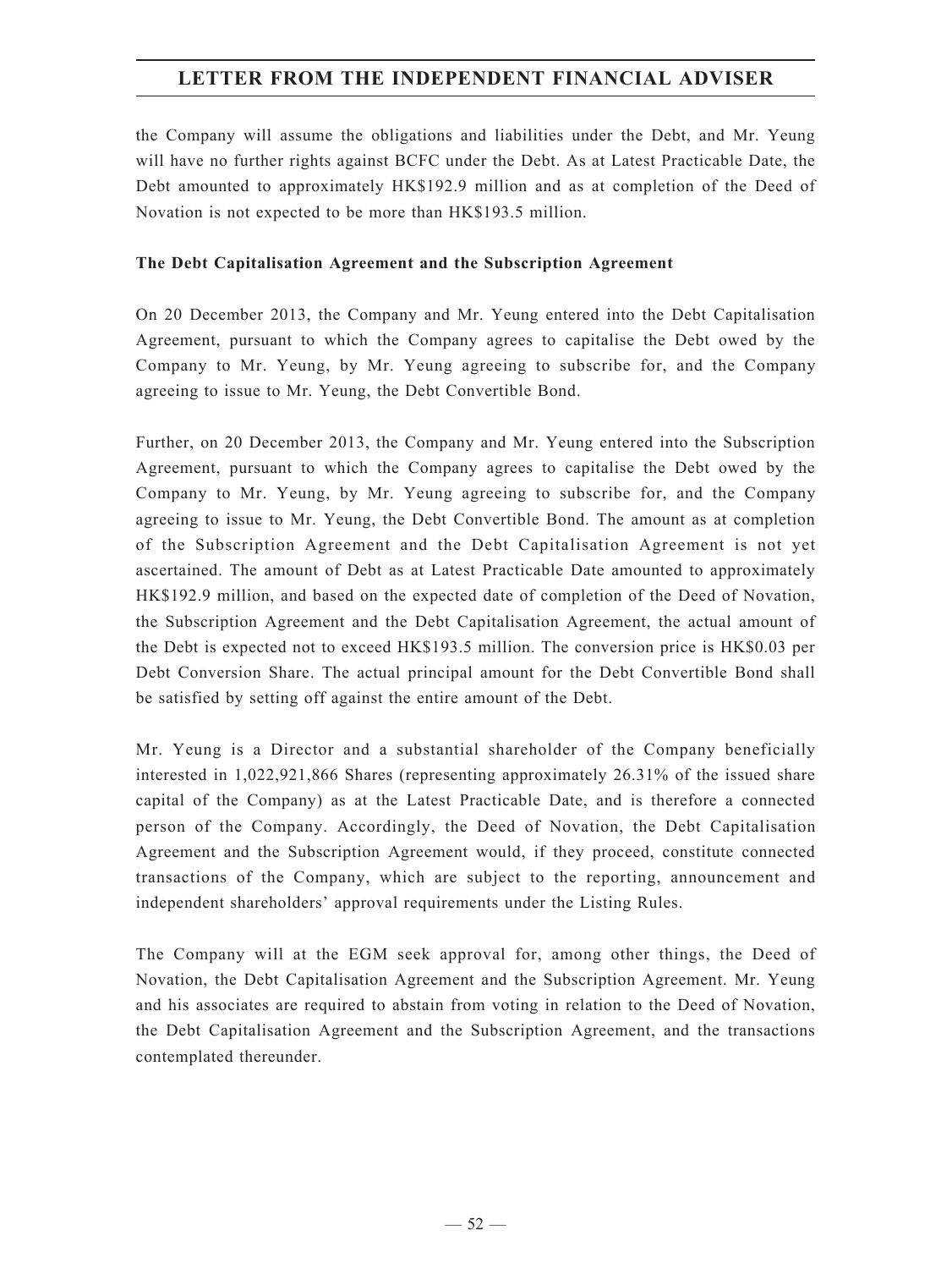the Company will assume the obligations and liabilities under the Debt, and Mr. Yeung will have no further rights against BCFC under the Debt. As at Latest Practicable Date, the Debt amounted to approximately HK$192.9 million and as at completion of the Deed of Novation is not expected to be more than HK$193.5 million.

**The Debt Capitalisation Agreement and the Subscription Agreement**

On 20 December 2013, the Company and Mr. Yeung entered into the Debt Capitalisation Agreement, pursuant to which the Company agrees to capitalise the Debt owed by the Company to Mr. Yeung, by Mr. Yeung agreeing to subscribe for, and the Company agreeing to issue to Mr. Yeung, the Debt Convertible Bond.

Further, on 20 December 2013, the Company and Mr. Yeung entered into the Subscription Agreement, pursuant to which the Company agrees to capitalise the Debt owed by the Company to Mr. Yeung, by Mr. Yeung agreeing to subscribe for, and the Company agreeing to issue to Mr. Yeung, the Debt Convertible Bond. The amount as at completion of the Subscription Agreement and the Debt Capitalisation Agreement is not yet ascertained. The amount of Debt as at Latest Practicable Date amounted to approximately HK$192.9 million, and based on the expected date of completion of the Deed of Novation, the Subscription Agreement and the Debt Capitalisation Agreement, the actual amount of the Debt is expected not to exceed HK$193.5 million. The conversion price is HK$0.03 per Debt Conversion Share. The actual principal amount for the Debt Convertible Bond shall be satisfied by setting off against the entire amount of the Debt.

Mr. Yeung is a Director and a substantial shareholder of the Company beneficially interested in 1,022,921,866 Shares (representing approximately 26.31% of the issued share capital of the Company) as at the Latest Practicable Date, and is therefore a connected person of the Company. Accordingly, the Deed of Novation, the Debt Capitalisation Agreement and the Subscription Agreement would, if they proceed, constitute connected transactions of the Company, which are subject to the reporting, announcement and independent shareholders' approval requirements under the Listing Rules.

The Company will at the EGM seek approval for, among other things, the Deed of Novation, the Debt Capitalisation Agreement and the Subscription Agreement. Mr. Yeung and his associates are required to abstain from voting in relation to the Deed of Novation, the Debt Capitalisation Agreement and the Subscription Agreement, and the transactions contemplated thereunder.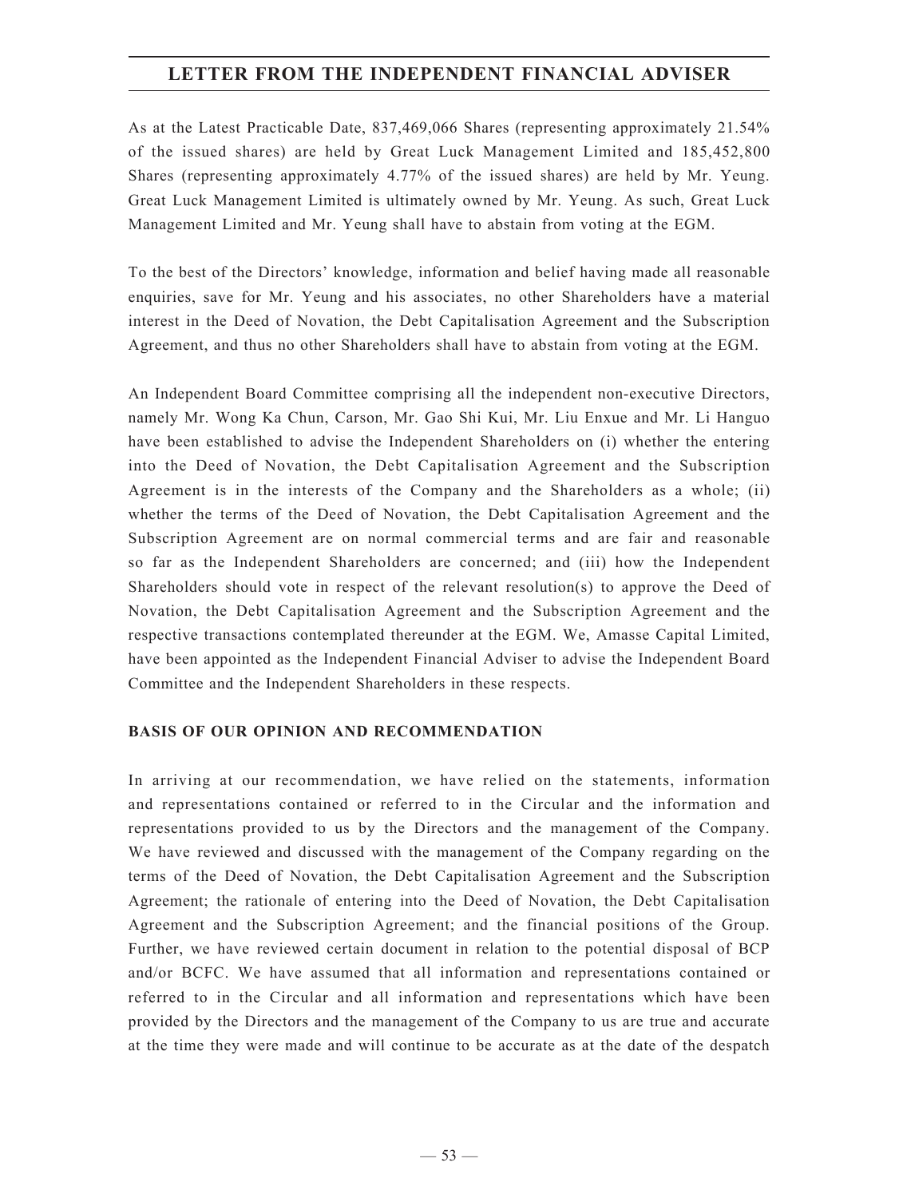As at the Latest Practicable Date, 837,469,066 Shares (representing approximately 21.54% of the issued shares) are held by Great Luck Management Limited and 185,452,800 Shares (representing approximately 4.77% of the issued shares) are held by Mr. Yeung. Great Luck Management Limited is ultimately owned by Mr. Yeung. As such, Great Luck Management Limited and Mr. Yeung shall have to abstain from voting at the EGM.

To the best of the Directors' knowledge, information and belief having made all reasonable enquiries, save for Mr. Yeung and his associates, no other Shareholders have a material interest in the Deed of Novation, the Debt Capitalisation Agreement and the Subscription Agreement, and thus no other Shareholders shall have to abstain from voting at the EGM.

An Independent Board Committee comprising all the independent non-executive Directors, namely Mr. Wong Ka Chun, Carson, Mr. Gao Shi Kui, Mr. Liu Enxue and Mr. Li Hanguo have been established to advise the Independent Shareholders on (i) whether the entering into the Deed of Novation, the Debt Capitalisation Agreement and the Subscription Agreement is in the interests of the Company and the Shareholders as a whole; (ii) whether the terms of the Deed of Novation, the Debt Capitalisation Agreement and the Subscription Agreement are on normal commercial terms and are fair and reasonable so far as the Independent Shareholders are concerned; and (iii) how the Independent Shareholders should vote in respect of the relevant resolution(s) to approve the Deed of Novation, the Debt Capitalisation Agreement and the Subscription Agreement and the respective transactions contemplated thereunder at the EGM. We, Amasse Capital Limited, have been appointed as the Independent Financial Adviser to advise the Independent Board Committee and the Independent Shareholders in these respects.

## BASIS OF OUR OPINION AND RECOMMENDATION

In arriving at our recommendation, we have relied on the statements, information and representations contained or referred to in the Circular and the information and representations provided to us by the Directors and the management of the Company. We have reviewed and discussed with the management of the Company regarding on the terms of the Deed of Novation, the Debt Capitalisation Agreement and the Subscription Agreement; the rationale of entering into the Deed of Novation, the Debt Capitalisation Agreement and the Subscription Agreement; and the financial positions of the Group. Further, we have reviewed certain document in relation to the potential disposal of BCP and/or BCFC. We have assumed that all information and representations contained or referred to in the Circular and all information and representations which have been provided by the Directors and the management of the Company to us are true and accurate at the time they were made and will continue to be accurate as at the date of the despatch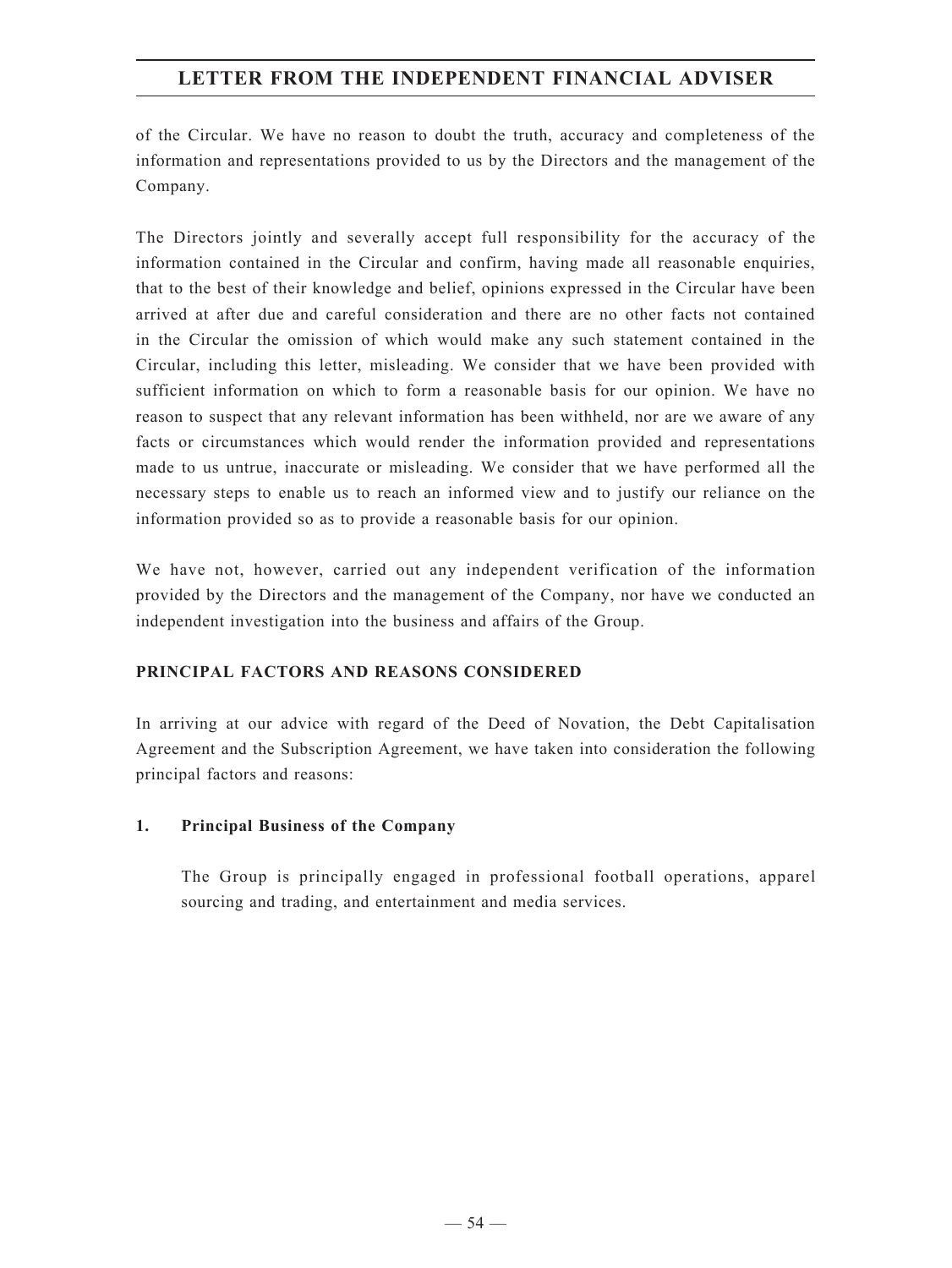of the Circular. We have no reason to doubt the truth, accuracy and completeness of the information and representations provided to us by the Directors and the management of the Company.

The Directors jointly and severally accept full responsibility for the accuracy of the information contained in the Circular and confirm, having made all reasonable enquiries, that to the best of their knowledge and belief, opinions expressed in the Circular have been arrived at after due and careful consideration and there are no other facts not contained in the Circular the omission of which would make any such statement contained in the Circular, including this letter, misleading. We consider that we have been provided with sufficient information on which to form a reasonable basis for our opinion. We have no reason to suspect that any relevant information has been withheld, nor are we aware of any facts or circumstances which would render the information provided and representations made to us untrue, inaccurate or misleading. We consider that we have performed all the necessary steps to enable us to reach an informed view and to justify our reliance on the information provided so as to provide a reasonable basis for our opinion.

We have not, however, carried out any independent verification of the information provided by the Directors and the management of the Company, nor have we conducted an independent investigation into the business and affairs of the Group.

## PRINCIPAL FACTORS AND REASONS CONSIDERED

In arriving at our advice with regard of the Deed of Novation, the Debt Capitalisation Agreement and the Subscription Agreement, we have taken into consideration the following principal factors and reasons:

### 1. Principal Business of the Company

The Group is principally engaged in professional football operations, apparel sourcing and trading, and entertainment and media services.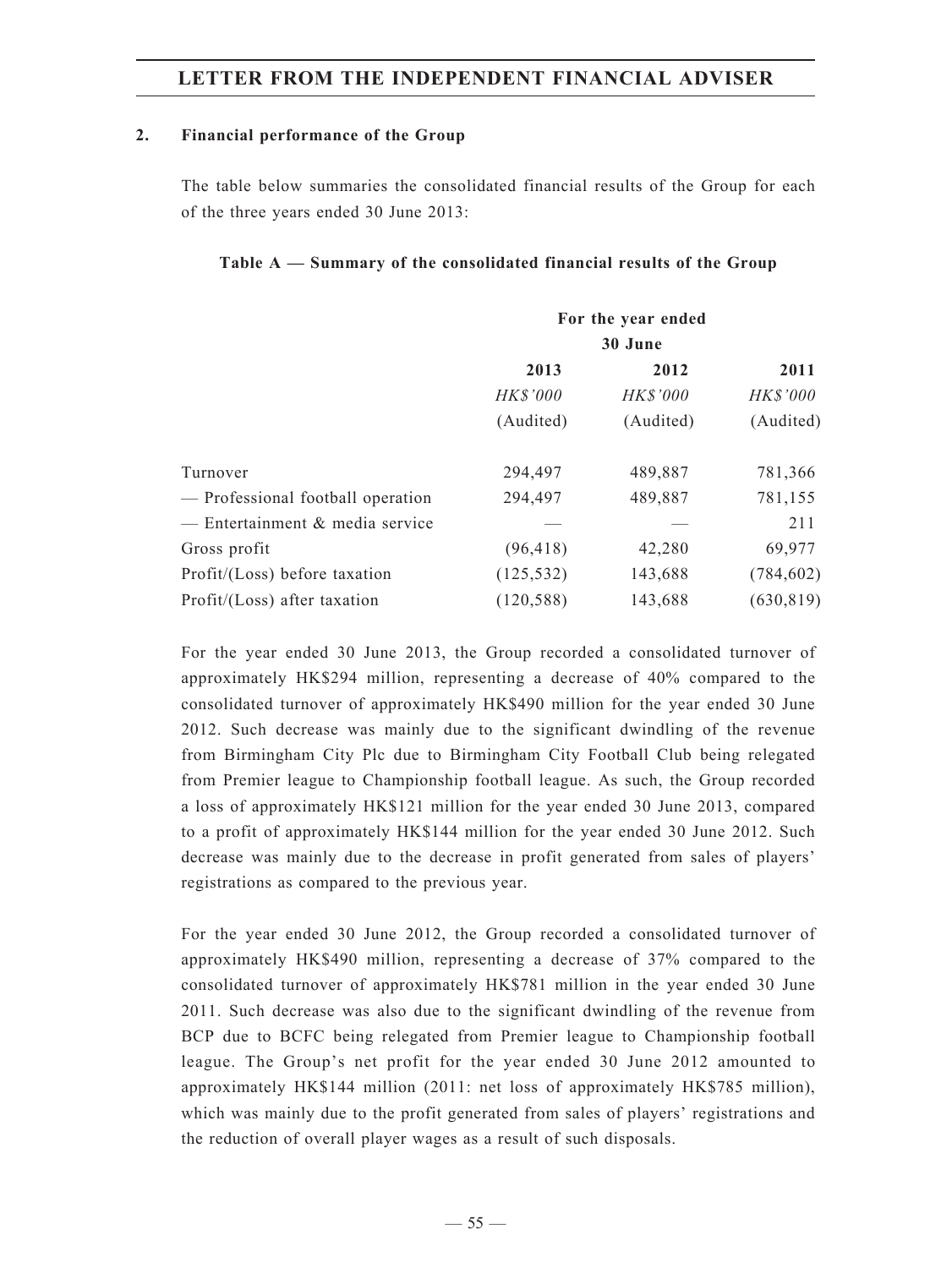## 2. Financial performance of the Group

The table below summaries the consolidated financial results of the Group for each of the three years ended 30 June 2013:

**Table A — Summary of the consolidated financial results of the Group**

| | For the year ended 30 June | | |
|---|---|---|---|
| | **2013** | **2012** | **2011** |
| | *HK$'000* | *HK$'000* | *HK$'000* |
| | (Audited) | (Audited) | (Audited) |
| Turnover | 294,497 | 489,887 | 781,366 |
| — Professional football operation | 294,497 | 489,887 | 781,155 |
| — Entertainment & media service | — | — | 211 |
| Gross profit | (96,418) | 42,280 | 69,977 |
| Profit/(Loss) before taxation | (125,532) | 143,688 | (784,602) |
| Profit/(Loss) after taxation | (120,588) | 143,688 | (630,819) |

For the year ended 30 June 2013, the Group recorded a consolidated turnover of approximately HK$294 million, representing a decrease of 40% compared to the consolidated turnover of approximately HK$490 million for the year ended 30 June 2012. Such decrease was mainly due to the significant dwindling of the revenue from Birmingham City Plc due to Birmingham City Football Club being relegated from Premier league to Championship football league. As such, the Group recorded a loss of approximately HK$121 million for the year ended 30 June 2013, compared to a profit of approximately HK$144 million for the year ended 30 June 2012. Such decrease was mainly due to the decrease in profit generated from sales of players' registrations as compared to the previous year.

For the year ended 30 June 2012, the Group recorded a consolidated turnover of approximately HK$490 million, representing a decrease of 37% compared to the consolidated turnover of approximately HK$781 million in the year ended 30 June 2011. Such decrease was also due to the significant dwindling of the revenue from BCP due to BCFC being relegated from Premier league to Championship football league. The Group's net profit for the year ended 30 June 2012 amounted to approximately HK$144 million (2011: net loss of approximately HK$785 million), which was mainly due to the profit generated from sales of players' registrations and the reduction of overall player wages as a result of such disposals.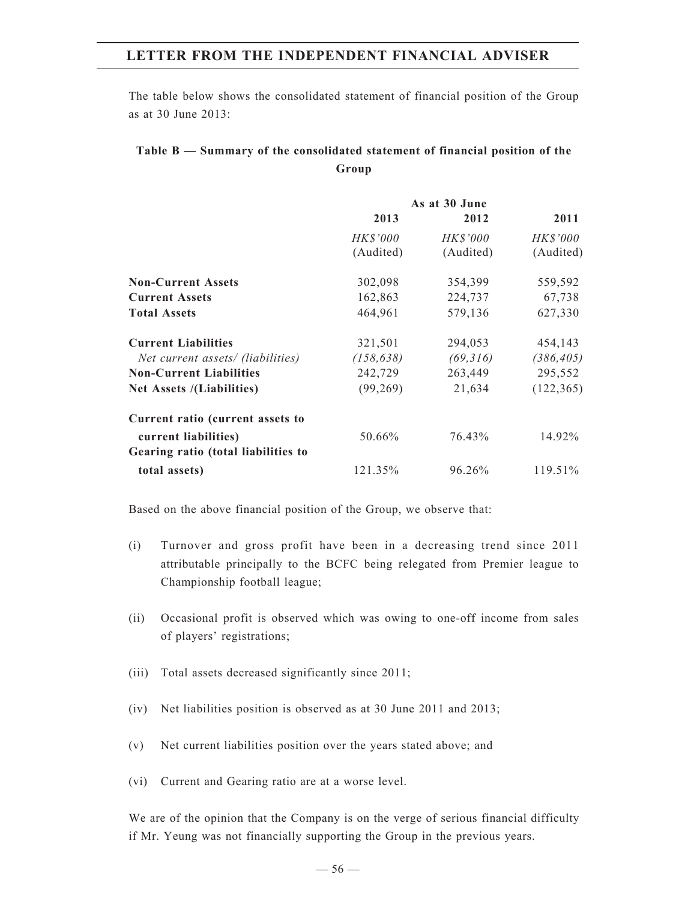The table below shows the consolidated statement of financial position of the Group as at 30 June 2013:

**Table B — Summary of the consolidated statement of financial position of the Group**

| | As at 30 June | | |
|---|---|---|---|
| | 2013 | 2012 | 2011 |
| | *HK$'000* (Audited) | *HK$'000* (Audited) | *HK$'000* (Audited) |
| **Non-Current Assets** | 302,098 | 354,399 | 559,592 |
| **Current Assets** | 162,863 | 224,737 | 67,738 |
| **Total Assets** | 464,961 | 579,136 | 627,330 |
| **Current Liabilities** | 321,501 | 294,053 | 454,143 |
| *Net current assets/ (liabilities)* | *(158,638)* | *(69,316)* | *(386,405)* |
| **Non-Current Liabilities** | 242,729 | 263,449 | 295,552 |
| **Net Assets /(Liabilities)** | (99,269) | 21,634 | (122,365) |
| **Current ratio (current assets to current liabilities)** | 50.66% | 76.43% | 14.92% |
| **Gearing ratio (total liabilities to total assets)** | 121.35% | 96.26% | 119.51% |

Based on the above financial position of the Group, we observe that:

(i) Turnover and gross profit have been in a decreasing trend since 2011 attributable principally to the BCFC being relegated from Premier league to Championship football league;

(ii) Occasional profit is observed which was owing to one-off income from sales of players' registrations;

(iii) Total assets decreased significantly since 2011;

(iv) Net liabilities position is observed as at 30 June 2011 and 2013;

(v) Net current liabilities position over the years stated above; and

(vi) Current and Gearing ratio are at a worse level.

We are of the opinion that the Company is on the verge of serious financial difficulty if Mr. Yeung was not financially supporting the Group in the previous years.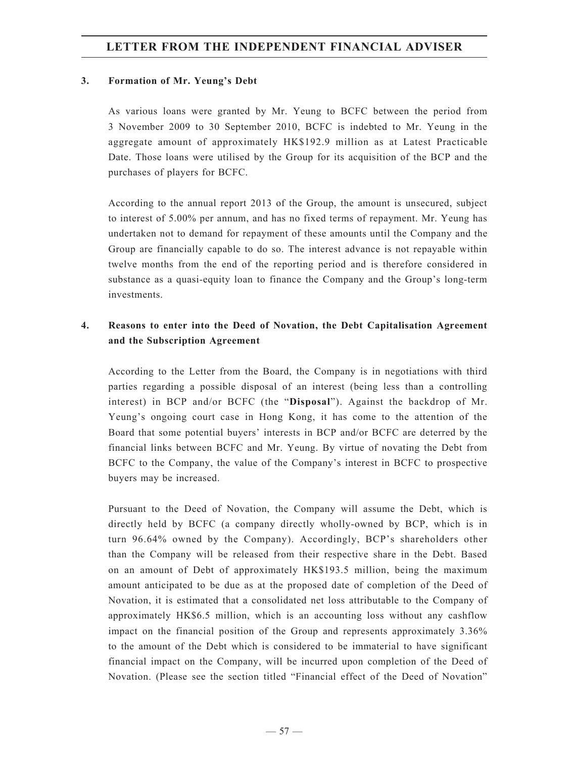### 3. Formation of Mr. Yeung's Debt

As various loans were granted by Mr. Yeung to BCFC between the period from 3 November 2009 to 30 September 2010, BCFC is indebted to Mr. Yeung in the aggregate amount of approximately HK$192.9 million as at Latest Practicable Date. Those loans were utilised by the Group for its acquisition of the BCP and the purchases of players for BCFC.

According to the annual report 2013 of the Group, the amount is unsecured, subject to interest of 5.00% per annum, and has no fixed terms of repayment. Mr. Yeung has undertaken not to demand for repayment of these amounts until the Company and the Group are financially capable to do so. The interest advance is not repayable within twelve months from the end of the reporting period and is therefore considered in substance as a quasi-equity loan to finance the Company and the Group's long-term investments.

### 4. Reasons to enter into the Deed of Novation, the Debt Capitalisation Agreement and the Subscription Agreement

According to the Letter from the Board, the Company is in negotiations with third parties regarding a possible disposal of an interest (being less than a controlling interest) in BCP and/or BCFC (the "**Disposal**"). Against the backdrop of Mr. Yeung's ongoing court case in Hong Kong, it has come to the attention of the Board that some potential buyers' interests in BCP and/or BCFC are deterred by the financial links between BCFC and Mr. Yeung. By virtue of novating the Debt from BCFC to the Company, the value of the Company's interest in BCFC to prospective buyers may be increased.

Pursuant to the Deed of Novation, the Company will assume the Debt, which is directly held by BCFC (a company directly wholly-owned by BCP, which is in turn 96.64% owned by the Company). Accordingly, BCP's shareholders other than the Company will be released from their respective share in the Debt. Based on an amount of Debt of approximately HK$193.5 million, being the maximum amount anticipated to be due as at the proposed date of completion of the Deed of Novation, it is estimated that a consolidated net loss attributable to the Company of approximately HK$6.5 million, which is an accounting loss without any cashflow impact on the financial position of the Group and represents approximately 3.36% to the amount of the Debt which is considered to be immaterial to have significant financial impact on the Company, will be incurred upon completion of the Deed of Novation. (Please see the section titled "Financial effect of the Deed of Novation"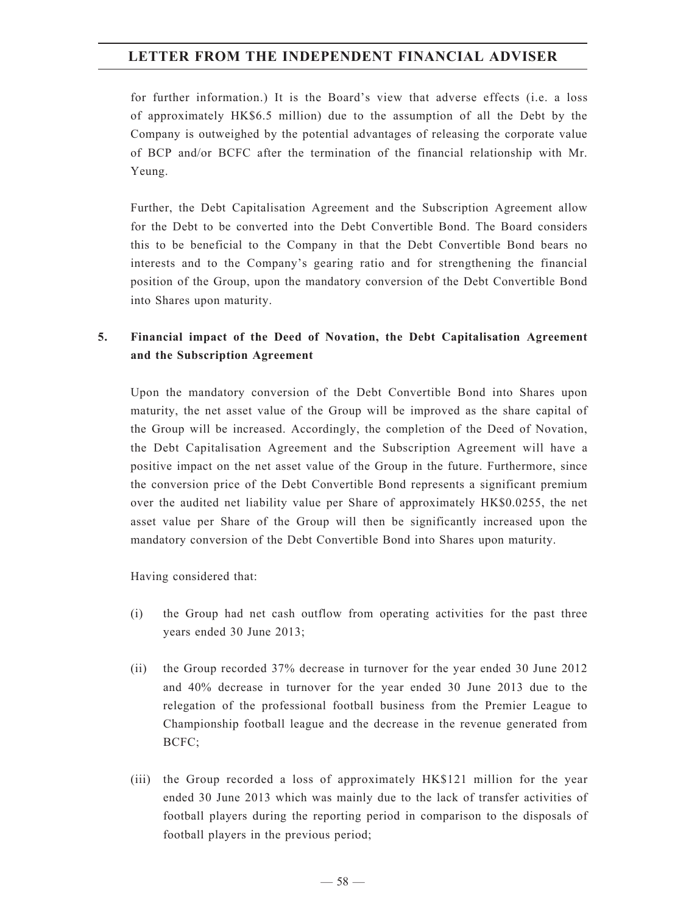for further information.) It is the Board's view that adverse effects (i.e. a loss of approximately HK$6.5 million) due to the assumption of all the Debt by the Company is outweighed by the potential advantages of releasing the corporate value of BCP and/or BCFC after the termination of the financial relationship with Mr. Yeung.

Further, the Debt Capitalisation Agreement and the Subscription Agreement allow for the Debt to be converted into the Debt Convertible Bond. The Board considers this to be beneficial to the Company in that the Debt Convertible Bond bears no interests and to the Company's gearing ratio and for strengthening the financial position of the Group, upon the mandatory conversion of the Debt Convertible Bond into Shares upon maturity.

## 5. Financial impact of the Deed of Novation, the Debt Capitalisation Agreement and the Subscription Agreement

Upon the mandatory conversion of the Debt Convertible Bond into Shares upon maturity, the net asset value of the Group will be improved as the share capital of the Group will be increased. Accordingly, the completion of the Deed of Novation, the Debt Capitalisation Agreement and the Subscription Agreement will have a positive impact on the net asset value of the Group in the future. Furthermore, since the conversion price of the Debt Convertible Bond represents a significant premium over the audited net liability value per Share of approximately HK$0.0255, the net asset value per Share of the Group will then be significantly increased upon the mandatory conversion of the Debt Convertible Bond into Shares upon maturity.

Having considered that:

(i) the Group had net cash outflow from operating activities for the past three years ended 30 June 2013;

(ii) the Group recorded 37% decrease in turnover for the year ended 30 June 2012 and 40% decrease in turnover for the year ended 30 June 2013 due to the relegation of the professional football business from the Premier League to Championship football league and the decrease in the revenue generated from BCFC;

(iii) the Group recorded a loss of approximately HK$121 million for the year ended 30 June 2013 which was mainly due to the lack of transfer activities of football players during the reporting period in comparison to the disposals of football players in the previous period;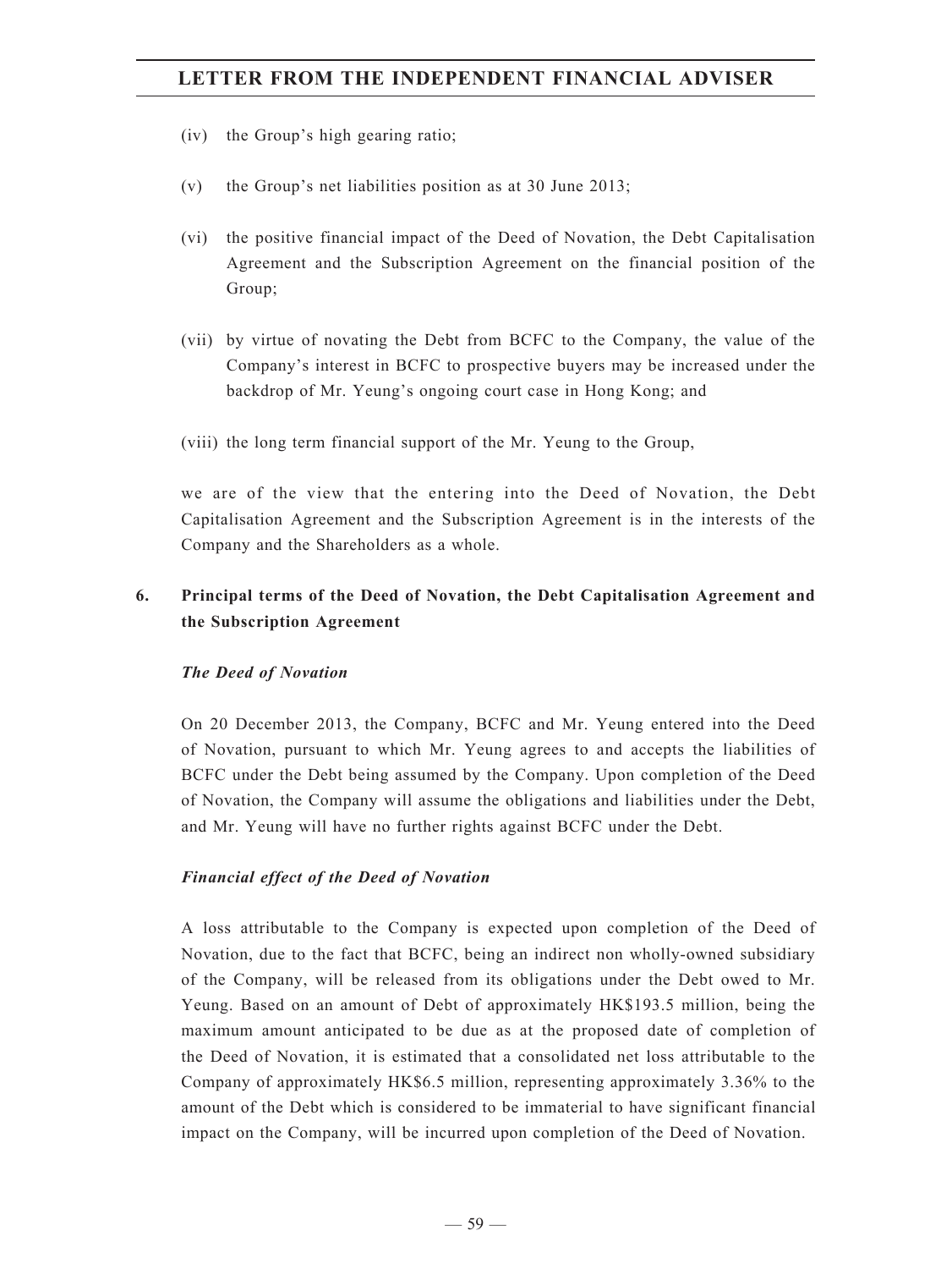(iv) the Group's high gearing ratio;

(v) the Group's net liabilities position as at 30 June 2013;

(vi) the positive financial impact of the Deed of Novation, the Debt Capitalisation Agreement and the Subscription Agreement on the financial position of the Group;

(vii) by virtue of novating the Debt from BCFC to the Company, the value of the Company's interest in BCFC to prospective buyers may be increased under the backdrop of Mr. Yeung's ongoing court case in Hong Kong; and

(viii) the long term financial support of the Mr. Yeung to the Group,

we are of the view that the entering into the Deed of Novation, the Debt Capitalisation Agreement and the Subscription Agreement is in the interests of the Company and the Shareholders as a whole.

## 6. Principal terms of the Deed of Novation, the Debt Capitalisation Agreement and the Subscription Agreement

***The Deed of Novation***

On 20 December 2013, the Company, BCFC and Mr. Yeung entered into the Deed of Novation, pursuant to which Mr. Yeung agrees to and accepts the liabilities of BCFC under the Debt being assumed by the Company. Upon completion of the Deed of Novation, the Company will assume the obligations and liabilities under the Debt, and Mr. Yeung will have no further rights against BCFC under the Debt.

***Financial effect of the Deed of Novation***

A loss attributable to the Company is expected upon completion of the Deed of Novation, due to the fact that BCFC, being an indirect non wholly-owned subsidiary of the Company, will be released from its obligations under the Debt owed to Mr. Yeung. Based on an amount of Debt of approximately HK$193.5 million, being the maximum amount anticipated to be due as at the proposed date of completion of the Deed of Novation, it is estimated that a consolidated net loss attributable to the Company of approximately HK$6.5 million, representing approximately 3.36% to the amount of the Debt which is considered to be immaterial to have significant financial impact on the Company, will be incurred upon completion of the Deed of Novation.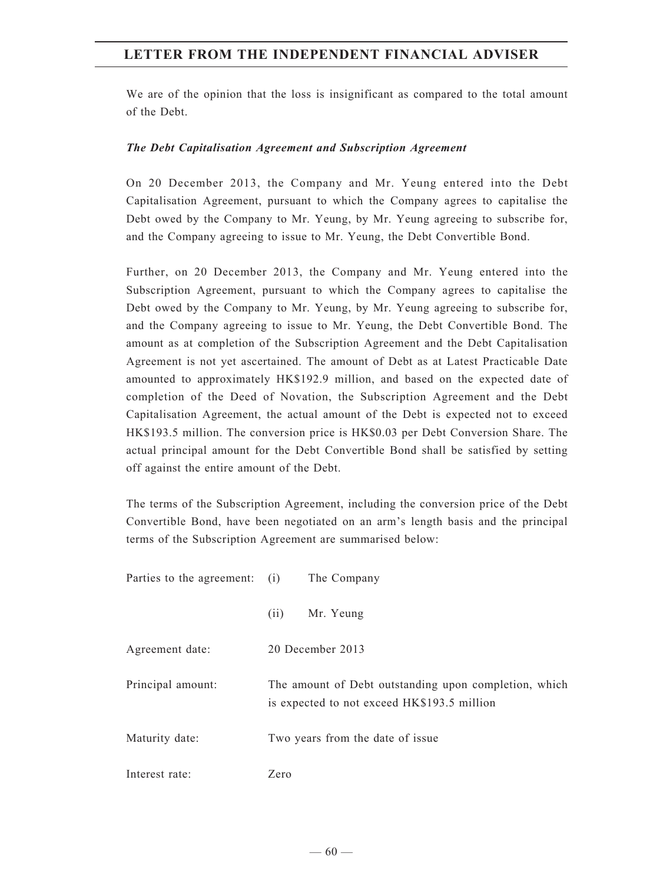We are of the opinion that the loss is insignificant as compared to the total amount of the Debt.

***The Debt Capitalisation Agreement and Subscription Agreement***

On 20 December 2013, the Company and Mr. Yeung entered into the Debt Capitalisation Agreement, pursuant to which the Company agrees to capitalise the Debt owed by the Company to Mr. Yeung, by Mr. Yeung agreeing to subscribe for, and the Company agreeing to issue to Mr. Yeung, the Debt Convertible Bond.

Further, on 20 December 2013, the Company and Mr. Yeung entered into the Subscription Agreement, pursuant to which the Company agrees to capitalise the Debt owed by the Company to Mr. Yeung, by Mr. Yeung agreeing to subscribe for, and the Company agreeing to issue to Mr. Yeung, the Debt Convertible Bond. The amount as at completion of the Subscription Agreement and the Debt Capitalisation Agreement is not yet ascertained. The amount of Debt as at Latest Practicable Date amounted to approximately HK$192.9 million, and based on the expected date of completion of the Deed of Novation, the Subscription Agreement and the Debt Capitalisation Agreement, the actual amount of the Debt is expected not to exceed HK$193.5 million. The conversion price is HK$0.03 per Debt Conversion Share. The actual principal amount for the Debt Convertible Bond shall be satisfied by setting off against the entire amount of the Debt.

The terms of the Subscription Agreement, including the conversion price of the Debt Convertible Bond, have been negotiated on an arm's length basis and the principal terms of the Subscription Agreement are summarised below:

| | |
|---|---|
| Parties to the agreement: | (i) The Company |
| | (ii) Mr. Yeung |
| Agreement date: | 20 December 2013 |
| Principal amount: | The amount of Debt outstanding upon completion, which is expected to not exceed HK$193.5 million |
| Maturity date: | Two years from the date of issue |
| Interest rate: | Zero |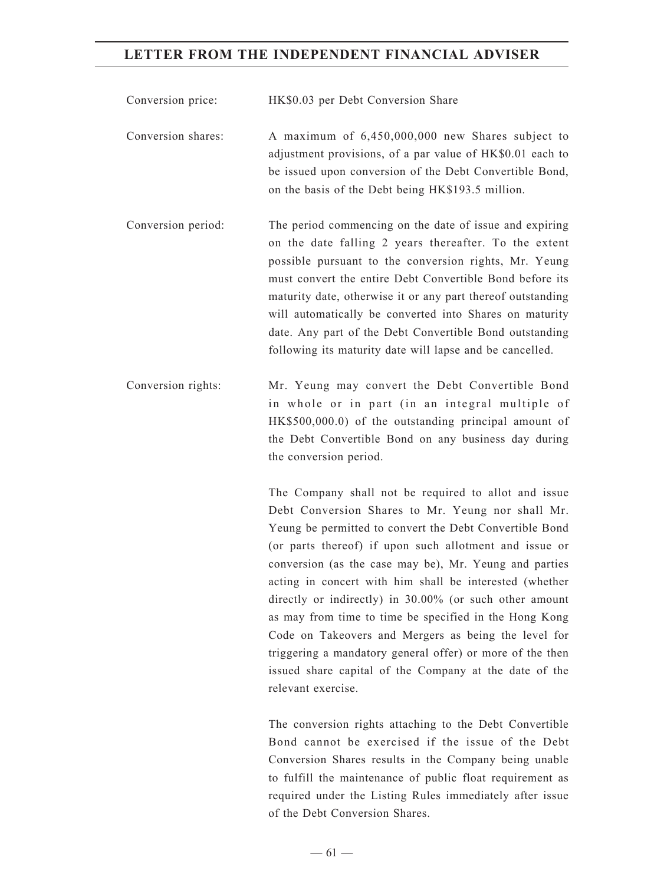| | |
|---|---|
| Conversion price: | HK$0.03 per Debt Conversion Share |
| Conversion shares: | A maximum of 6,450,000,000 new Shares subject to adjustment provisions, of a par value of HK$0.01 each to be issued upon conversion of the Debt Convertible Bond, on the basis of the Debt being HK$193.5 million. |
| Conversion period: | The period commencing on the date of issue and expiring on the date falling 2 years thereafter. To the extent possible pursuant to the conversion rights, Mr. Yeung must convert the entire Debt Convertible Bond before its maturity date, otherwise it or any part thereof outstanding will automatically be converted into Shares on maturity date. Any part of the Debt Convertible Bond outstanding following its maturity date will lapse and be cancelled. |
| Conversion rights: | Mr. Yeung may convert the Debt Convertible Bond in whole or in part (in an integral multiple of HK$500,000.0) of the outstanding principal amount of the Debt Convertible Bond on any business day during the conversion period.<br><br>The Company shall not be required to allot and issue Debt Conversion Shares to Mr. Yeung nor shall Mr. Yeung be permitted to convert the Debt Convertible Bond (or parts thereof) if upon such allotment and issue or conversion (as the case may be), Mr. Yeung and parties acting in concert with him shall be interested (whether directly or indirectly) in 30.00% (or such other amount as may from time to time be specified in the Hong Kong Code on Takeovers and Mergers as being the level for triggering a mandatory general offer) or more of the then issued share capital of the Company at the date of the relevant exercise.<br><br>The conversion rights attaching to the Debt Convertible Bond cannot be exercised if the issue of the Debt Conversion Shares results in the Company being unable to fulfill the maintenance of public float requirement as required under the Listing Rules immediately after issue of the Debt Conversion Shares. |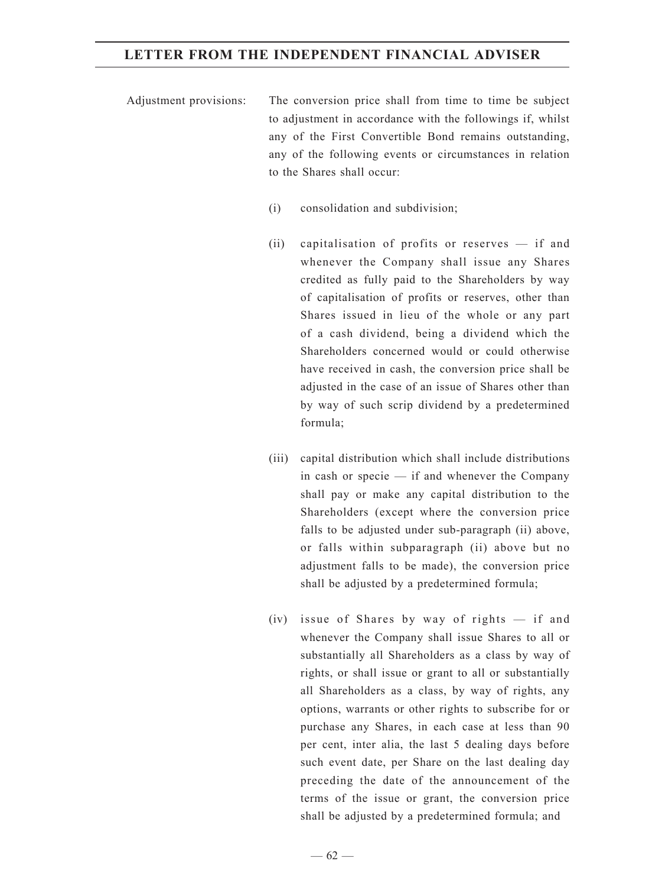Adjustment provisions: The conversion price shall from time to time be subject to adjustment in accordance with the followings if, whilst any of the First Convertible Bond remains outstanding, any of the following events or circumstances in relation to the Shares shall occur:

(i) consolidation and subdivision;

(ii) capitalisation of profits or reserves — if and whenever the Company shall issue any Shares credited as fully paid to the Shareholders by way of capitalisation of profits or reserves, other than Shares issued in lieu of the whole or any part of a cash dividend, being a dividend which the Shareholders concerned would or could otherwise have received in cash, the conversion price shall be adjusted in the case of an issue of Shares other than by way of such scrip dividend by a predetermined formula;

(iii) capital distribution which shall include distributions in cash or specie — if and whenever the Company shall pay or make any capital distribution to the Shareholders (except where the conversion price falls to be adjusted under sub-paragraph (ii) above, or falls within subparagraph (ii) above but no adjustment falls to be made), the conversion price shall be adjusted by a predetermined formula;

(iv) issue of Shares by way of rights — if and whenever the Company shall issue Shares to all or substantially all Shareholders as a class by way of rights, or shall issue or grant to all or substantially all Shareholders as a class, by way of rights, any options, warrants or other rights to subscribe for or purchase any Shares, in each case at less than 90 per cent, inter alia, the last 5 dealing days before such event date, per Share on the last dealing day preceding the date of the announcement of the terms of the issue or grant, the conversion price shall be adjusted by a predetermined formula; and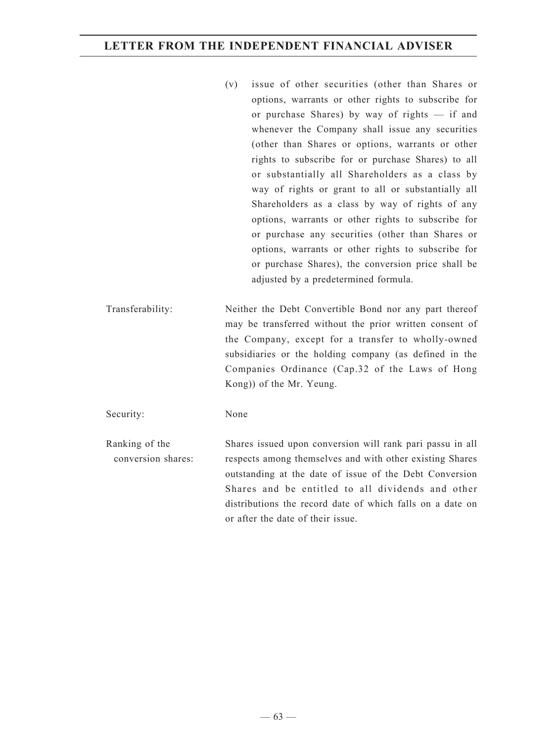(v) issue of other securities (other than Shares or options, warrants or other rights to subscribe for or purchase Shares) by way of rights — if and whenever the Company shall issue any securities (other than Shares or options, warrants or other rights to subscribe for or purchase Shares) to all or substantially all Shareholders as a class by way of rights or grant to all or substantially all Shareholders as a class by way of rights of any options, warrants or other rights to subscribe for or purchase any securities (other than Shares or options, warrants or other rights to subscribe for or purchase Shares), the conversion price shall be adjusted by a predetermined formula.

| | |
|---|---|
| Transferability: | Neither the Debt Convertible Bond nor any part thereof may be transferred without the prior written consent of the Company, except for a transfer to wholly-owned subsidiaries or the holding company (as defined in the Companies Ordinance (Cap.32 of the Laws of Hong Kong)) of the Mr. Yeung. |
| Security: | None |
| Ranking of the conversion shares: | Shares issued upon conversion will rank pari passu in all respects among themselves and with other existing Shares outstanding at the date of issue of the Debt Conversion Shares and be entitled to all dividends and other distributions the record date of which falls on a date on or after the date of their issue. |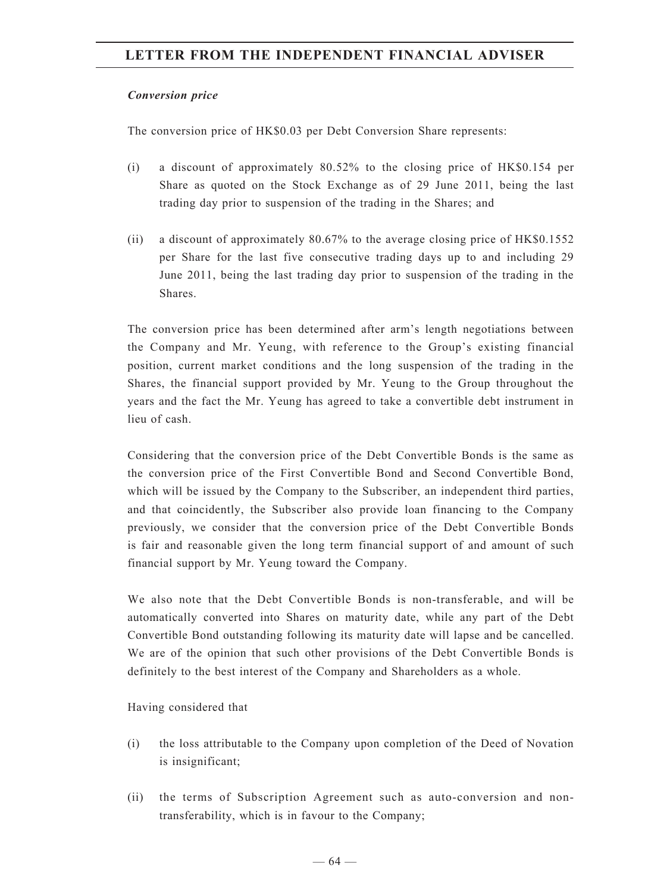***Conversion price***

The conversion price of HK$0.03 per Debt Conversion Share represents:

(i) a discount of approximately 80.52% to the closing price of HK$0.154 per Share as quoted on the Stock Exchange as of 29 June 2011, being the last trading day prior to suspension of the trading in the Shares; and

(ii) a discount of approximately 80.67% to the average closing price of HK$0.1552 per Share for the last five consecutive trading days up to and including 29 June 2011, being the last trading day prior to suspension of the trading in the Shares.

The conversion price has been determined after arm's length negotiations between the Company and Mr. Yeung, with reference to the Group's existing financial position, current market conditions and the long suspension of the trading in the Shares, the financial support provided by Mr. Yeung to the Group throughout the years and the fact the Mr. Yeung has agreed to take a convertible debt instrument in lieu of cash.

Considering that the conversion price of the Debt Convertible Bonds is the same as the conversion price of the First Convertible Bond and Second Convertible Bond, which will be issued by the Company to the Subscriber, an independent third parties, and that coincidently, the Subscriber also provide loan financing to the Company previously, we consider that the conversion price of the Debt Convertible Bonds is fair and reasonable given the long term financial support of and amount of such financial support by Mr. Yeung toward the Company.

We also note that the Debt Convertible Bonds is non-transferable, and will be automatically converted into Shares on maturity date, while any part of the Debt Convertible Bond outstanding following its maturity date will lapse and be cancelled. We are of the opinion that such other provisions of the Debt Convertible Bonds is definitely to the best interest of the Company and Shareholders as a whole.

Having considered that

(i) the loss attributable to the Company upon completion of the Deed of Novation is insignificant;

(ii) the terms of Subscription Agreement such as auto-conversion and non-transferability, which is in favour to the Company;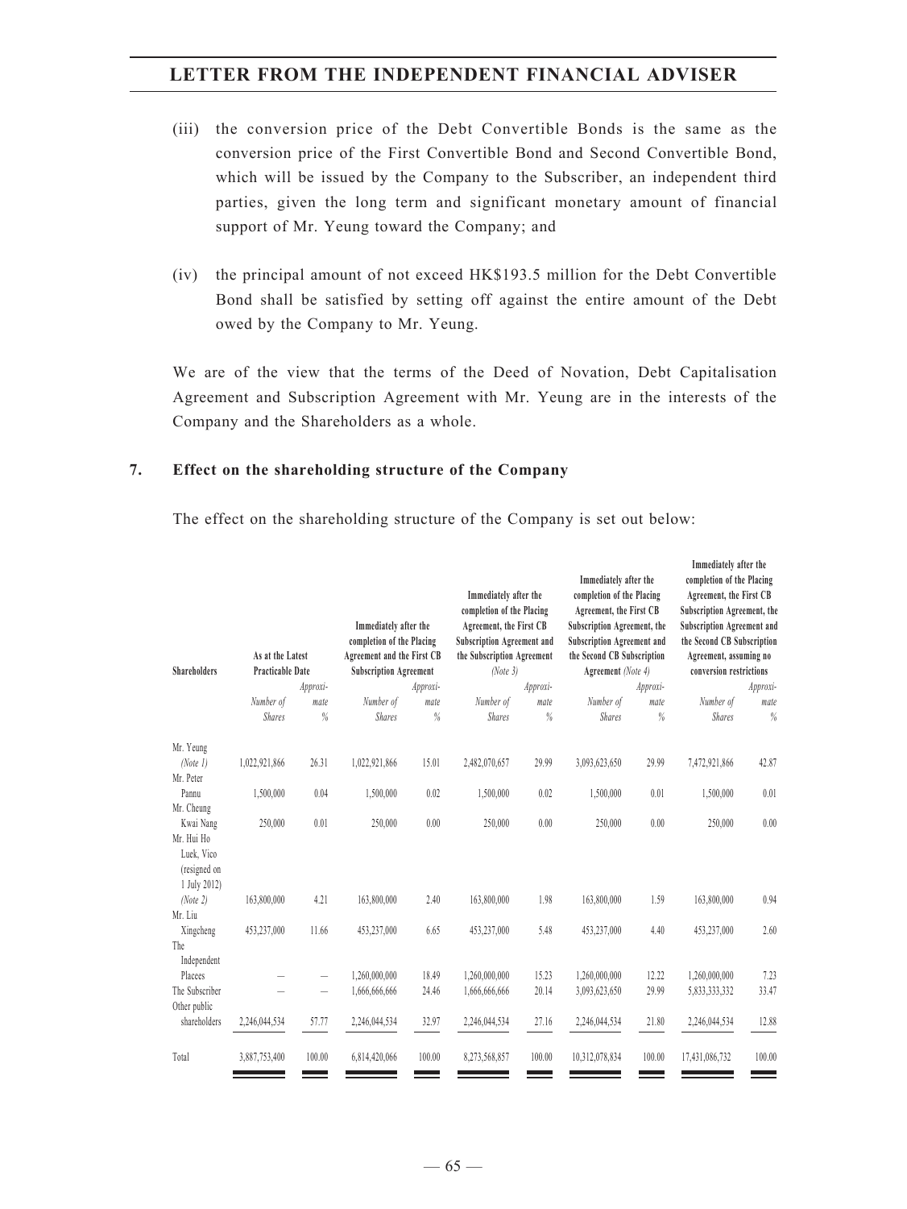(iii) the conversion price of the Debt Convertible Bonds is the same as the conversion price of the First Convertible Bond and Second Convertible Bond, which will be issued by the Company to the Subscriber, an independent third parties, given the long term and significant monetary amount of financial support of Mr. Yeung toward the Company; and

(iv) the principal amount of not exceed HK$193.5 million for the Debt Convertible Bond shall be satisfied by setting off against the entire amount of the Debt owed by the Company to Mr. Yeung.

We are of the view that the terms of the Deed of Novation, Debt Capitalisation Agreement and Subscription Agreement with Mr. Yeung are in the interests of the Company and the Shareholders as a whole.

## 7. Effect on the shareholding structure of the Company

The effect on the shareholding structure of the Company is set out below:

| Shareholders | As at the Latest Practicable Date | | Immediately after the completion of the Placing Agreement and the First CB Subscription Agreement | | Immediately after the completion of the Placing Agreement, the First CB Subscription Agreement and the Subscription Agreement *(Note 3)* | | Immediately after the completion of the Placing Agreement, the First CB Subscription Agreement, the Subscription Agreement and the Second CB Subscription Agreement *(Note 4)* | | Immediately after the completion of the Placing Agreement, the First CB Subscription Agreement, the Subscription Agreement and the Second CB Subscription Agreement, assuming no conversion restrictions | |
|---|---|---|---|---|---|---|---|---|---|---|
| | *Number of Shares* | *Approximate %* | *Number of Shares* | *Approximate %* | *Number of Shares* | *Approximate %* | *Number of Shares* | *Approximate %* | *Number of Shares* | *Approximate %* |
| Mr. Yeung *(Note 1)* | 1,022,921,866 | 26.31 | 1,022,921,866 | 15.01 | 2,482,070,657 | 29.99 | 3,093,623,650 | 29.99 | 7,472,921,866 | 42.87 |
| Mr. Peter Pannu | 1,500,000 | 0.04 | 1,500,000 | 0.02 | 1,500,000 | 0.02 | 1,500,000 | 0.01 | 1,500,000 | 0.01 |
| Mr. Cheung Kwai Nang | 250,000 | 0.01 | 250,000 | 0.00 | 250,000 | 0.00 | 250,000 | 0.00 | 250,000 | 0.00 |
| Mr. Hui Ho Luek, Vico (resigned on 1 July 2012) *(Note 2)* | 163,800,000 | 4.21 | 163,800,000 | 2.40 | 163,800,000 | 1.98 | 163,800,000 | 1.59 | 163,800,000 | 0.94 |
| Mr. Liu Xingcheng | 453,237,000 | 11.66 | 453,237,000 | 6.65 | 453,237,000 | 5.48 | 453,237,000 | 4.40 | 453,237,000 | 2.60 |
| The Independent Placees | — | — | 1,260,000,000 | 18.49 | 1,260,000,000 | 15.23 | 1,260,000,000 | 12.22 | 1,260,000,000 | 7.23 |
| The Subscriber | — | — | 1,666,666,666 | 24.46 | 1,666,666,666 | 20.14 | 3,093,623,650 | 29.99 | 5,833,333,332 | 33.47 |
| Other public shareholders | 2,246,044,534 | 57.77 | 2,246,044,534 | 32.97 | 2,246,044,534 | 27.16 | 2,246,044,534 | 21.80 | 2,246,044,534 | 12.88 |
| Total | 3,887,753,400 | 100.00 | 6,814,420,066 | 100.00 | 8,273,568,857 | 100.00 | 10,312,078,834 | 100.00 | 17,431,086,732 | 100.00 |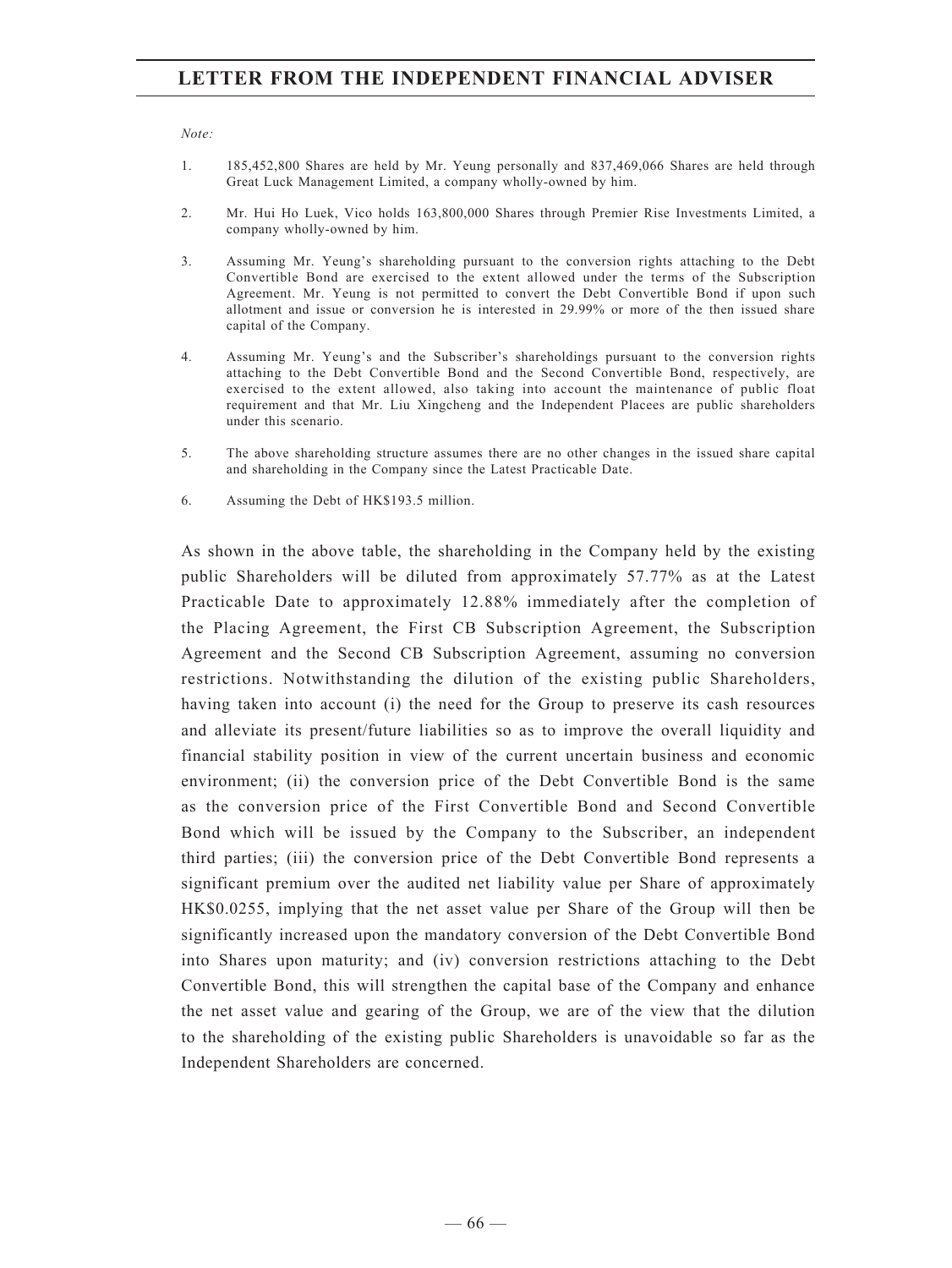*Note:*

1. 185,452,800 Shares are held by Mr. Yeung personally and 837,469,066 Shares are held through Great Luck Management Limited, a company wholly-owned by him.

2. Mr. Hui Ho Luek, Vico holds 163,800,000 Shares through Premier Rise Investments Limited, a company wholly-owned by him.

3. Assuming Mr. Yeung's shareholding pursuant to the conversion rights attaching to the Debt Convertible Bond are exercised to the extent allowed under the terms of the Subscription Agreement. Mr. Yeung is not permitted to convert the Debt Convertible Bond if upon such allotment and issue or conversion he is interested in 29.99% or more of the then issued share capital of the Company.

4. Assuming Mr. Yeung's and the Subscriber's shareholdings pursuant to the conversion rights attaching to the Debt Convertible Bond and the Second Convertible Bond, respectively, are exercised to the extent allowed, also taking into account the maintenance of public float requirement and that Mr. Liu Xingcheng and the Independent Placees are public shareholders under this scenario.

5. The above shareholding structure assumes there are no other changes in the issued share capital and shareholding in the Company since the Latest Practicable Date.

6. Assuming the Debt of HK$193.5 million.

As shown in the above table, the shareholding in the Company held by the existing public Shareholders will be diluted from approximately 57.77% as at the Latest Practicable Date to approximately 12.88% immediately after the completion of the Placing Agreement, the First CB Subscription Agreement, the Subscription Agreement and the Second CB Subscription Agreement, assuming no conversion restrictions. Notwithstanding the dilution of the existing public Shareholders, having taken into account (i) the need for the Group to preserve its cash resources and alleviate its present/future liabilities so as to improve the overall liquidity and financial stability position in view of the current uncertain business and economic environment; (ii) the conversion price of the Debt Convertible Bond is the same as the conversion price of the First Convertible Bond and Second Convertible Bond which will be issued by the Company to the Subscriber, an independent third parties; (iii) the conversion price of the Debt Convertible Bond represents a significant premium over the audited net liability value per Share of approximately HK$0.0255, implying that the net asset value per Share of the Group will then be significantly increased upon the mandatory conversion of the Debt Convertible Bond into Shares upon maturity; and (iv) conversion restrictions attaching to the Debt Convertible Bond, this will strengthen the capital base of the Company and enhance the net asset value and gearing of the Group, we are of the view that the dilution to the shareholding of the existing public Shareholders is unavoidable so far as the Independent Shareholders are concerned.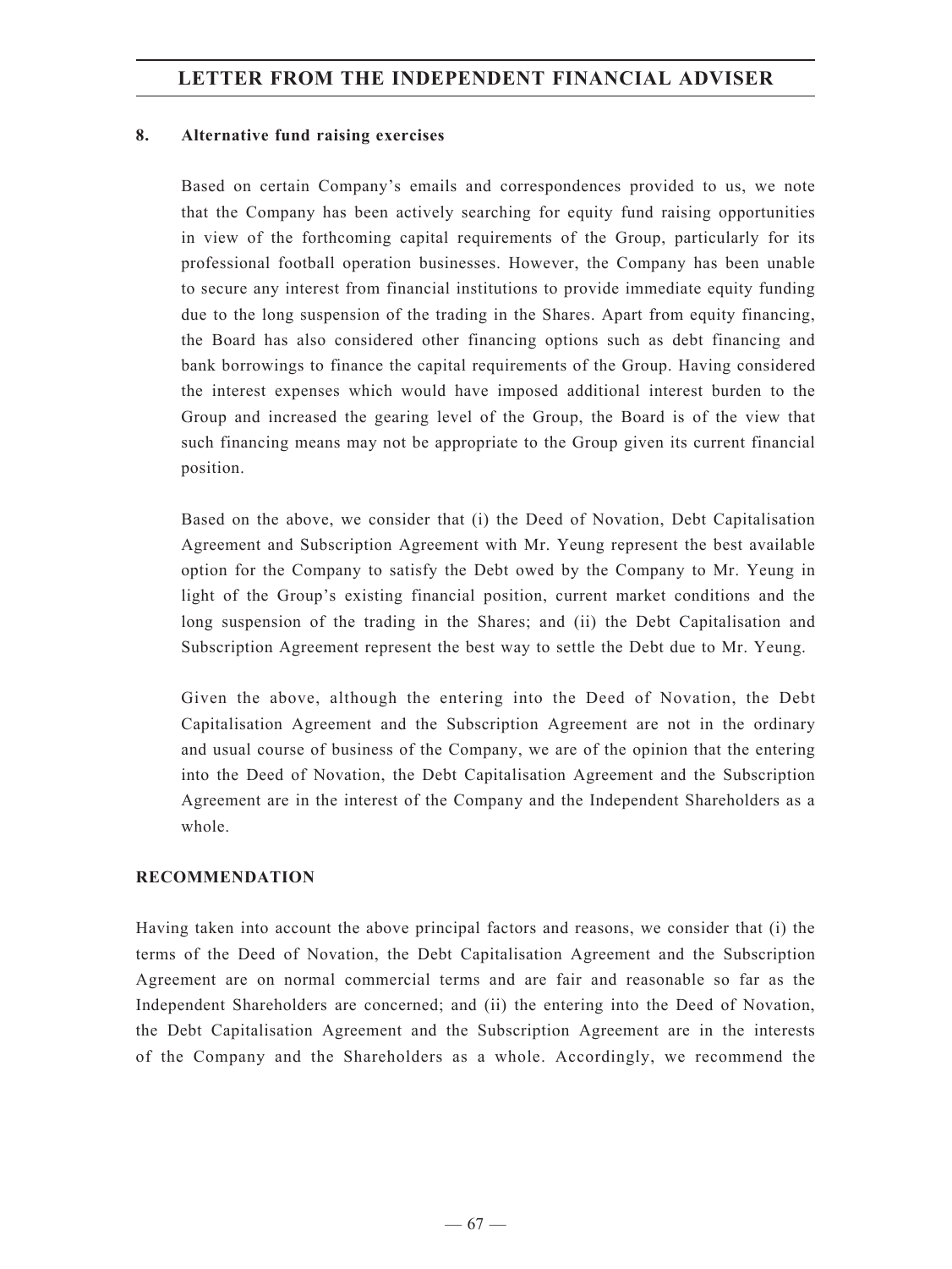**8. Alternative fund raising exercises**

Based on certain Company's emails and correspondences provided to us, we note that the Company has been actively searching for equity fund raising opportunities in view of the forthcoming capital requirements of the Group, particularly for its professional football operation businesses. However, the Company has been unable to secure any interest from financial institutions to provide immediate equity funding due to the long suspension of the trading in the Shares. Apart from equity financing, the Board has also considered other financing options such as debt financing and bank borrowings to finance the capital requirements of the Group. Having considered the interest expenses which would have imposed additional interest burden to the Group and increased the gearing level of the Group, the Board is of the view that such financing means may not be appropriate to the Group given its current financial position.

Based on the above, we consider that (i) the Deed of Novation, Debt Capitalisation Agreement and Subscription Agreement with Mr. Yeung represent the best available option for the Company to satisfy the Debt owed by the Company to Mr. Yeung in light of the Group's existing financial position, current market conditions and the long suspension of the trading in the Shares; and (ii) the Debt Capitalisation and Subscription Agreement represent the best way to settle the Debt due to Mr. Yeung.

Given the above, although the entering into the Deed of Novation, the Debt Capitalisation Agreement and the Subscription Agreement are not in the ordinary and usual course of business of the Company, we are of the opinion that the entering into the Deed of Novation, the Debt Capitalisation Agreement and the Subscription Agreement are in the interest of the Company and the Independent Shareholders as a whole.

**RECOMMENDATION**

Having taken into account the above principal factors and reasons, we consider that (i) the terms of the Deed of Novation, the Debt Capitalisation Agreement and the Subscription Agreement are on normal commercial terms and are fair and reasonable so far as the Independent Shareholders are concerned; and (ii) the entering into the Deed of Novation, the Debt Capitalisation Agreement and the Subscription Agreement are in the interests of the Company and the Shareholders as a whole. Accordingly, we recommend the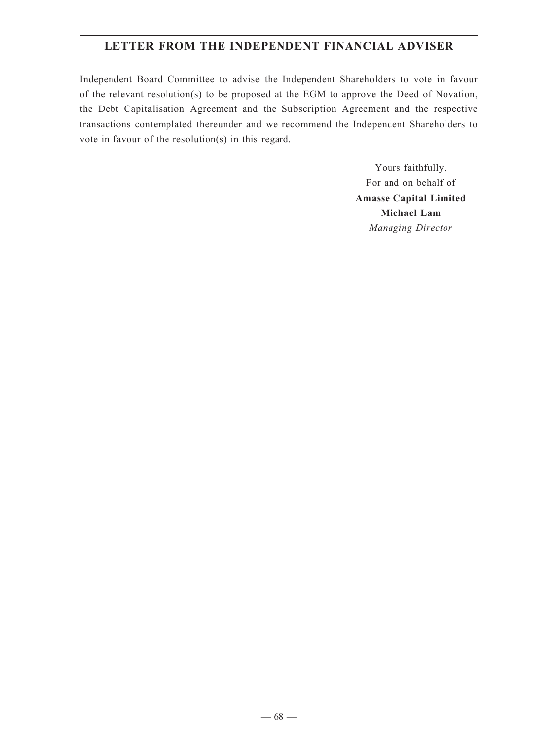Independent Board Committee to advise the Independent Shareholders to vote in favour of the relevant resolution(s) to be proposed at the EGM to approve the Deed of Novation, the Debt Capitalisation Agreement and the Subscription Agreement and the respective transactions contemplated thereunder and we recommend the Independent Shareholders to vote in favour of the resolution(s) in this regard.

Yours faithfully,
For and on behalf of
**Amasse Capital Limited**
**Michael Lam**
*Managing Director*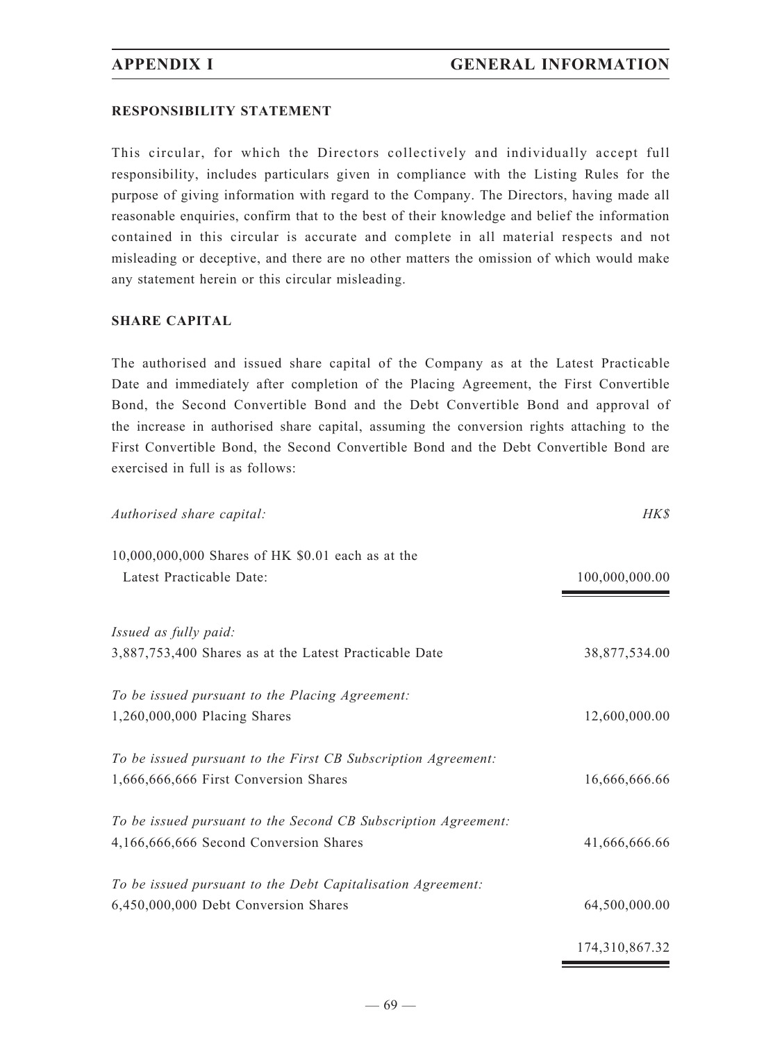## RESPONSIBILITY STATEMENT

This circular, for which the Directors collectively and individually accept full responsibility, includes particulars given in compliance with the Listing Rules for the purpose of giving information with regard to the Company. The Directors, having made all reasonable enquiries, confirm that to the best of their knowledge and belief the information contained in this circular is accurate and complete in all material respects and not misleading or deceptive, and there are no other matters the omission of which would make any statement herein or this circular misleading.

## SHARE CAPITAL

The authorised and issued share capital of the Company as at the Latest Practicable Date and immediately after completion of the Placing Agreement, the First Convertible Bond, the Second Convertible Bond and the Debt Convertible Bond and approval of the increase in authorised share capital, assuming the conversion rights attaching to the First Convertible Bond, the Second Convertible Bond and the Debt Convertible Bond are exercised in full is as follows:

| *Authorised share capital:* | *HK$* |
|---|---|
| 10,000,000,000 Shares of HK $0.01 each as at the Latest Practicable Date: | 100,000,000.00 |
| *Issued as fully paid:* | |
| 3,887,753,400 Shares as at the Latest Practicable Date | 38,877,534.00 |
| *To be issued pursuant to the Placing Agreement:* | |
| 1,260,000,000 Placing Shares | 12,600,000.00 |
| *To be issued pursuant to the First CB Subscription Agreement:* | |
| 1,666,666,666 First Conversion Shares | 16,666,666.66 |
| *To be issued pursuant to the Second CB Subscription Agreement:* | |
| 4,166,666,666 Second Conversion Shares | 41,666,666.66 |
| *To be issued pursuant to the Debt Capitalisation Agreement:* | |
| 6,450,000,000 Debt Conversion Shares | 64,500,000.00 |
| | 174,310,867.32 |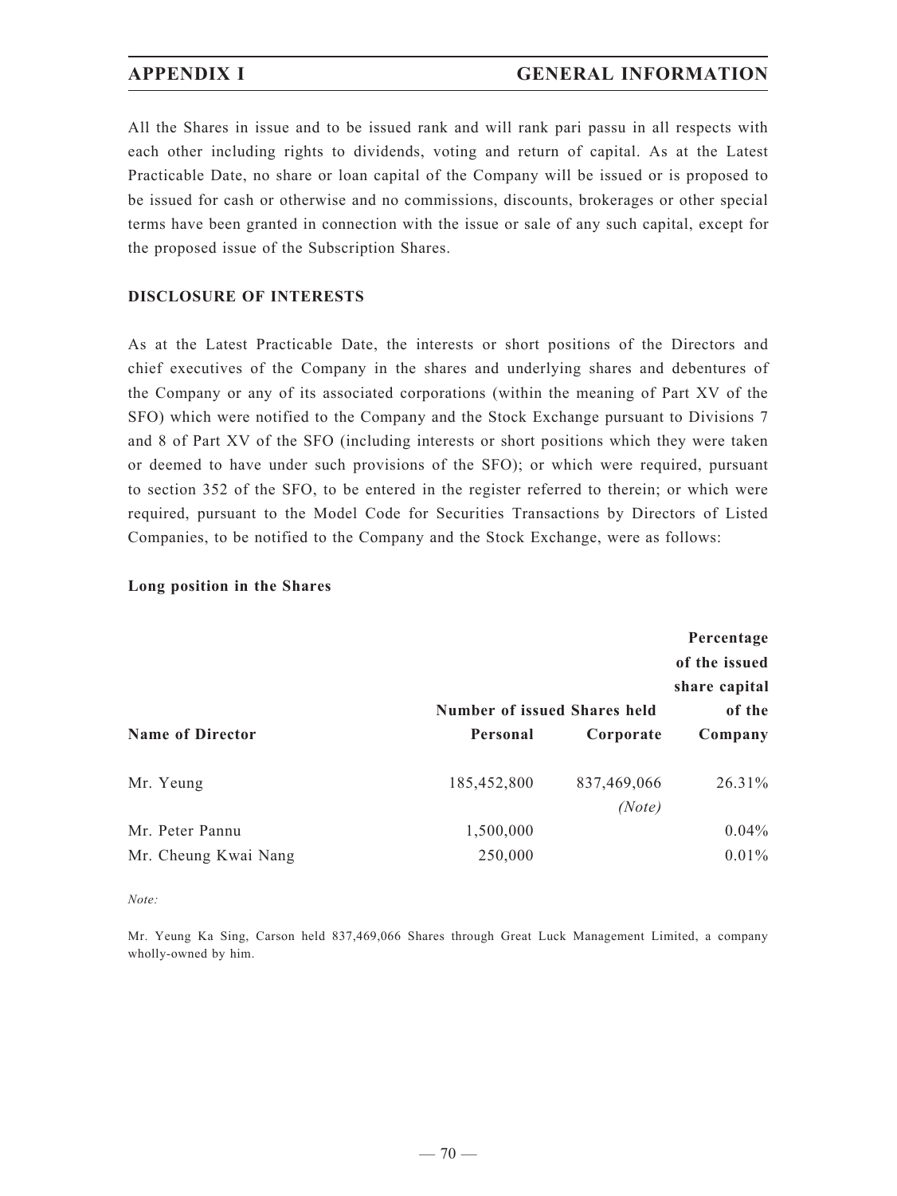All the Shares in issue and to be issued rank and will rank pari passu in all respects with each other including rights to dividends, voting and return of capital. As at the Latest Practicable Date, no share or loan capital of the Company will be issued or is proposed to be issued for cash or otherwise and no commissions, discounts, brokerages or other special terms have been granted in connection with the issue or sale of any such capital, except for the proposed issue of the Subscription Shares.

**DISCLOSURE OF INTERESTS**

As at the Latest Practicable Date, the interests or short positions of the Directors and chief executives of the Company in the shares and underlying shares and debentures of the Company or any of its associated corporations (within the meaning of Part XV of the SFO) which were notified to the Company and the Stock Exchange pursuant to Divisions 7 and 8 of Part XV of the SFO (including interests or short positions which they were taken or deemed to have under such provisions of the SFO); or which were required, pursuant to section 352 of the SFO, to be entered in the register referred to therein; or which were required, pursuant to the Model Code for Securities Transactions by Directors of Listed Companies, to be notified to the Company and the Stock Exchange, were as follows:

**Long position in the Shares**

| Name of Director | Number of issued Shares held | | Percentage of the issued share capital of the Company |
|---|---|---|---|
| | Personal | Corporate | |
| Mr. Yeung | 185,452,800 | 837,469,066 *(Note)* | 26.31% |
| Mr. Peter Pannu | 1,500,000 | | 0.04% |
| Mr. Cheung Kwai Nang | 250,000 | | 0.01% |

*Note:*

Mr. Yeung Ka Sing, Carson held 837,469,066 Shares through Great Luck Management Limited, a company wholly-owned by him.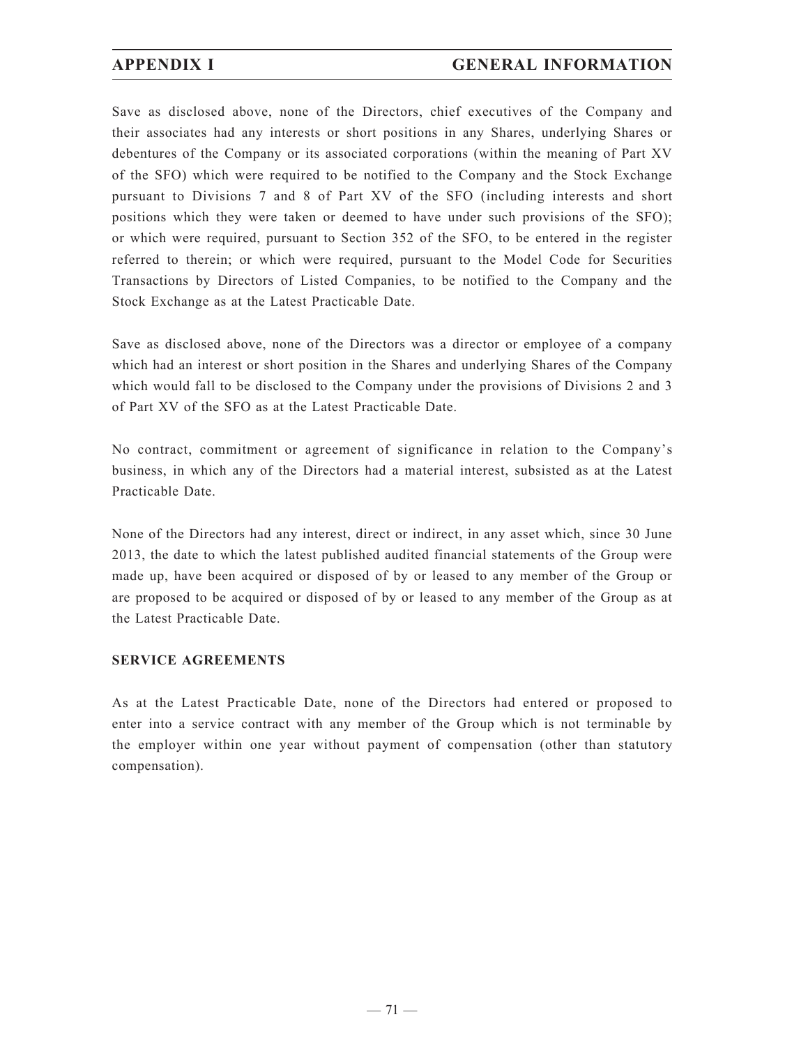Save as disclosed above, none of the Directors, chief executives of the Company and their associates had any interests or short positions in any Shares, underlying Shares or debentures of the Company or its associated corporations (within the meaning of Part XV of the SFO) which were required to be notified to the Company and the Stock Exchange pursuant to Divisions 7 and 8 of Part XV of the SFO (including interests and short positions which they were taken or deemed to have under such provisions of the SFO); or which were required, pursuant to Section 352 of the SFO, to be entered in the register referred to therein; or which were required, pursuant to the Model Code for Securities Transactions by Directors of Listed Companies, to be notified to the Company and the Stock Exchange as at the Latest Practicable Date.

Save as disclosed above, none of the Directors was a director or employee of a company which had an interest or short position in the Shares and underlying Shares of the Company which would fall to be disclosed to the Company under the provisions of Divisions 2 and 3 of Part XV of the SFO as at the Latest Practicable Date.

No contract, commitment or agreement of significance in relation to the Company's business, in which any of the Directors had a material interest, subsisted as at the Latest Practicable Date.

None of the Directors had any interest, direct or indirect, in any asset which, since 30 June 2013, the date to which the latest published audited financial statements of the Group were made up, have been acquired or disposed of by or leased to any member of the Group or are proposed to be acquired or disposed of by or leased to any member of the Group as at the Latest Practicable Date.

## SERVICE AGREEMENTS

As at the Latest Practicable Date, none of the Directors had entered or proposed to enter into a service contract with any member of the Group which is not terminable by the employer within one year without payment of compensation (other than statutory compensation).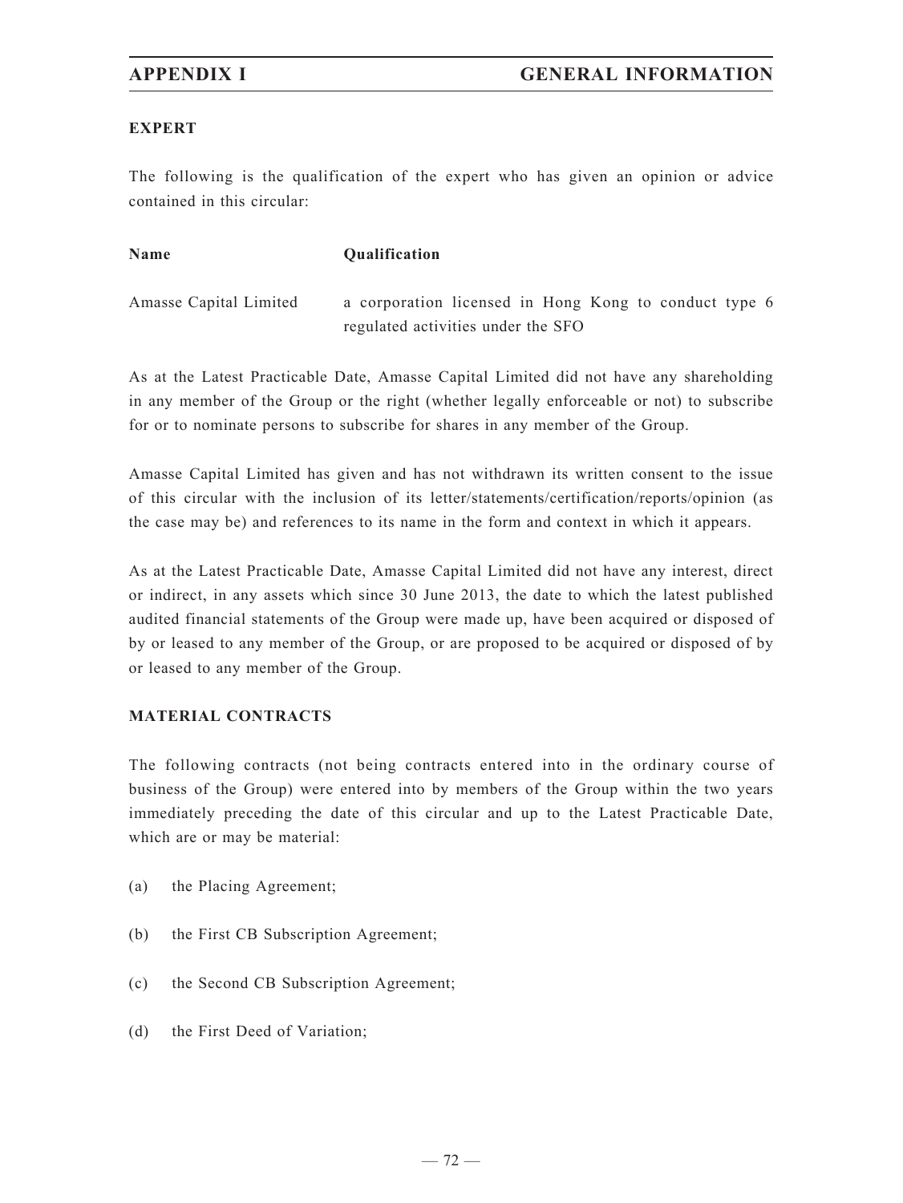### EXPERT

The following is the qualification of the expert who has given an opinion or advice contained in this circular:

| Name | Qualification |
|---|---|
| Amasse Capital Limited | a corporation licensed in Hong Kong to conduct type 6 regulated activities under the SFO |

As at the Latest Practicable Date, Amasse Capital Limited did not have any shareholding in any member of the Group or the right (whether legally enforceable or not) to subscribe for or to nominate persons to subscribe for shares in any member of the Group.

Amasse Capital Limited has given and has not withdrawn its written consent to the issue of this circular with the inclusion of its letter/statements/certification/reports/opinion (as the case may be) and references to its name in the form and context in which it appears.

As at the Latest Practicable Date, Amasse Capital Limited did not have any interest, direct or indirect, in any assets which since 30 June 2013, the date to which the latest published audited financial statements of the Group were made up, have been acquired or disposed of by or leased to any member of the Group, or are proposed to be acquired or disposed of by or leased to any member of the Group.

### MATERIAL CONTRACTS

The following contracts (not being contracts entered into in the ordinary course of business of the Group) were entered into by members of the Group within the two years immediately preceding the date of this circular and up to the Latest Practicable Date, which are or may be material:

(a) the Placing Agreement;

(b) the First CB Subscription Agreement;

(c) the Second CB Subscription Agreement;

(d) the First Deed of Variation;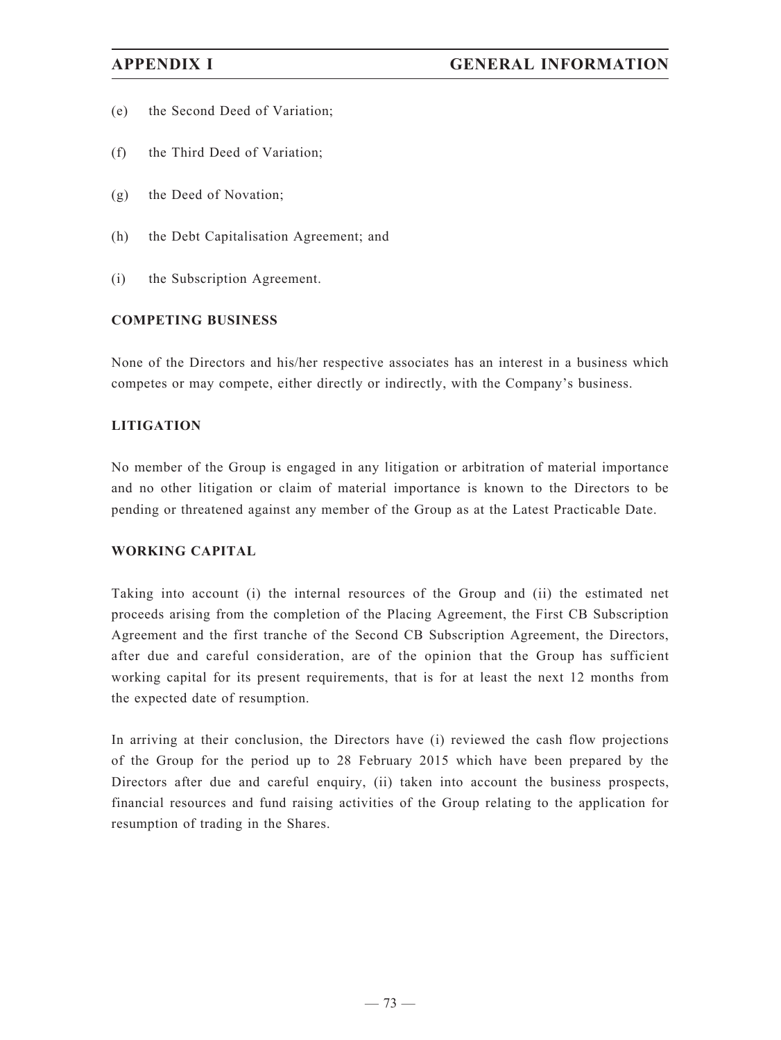(e) the Second Deed of Variation;

(f) the Third Deed of Variation;

(g) the Deed of Novation;

(h) the Debt Capitalisation Agreement; and

(i) the Subscription Agreement.

## COMPETING BUSINESS

None of the Directors and his/her respective associates has an interest in a business which competes or may compete, either directly or indirectly, with the Company's business.

## LITIGATION

No member of the Group is engaged in any litigation or arbitration of material importance and no other litigation or claim of material importance is known to the Directors to be pending or threatened against any member of the Group as at the Latest Practicable Date.

## WORKING CAPITAL

Taking into account (i) the internal resources of the Group and (ii) the estimated net proceeds arising from the completion of the Placing Agreement, the First CB Subscription Agreement and the first tranche of the Second CB Subscription Agreement, the Directors, after due and careful consideration, are of the opinion that the Group has sufficient working capital for its present requirements, that is for at least the next 12 months from the expected date of resumption.

In arriving at their conclusion, the Directors have (i) reviewed the cash flow projections of the Group for the period up to 28 February 2015 which have been prepared by the Directors after due and careful enquiry, (ii) taken into account the business prospects, financial resources and fund raising activities of the Group relating to the application for resumption of trading in the Shares.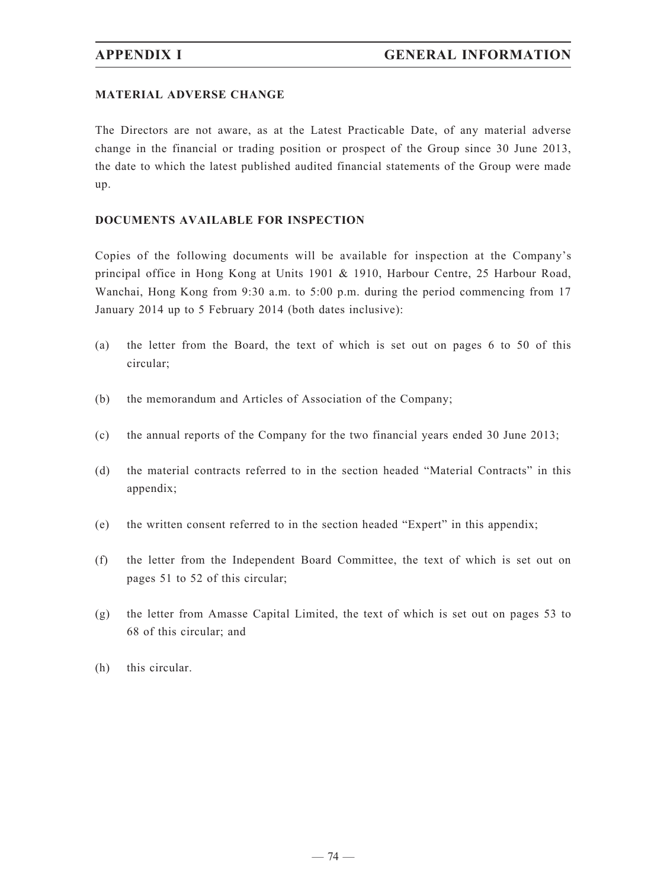## MATERIAL ADVERSE CHANGE

The Directors are not aware, as at the Latest Practicable Date, of any material adverse change in the financial or trading position or prospect of the Group since 30 June 2013, the date to which the latest published audited financial statements of the Group were made up.

## DOCUMENTS AVAILABLE FOR INSPECTION

Copies of the following documents will be available for inspection at the Company's principal office in Hong Kong at Units 1901 & 1910, Harbour Centre, 25 Harbour Road, Wanchai, Hong Kong from 9:30 a.m. to 5:00 p.m. during the period commencing from 17 January 2014 up to 5 February 2014 (both dates inclusive):

(a) the letter from the Board, the text of which is set out on pages 6 to 50 of this circular;

(b) the memorandum and Articles of Association of the Company;

(c) the annual reports of the Company for the two financial years ended 30 June 2013;

(d) the material contracts referred to in the section headed "Material Contracts" in this appendix;

(e) the written consent referred to in the section headed "Expert" in this appendix;

(f) the letter from the Independent Board Committee, the text of which is set out on pages 51 to 52 of this circular;

(g) the letter from Amasse Capital Limited, the text of which is set out on pages 53 to 68 of this circular; and

(h) this circular.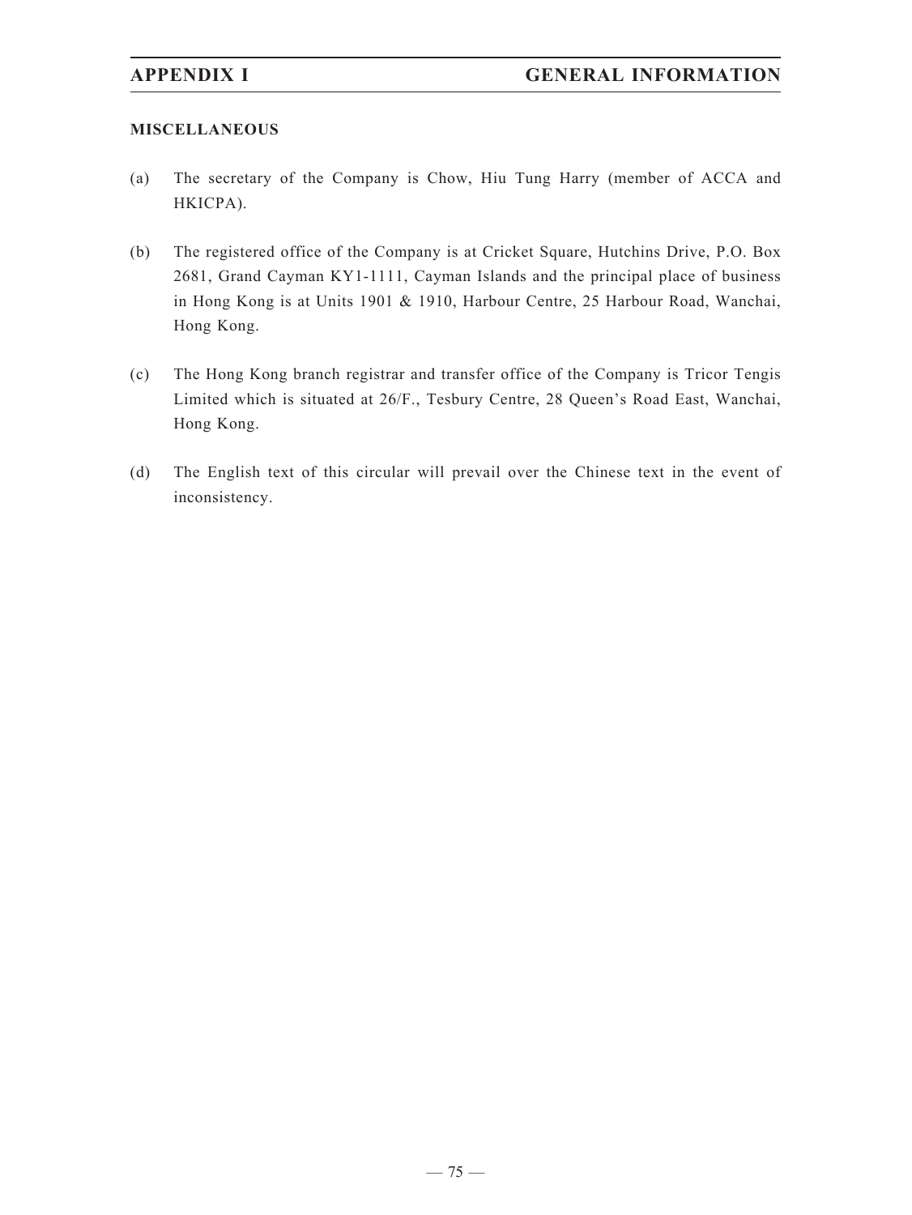## MISCELLANEOUS

(a) The secretary of the Company is Chow, Hiu Tung Harry (member of ACCA and HKICPA).

(b) The registered office of the Company is at Cricket Square, Hutchins Drive, P.O. Box 2681, Grand Cayman KY1-1111, Cayman Islands and the principal place of business in Hong Kong is at Units 1901 & 1910, Harbour Centre, 25 Harbour Road, Wanchai, Hong Kong.

(c) The Hong Kong branch registrar and transfer office of the Company is Tricor Tengis Limited which is situated at 26/F., Tesbury Centre, 28 Queen's Road East, Wanchai, Hong Kong.

(d) The English text of this circular will prevail over the Chinese text in the event of inconsistency.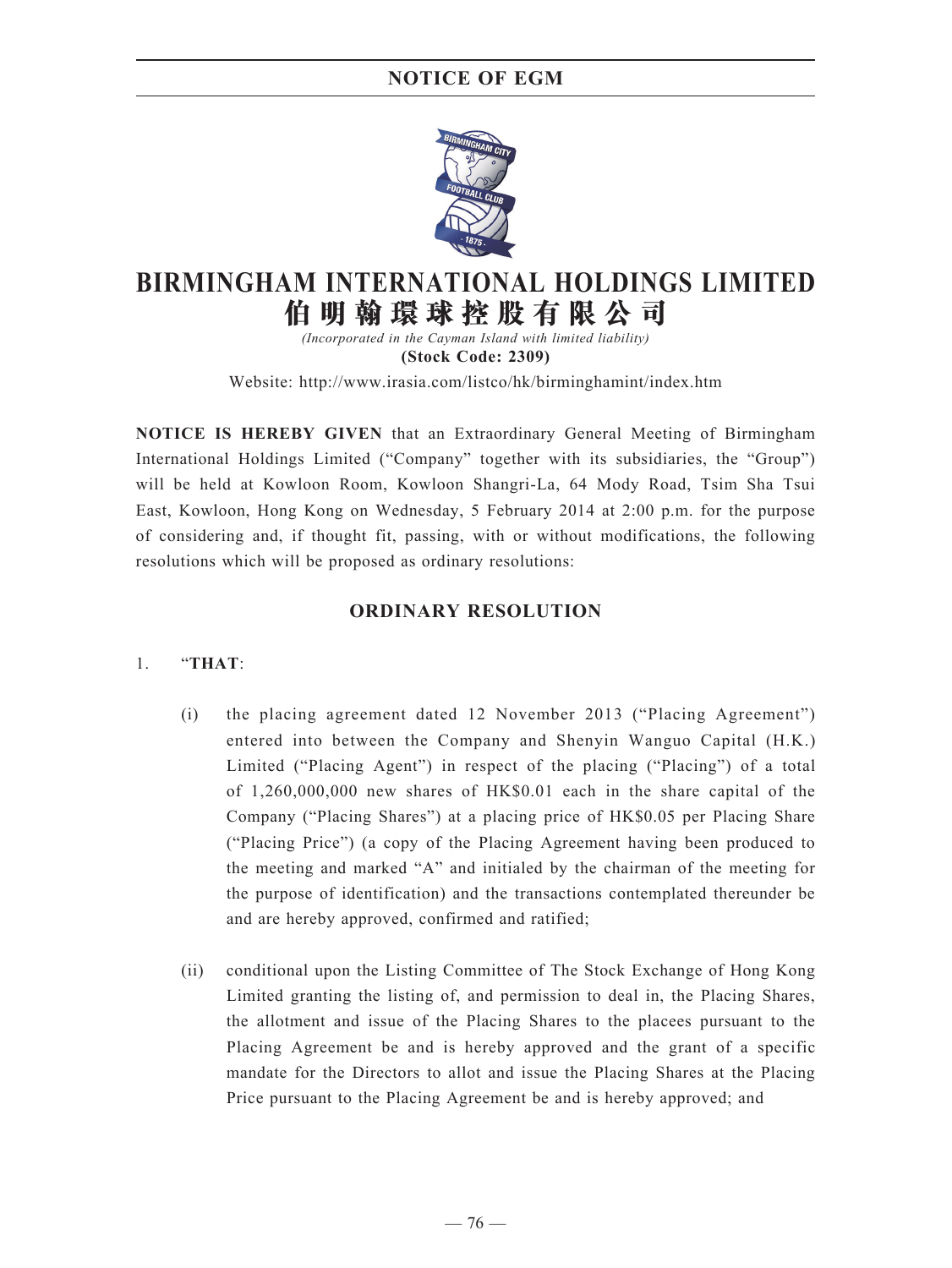# NOTICE OF EGM

# BIRMINGHAM INTERNATIONAL HOLDINGS LIMITED
# 伯明翰環球控股有限公司

*(Incorporated in the Cayman Island with limited liability)*

**(Stock Code: 2309)**

Website: http://www.irasia.com/listco/hk/birminghamint/index.htm

**NOTICE IS HEREBY GIVEN** that an Extraordinary General Meeting of Birmingham International Holdings Limited ("Company" together with its subsidiaries, the "Group") will be held at Kowloon Room, Kowloon Shangri-La, 64 Mody Road, Tsim Sha Tsui East, Kowloon, Hong Kong on Wednesday, 5 February 2014 at 2:00 p.m. for the purpose of considering and, if thought fit, passing, with or without modifications, the following resolutions which will be proposed as ordinary resolutions:

## ORDINARY RESOLUTION

1. "**THAT**:

   (i) the placing agreement dated 12 November 2013 ("Placing Agreement") entered into between the Company and Shenyin Wanguo Capital (H.K.) Limited ("Placing Agent") in respect of the placing ("Placing") of a total of 1,260,000,000 new shares of HK$0.01 each in the share capital of the Company ("Placing Shares") at a placing price of HK$0.05 per Placing Share ("Placing Price") (a copy of the Placing Agreement having been produced to the meeting and marked "A" and initialed by the chairman of the meeting for the purpose of identification) and the transactions contemplated thereunder be and are hereby approved, confirmed and ratified;

   (ii) conditional upon the Listing Committee of The Stock Exchange of Hong Kong Limited granting the listing of, and permission to deal in, the Placing Shares, the allotment and issue of the Placing Shares to the placees pursuant to the Placing Agreement be and is hereby approved and the grant of a specific mandate for the Directors to allot and issue the Placing Shares at the Placing Price pursuant to the Placing Agreement be and is hereby approved; and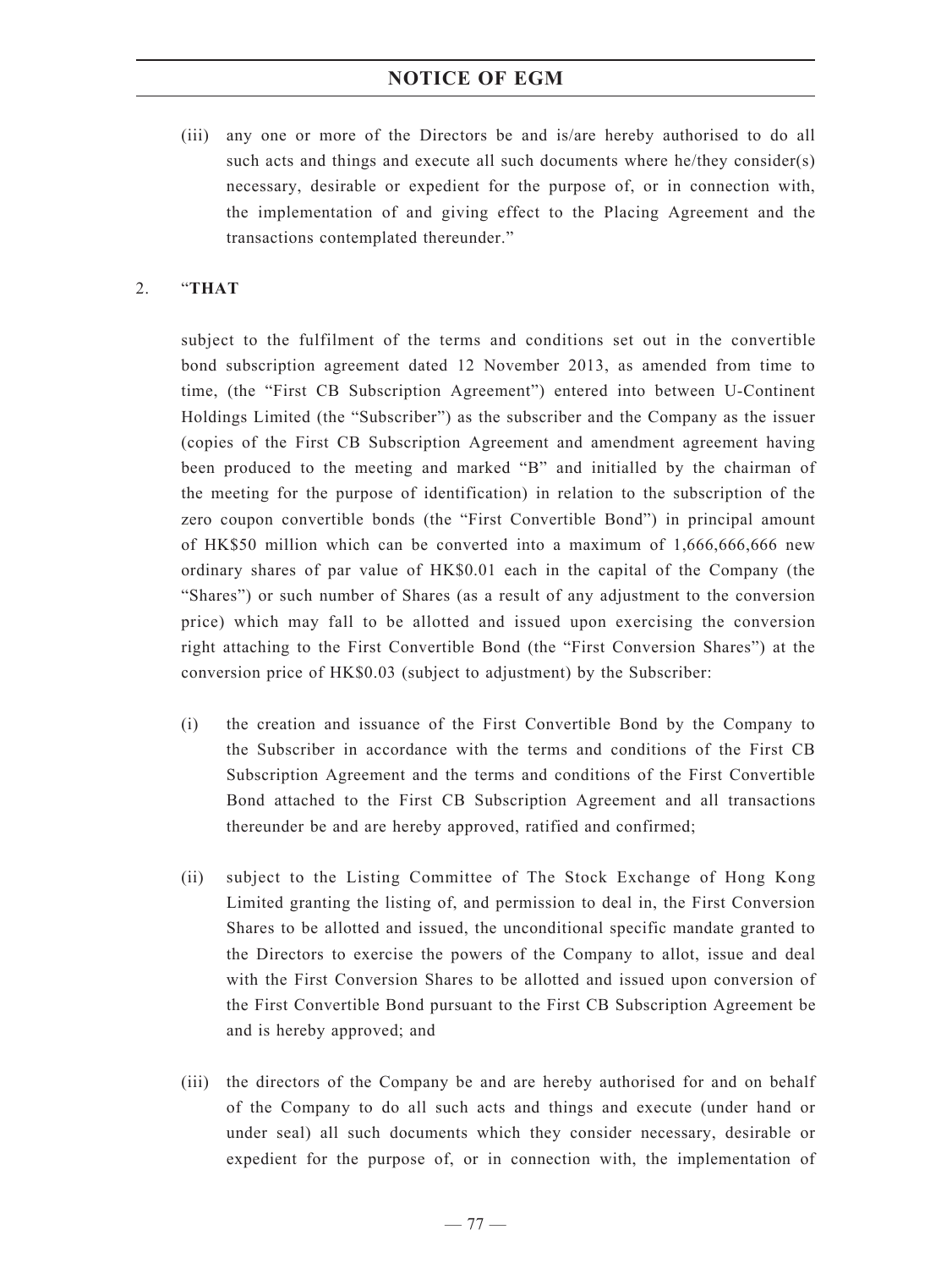(iii) any one or more of the Directors be and is/are hereby authorised to do all such acts and things and execute all such documents where he/they consider(s) necessary, desirable or expedient for the purpose of, or in connection with, the implementation of and giving effect to the Placing Agreement and the transactions contemplated thereunder."

2. "**THAT**

subject to the fulfilment of the terms and conditions set out in the convertible bond subscription agreement dated 12 November 2013, as amended from time to time, (the "First CB Subscription Agreement") entered into between U-Continent Holdings Limited (the "Subscriber") as the subscriber and the Company as the issuer (copies of the First CB Subscription Agreement and amendment agreement having been produced to the meeting and marked "B" and initialled by the chairman of the meeting for the purpose of identification) in relation to the subscription of the zero coupon convertible bonds (the "First Convertible Bond") in principal amount of HK$50 million which can be converted into a maximum of 1,666,666,666 new ordinary shares of par value of HK$0.01 each in the capital of the Company (the "Shares") or such number of Shares (as a result of any adjustment to the conversion price) which may fall to be allotted and issued upon exercising the conversion right attaching to the First Convertible Bond (the "First Conversion Shares") at the conversion price of HK$0.03 (subject to adjustment) by the Subscriber:

(i) the creation and issuance of the First Convertible Bond by the Company to the Subscriber in accordance with the terms and conditions of the First CB Subscription Agreement and the terms and conditions of the First Convertible Bond attached to the First CB Subscription Agreement and all transactions thereunder be and are hereby approved, ratified and confirmed;

(ii) subject to the Listing Committee of The Stock Exchange of Hong Kong Limited granting the listing of, and permission to deal in, the First Conversion Shares to be allotted and issued, the unconditional specific mandate granted to the Directors to exercise the powers of the Company to allot, issue and deal with the First Conversion Shares to be allotted and issued upon conversion of the First Convertible Bond pursuant to the First CB Subscription Agreement be and is hereby approved; and

(iii) the directors of the Company be and are hereby authorised for and on behalf of the Company to do all such acts and things and execute (under hand or under seal) all such documents which they consider necessary, desirable or expedient for the purpose of, or in connection with, the implementation of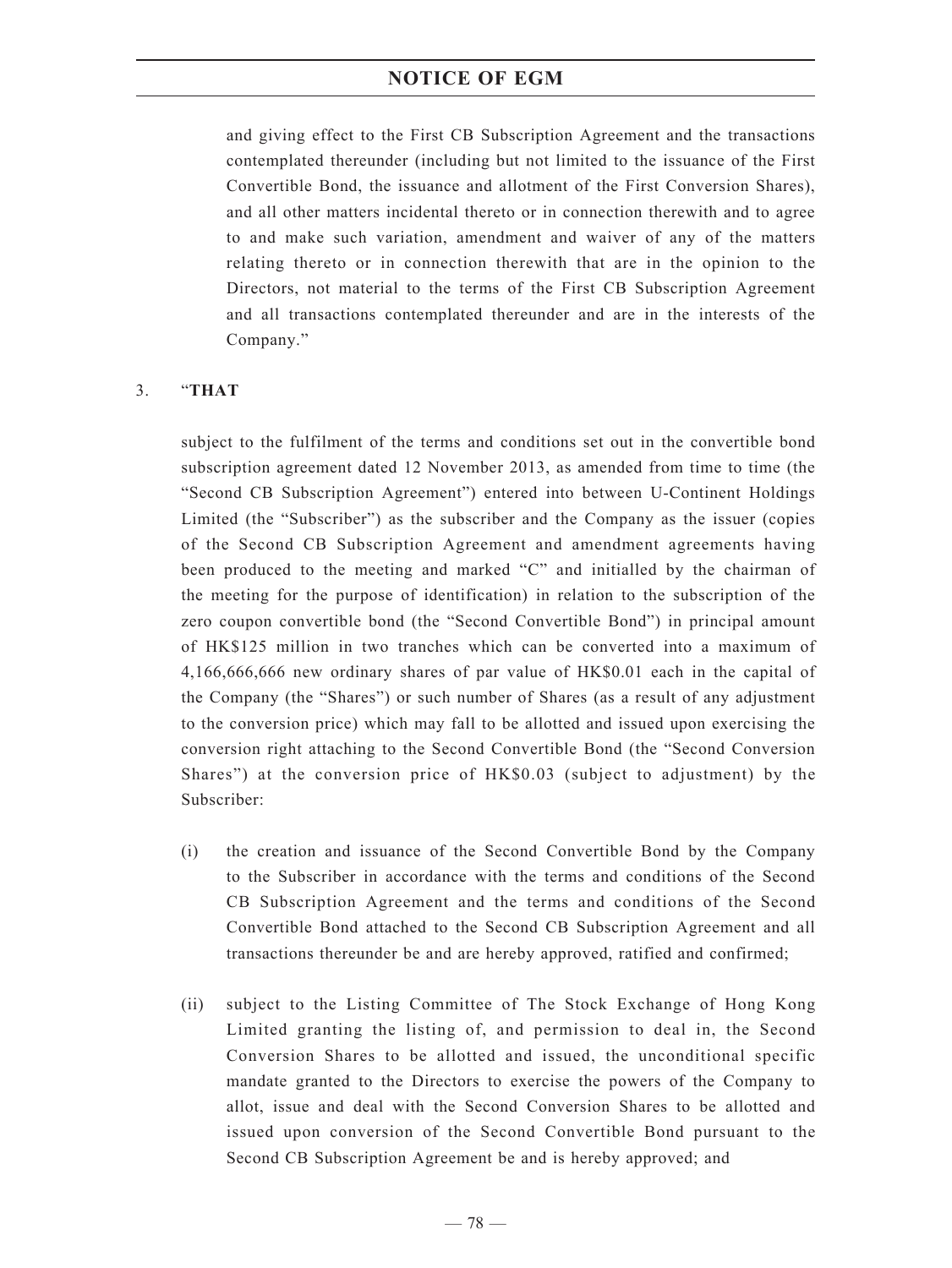and giving effect to the First CB Subscription Agreement and the transactions contemplated thereunder (including but not limited to the issuance of the First Convertible Bond, the issuance and allotment of the First Conversion Shares), and all other matters incidental thereto or in connection therewith and to agree to and make such variation, amendment and waiver of any of the matters relating thereto or in connection therewith that are in the opinion to the Directors, not material to the terms of the First CB Subscription Agreement and all transactions contemplated thereunder and are in the interests of the Company."

3. "**THAT**

subject to the fulfilment of the terms and conditions set out in the convertible bond subscription agreement dated 12 November 2013, as amended from time to time (the "Second CB Subscription Agreement") entered into between U-Continent Holdings Limited (the "Subscriber") as the subscriber and the Company as the issuer (copies of the Second CB Subscription Agreement and amendment agreements having been produced to the meeting and marked "C" and initialled by the chairman of the meeting for the purpose of identification) in relation to the subscription of the zero coupon convertible bond (the "Second Convertible Bond") in principal amount of HK$125 million in two tranches which can be converted into a maximum of 4,166,666,666 new ordinary shares of par value of HK$0.01 each in the capital of the Company (the "Shares") or such number of Shares (as a result of any adjustment to the conversion price) which may fall to be allotted and issued upon exercising the conversion right attaching to the Second Convertible Bond (the "Second Conversion Shares") at the conversion price of HK$0.03 (subject to adjustment) by the Subscriber:

(i) the creation and issuance of the Second Convertible Bond by the Company to the Subscriber in accordance with the terms and conditions of the Second CB Subscription Agreement and the terms and conditions of the Second Convertible Bond attached to the Second CB Subscription Agreement and all transactions thereunder be and are hereby approved, ratified and confirmed;

(ii) subject to the Listing Committee of The Stock Exchange of Hong Kong Limited granting the listing of, and permission to deal in, the Second Conversion Shares to be allotted and issued, the unconditional specific mandate granted to the Directors to exercise the powers of the Company to allot, issue and deal with the Second Conversion Shares to be allotted and issued upon conversion of the Second Convertible Bond pursuant to the Second CB Subscription Agreement be and is hereby approved; and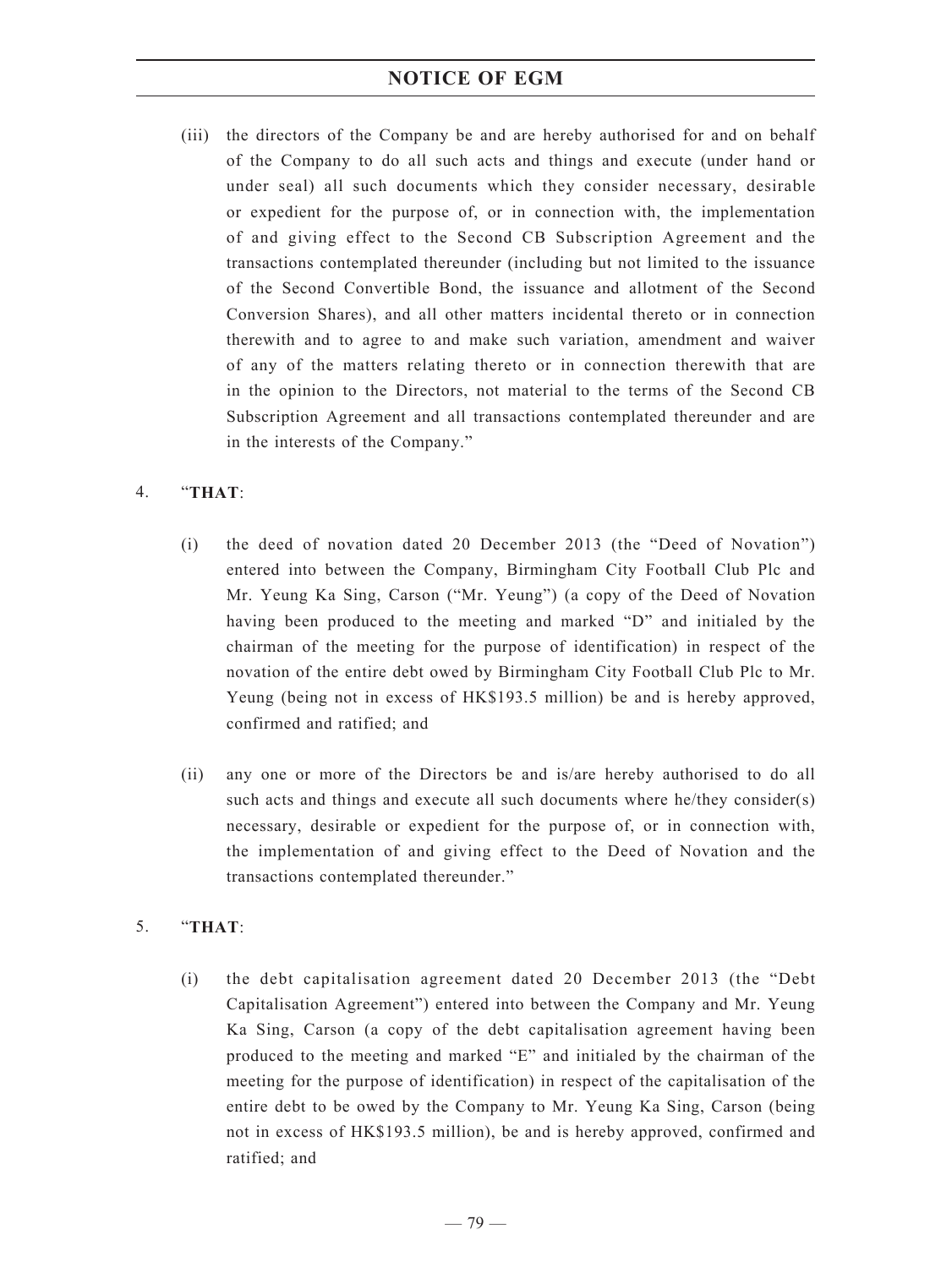(iii) the directors of the Company be and are hereby authorised for and on behalf of the Company to do all such acts and things and execute (under hand or under seal) all such documents which they consider necessary, desirable or expedient for the purpose of, or in connection with, the implementation of and giving effect to the Second CB Subscription Agreement and the transactions contemplated thereunder (including but not limited to the issuance of the Second Convertible Bond, the issuance and allotment of the Second Conversion Shares), and all other matters incidental thereto or in connection therewith and to agree to and make such variation, amendment and waiver of any of the matters relating thereto or in connection therewith that are in the opinion to the Directors, not material to the terms of the Second CB Subscription Agreement and all transactions contemplated thereunder and are in the interests of the Company."

4. "**THAT**:

   (i) the deed of novation dated 20 December 2013 (the "Deed of Novation") entered into between the Company, Birmingham City Football Club Plc and Mr. Yeung Ka Sing, Carson ("Mr. Yeung") (a copy of the Deed of Novation having been produced to the meeting and marked "D" and initialed by the chairman of the meeting for the purpose of identification) in respect of the novation of the entire debt owed by Birmingham City Football Club Plc to Mr. Yeung (being not in excess of HK$193.5 million) be and is hereby approved, confirmed and ratified; and

   (ii) any one or more of the Directors be and is/are hereby authorised to do all such acts and things and execute all such documents where he/they consider(s) necessary, desirable or expedient for the purpose of, or in connection with, the implementation of and giving effect to the Deed of Novation and the transactions contemplated thereunder."

5. "**THAT**:

   (i) the debt capitalisation agreement dated 20 December 2013 (the "Debt Capitalisation Agreement") entered into between the Company and Mr. Yeung Ka Sing, Carson (a copy of the debt capitalisation agreement having been produced to the meeting and marked "E" and initialed by the chairman of the meeting for the purpose of identification) in respect of the capitalisation of the entire debt to be owed by the Company to Mr. Yeung Ka Sing, Carson (being not in excess of HK$193.5 million), be and is hereby approved, confirmed and ratified; and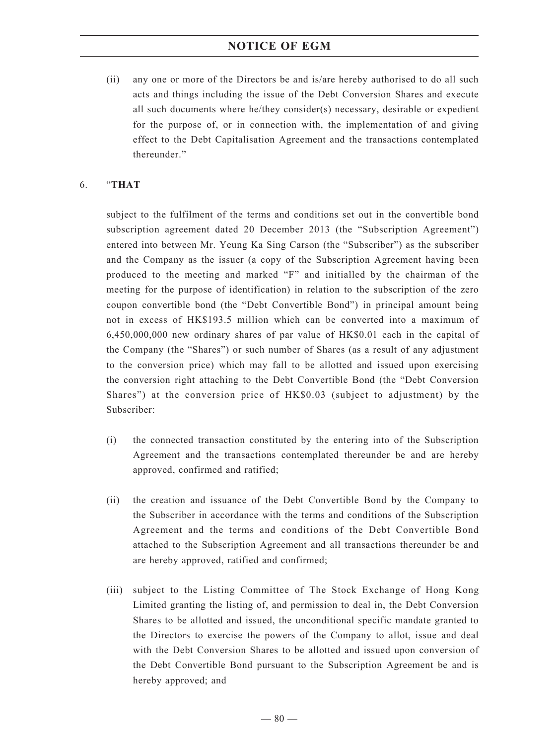(ii) any one or more of the Directors be and is/are hereby authorised to do all such acts and things including the issue of the Debt Conversion Shares and execute all such documents where he/they consider(s) necessary, desirable or expedient for the purpose of, or in connection with, the implementation of and giving effect to the Debt Capitalisation Agreement and the transactions contemplated thereunder."

6. "**THAT**

subject to the fulfilment of the terms and conditions set out in the convertible bond subscription agreement dated 20 December 2013 (the "Subscription Agreement") entered into between Mr. Yeung Ka Sing Carson (the "Subscriber") as the subscriber and the Company as the issuer (a copy of the Subscription Agreement having been produced to the meeting and marked "F" and initialled by the chairman of the meeting for the purpose of identification) in relation to the subscription of the zero coupon convertible bond (the "Debt Convertible Bond") in principal amount being not in excess of HK$193.5 million which can be converted into a maximum of 6,450,000,000 new ordinary shares of par value of HK$0.01 each in the capital of the Company (the "Shares") or such number of Shares (as a result of any adjustment to the conversion price) which may fall to be allotted and issued upon exercising the conversion right attaching to the Debt Convertible Bond (the "Debt Conversion Shares") at the conversion price of HK$0.03 (subject to adjustment) by the Subscriber:

(i) the connected transaction constituted by the entering into of the Subscription Agreement and the transactions contemplated thereunder be and are hereby approved, confirmed and ratified;

(ii) the creation and issuance of the Debt Convertible Bond by the Company to the Subscriber in accordance with the terms and conditions of the Subscription Agreement and the terms and conditions of the Debt Convertible Bond attached to the Subscription Agreement and all transactions thereunder be and are hereby approved, ratified and confirmed;

(iii) subject to the Listing Committee of The Stock Exchange of Hong Kong Limited granting the listing of, and permission to deal in, the Debt Conversion Shares to be allotted and issued, the unconditional specific mandate granted to the Directors to exercise the powers of the Company to allot, issue and deal with the Debt Conversion Shares to be allotted and issued upon conversion of the Debt Convertible Bond pursuant to the Subscription Agreement be and is hereby approved; and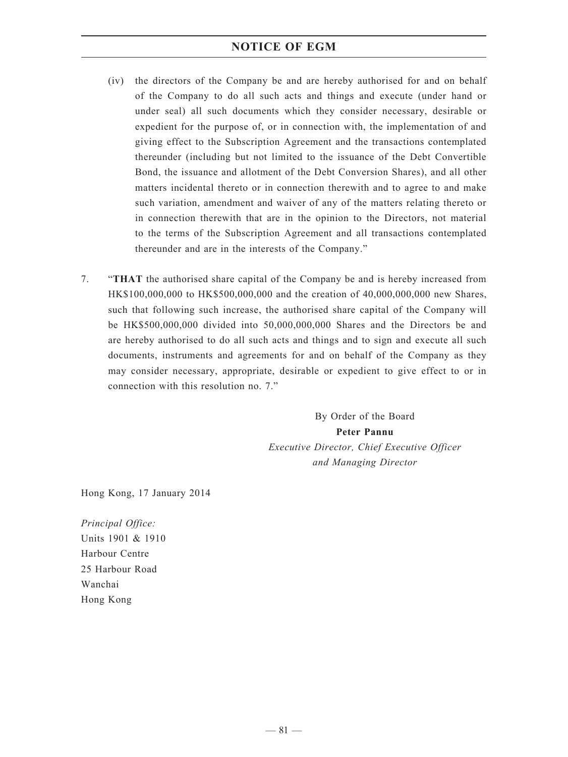(iv) the directors of the Company be and are hereby authorised for and on behalf of the Company to do all such acts and things and execute (under hand or under seal) all such documents which they consider necessary, desirable or expedient for the purpose of, or in connection with, the implementation of and giving effect to the Subscription Agreement and the transactions contemplated thereunder (including but not limited to the issuance of the Debt Convertible Bond, the issuance and allotment of the Debt Conversion Shares), and all other matters incidental thereto or in connection therewith and to agree to and make such variation, amendment and waiver of any of the matters relating thereto or in connection therewith that are in the opinion to the Directors, not material to the terms of the Subscription Agreement and all transactions contemplated thereunder and are in the interests of the Company."

7. "**THAT** the authorised share capital of the Company be and is hereby increased from HK$100,000,000 to HK$500,000,000 and the creation of 40,000,000,000 new Shares, such that following such increase, the authorised share capital of the Company will be HK$500,000,000 divided into 50,000,000,000 Shares and the Directors be and are hereby authorised to do all such acts and things and to sign and execute all such documents, instruments and agreements for and on behalf of the Company as they may consider necessary, appropriate, desirable or expedient to give effect to or in connection with this resolution no. 7."

By Order of the Board
**Peter Pannu**
*Executive Director, Chief Executive Officer and Managing Director*

Hong Kong, 17 January 2014

*Principal Office:*
Units 1901 & 1910
Harbour Centre
25 Harbour Road
Wanchai
Hong Kong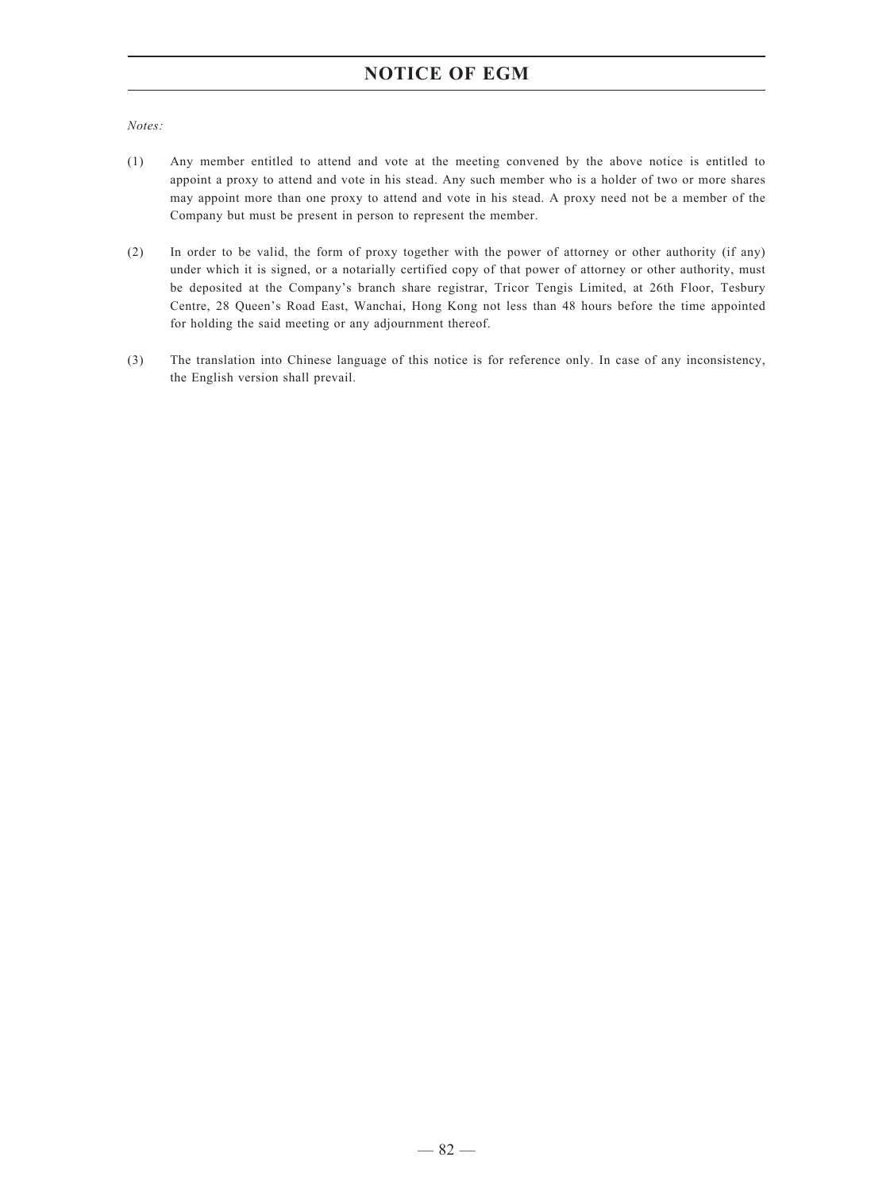*Notes:*

(1) Any member entitled to attend and vote at the meeting convened by the above notice is entitled to appoint a proxy to attend and vote in his stead. Any such member who is a holder of two or more shares may appoint more than one proxy to attend and vote in his stead. A proxy need not be a member of the Company but must be present in person to represent the member.

(2) In order to be valid, the form of proxy together with the power of attorney or other authority (if any) under which it is signed, or a notarially certified copy of that power of attorney or other authority, must be deposited at the Company's branch share registrar, Tricor Tengis Limited, at 26th Floor, Tesbury Centre, 28 Queen's Road East, Wanchai, Hong Kong not less than 48 hours before the time appointed for holding the said meeting or any adjournment thereof.

(3) The translation into Chinese language of this notice is for reference only. In case of any inconsistency, the English version shall prevail.